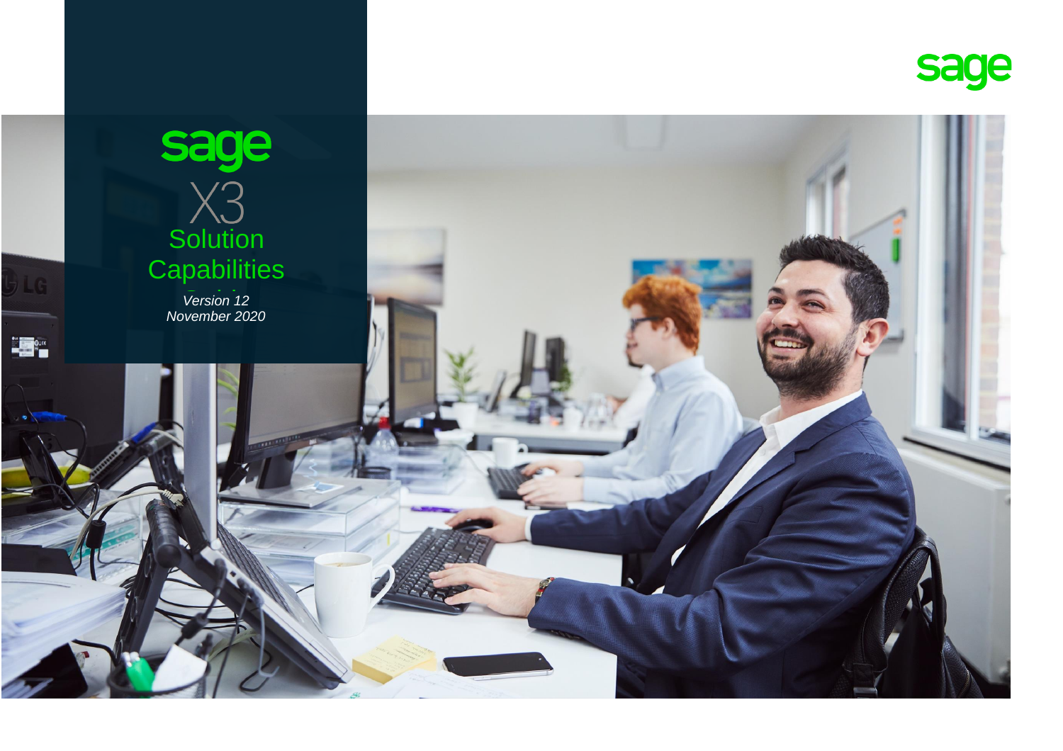# sage X3

## Solution Capabilities

*Version 12*
*November 2020*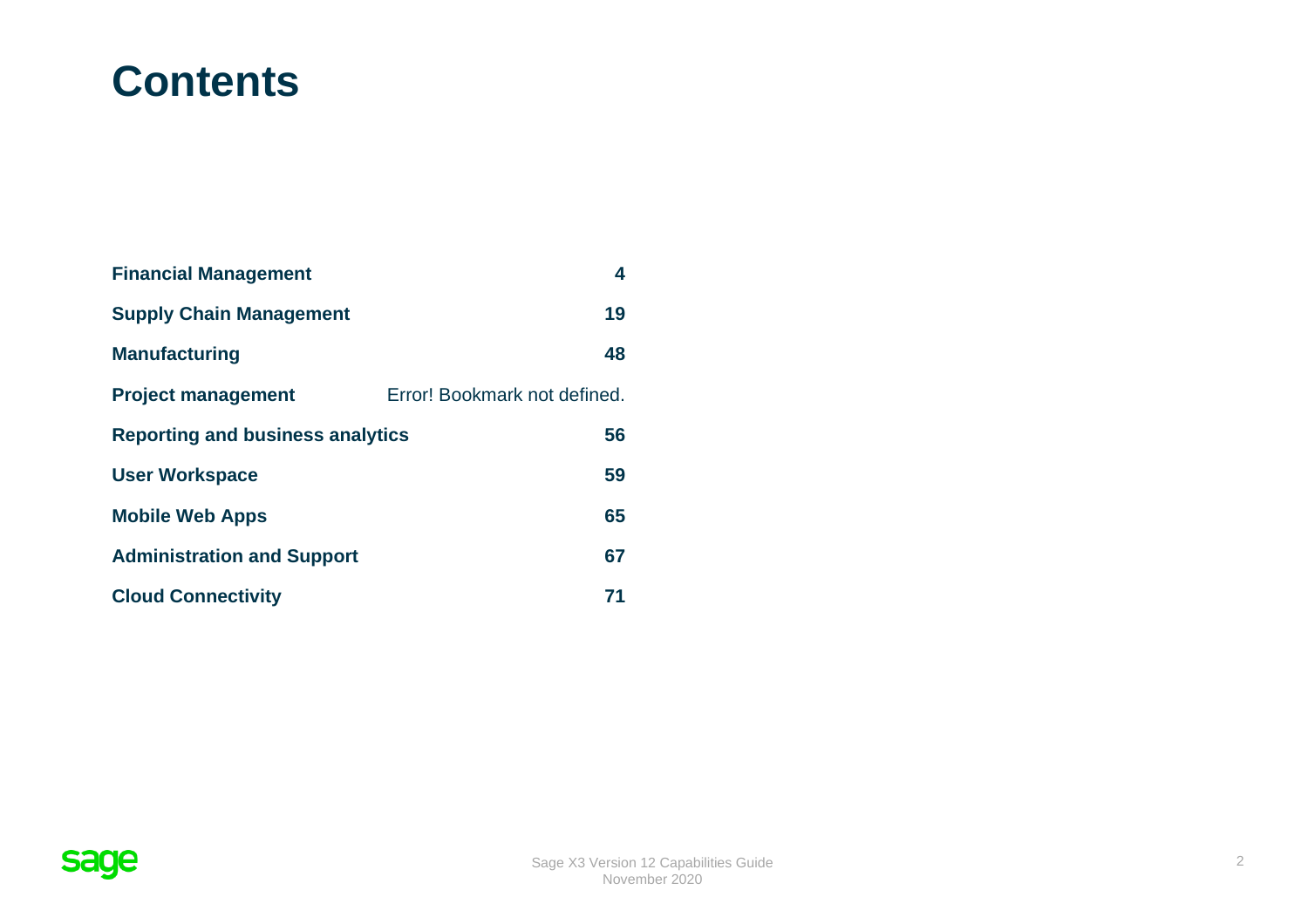# Contents

| | |
|---|---|
| **Financial Management** | **4** |
| **Supply Chain Management** | **19** |
| **Manufacturing** | **48** |
| **Project management** | Error! Bookmark not defined. |
| **Reporting and business analytics** | **56** |
| **User Workspace** | **59** |
| **Mobile Web Apps** | **65** |
| **Administration and Support** | **67** |
| **Cloud Connectivity** | **71** |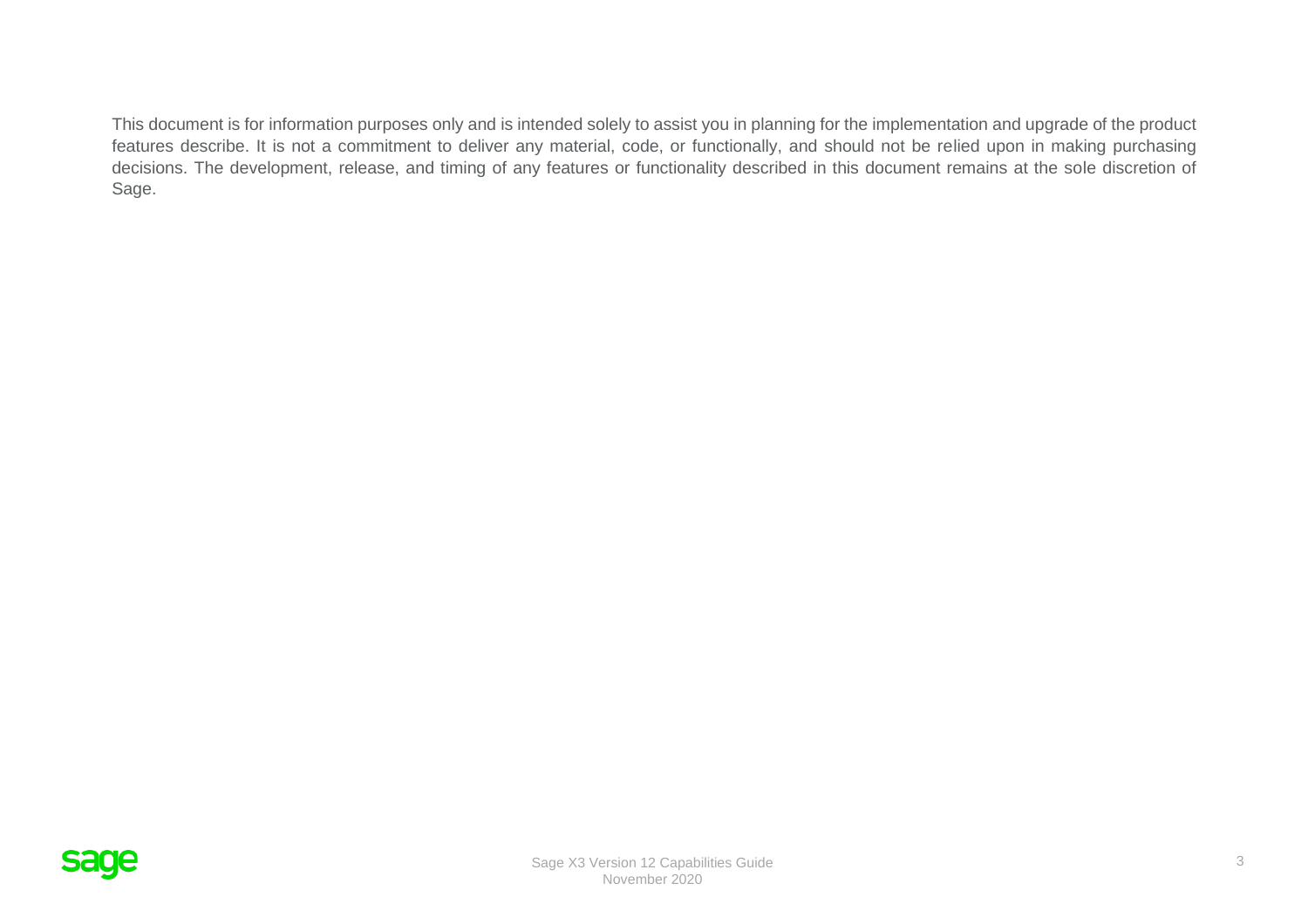This document is for information purposes only and is intended solely to assist you in planning for the implementation and upgrade of the product features describe. It is not a commitment to deliver any material, code, or functionally, and should not be relied upon in making purchasing decisions. The development, release, and timing of any features or functionality described in this document remains at the sole discretion of Sage.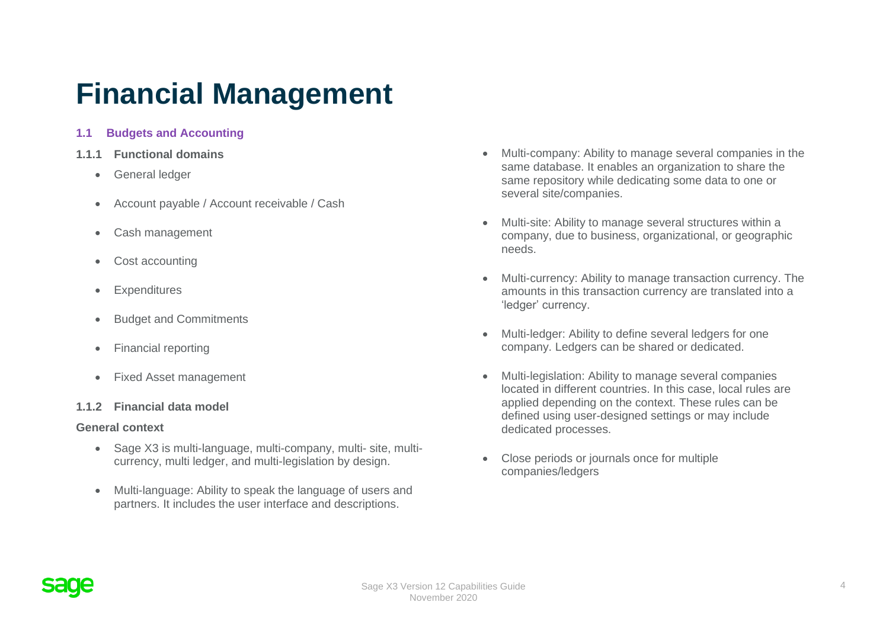# Financial Management

## 1.1 Budgets and Accounting

### 1.1.1 Functional domains

- General ledger
- Account payable / Account receivable / Cash
- Cash management
- Cost accounting
- Expenditures
- Budget and Commitments
- Financial reporting
- Fixed Asset management

### 1.1.2 Financial data model

**General context**

- Sage X3 is multi-language, multi-company, multi- site, multi-currency, multi ledger, and multi-legislation by design.
- Multi-language: Ability to speak the language of users and partners. It includes the user interface and descriptions.
- Multi-company: Ability to manage several companies in the same database. It enables an organization to share the same repository while dedicating some data to one or several site/companies.
- Multi-site: Ability to manage several structures within a company, due to business, organizational, or geographic needs.
- Multi-currency: Ability to manage transaction currency. The amounts in this transaction currency are translated into a 'ledger' currency.
- Multi-ledger: Ability to define several ledgers for one company. Ledgers can be shared or dedicated.
- Multi-legislation: Ability to manage several companies located in different countries. In this case, local rules are applied depending on the context. These rules can be defined using user-designed settings or may include dedicated processes.
- Close periods or journals once for multiple companies/ledgers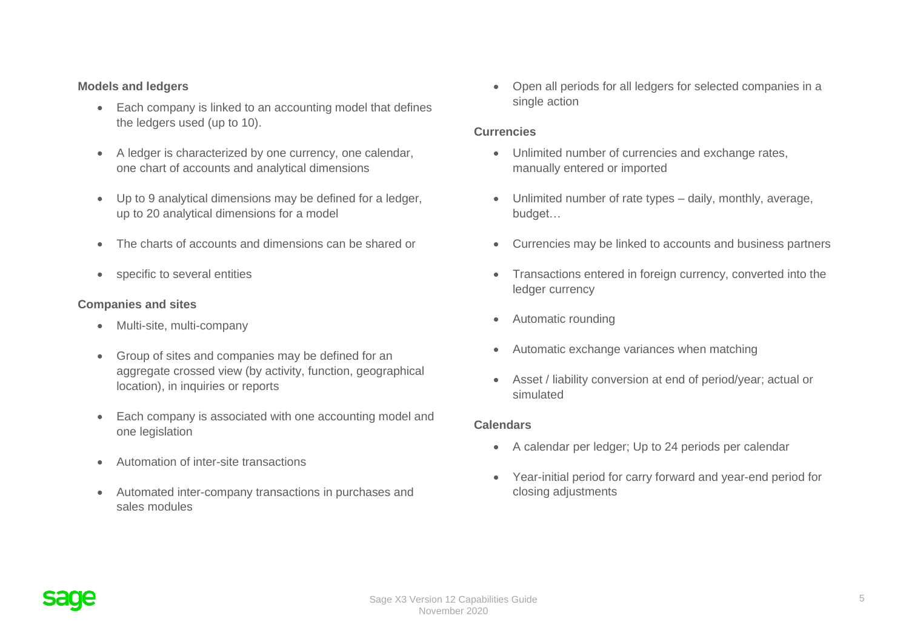**Models and ledgers**

- Each company is linked to an accounting model that defines the ledgers used (up to 10).
- A ledger is characterized by one currency, one calendar, one chart of accounts and analytical dimensions
- Up to 9 analytical dimensions may be defined for a ledger, up to 20 analytical dimensions for a model
- The charts of accounts and dimensions can be shared or
- specific to several entities

**Companies and sites**

- Multi-site, multi-company
- Group of sites and companies may be defined for an aggregate crossed view (by activity, function, geographical location), in inquiries or reports
- Each company is associated with one accounting model and one legislation
- Automation of inter-site transactions
- Automated inter-company transactions in purchases and sales modules
- Open all periods for all ledgers for selected companies in a single action

**Currencies**

- Unlimited number of currencies and exchange rates, manually entered or imported
- Unlimited number of rate types – daily, monthly, average, budget…
- Currencies may be linked to accounts and business partners
- Transactions entered in foreign currency, converted into the ledger currency
- Automatic rounding
- Automatic exchange variances when matching
- Asset / liability conversion at end of period/year; actual or simulated

**Calendars**

- A calendar per ledger; Up to 24 periods per calendar
- Year-initial period for carry forward and year-end period for closing adjustments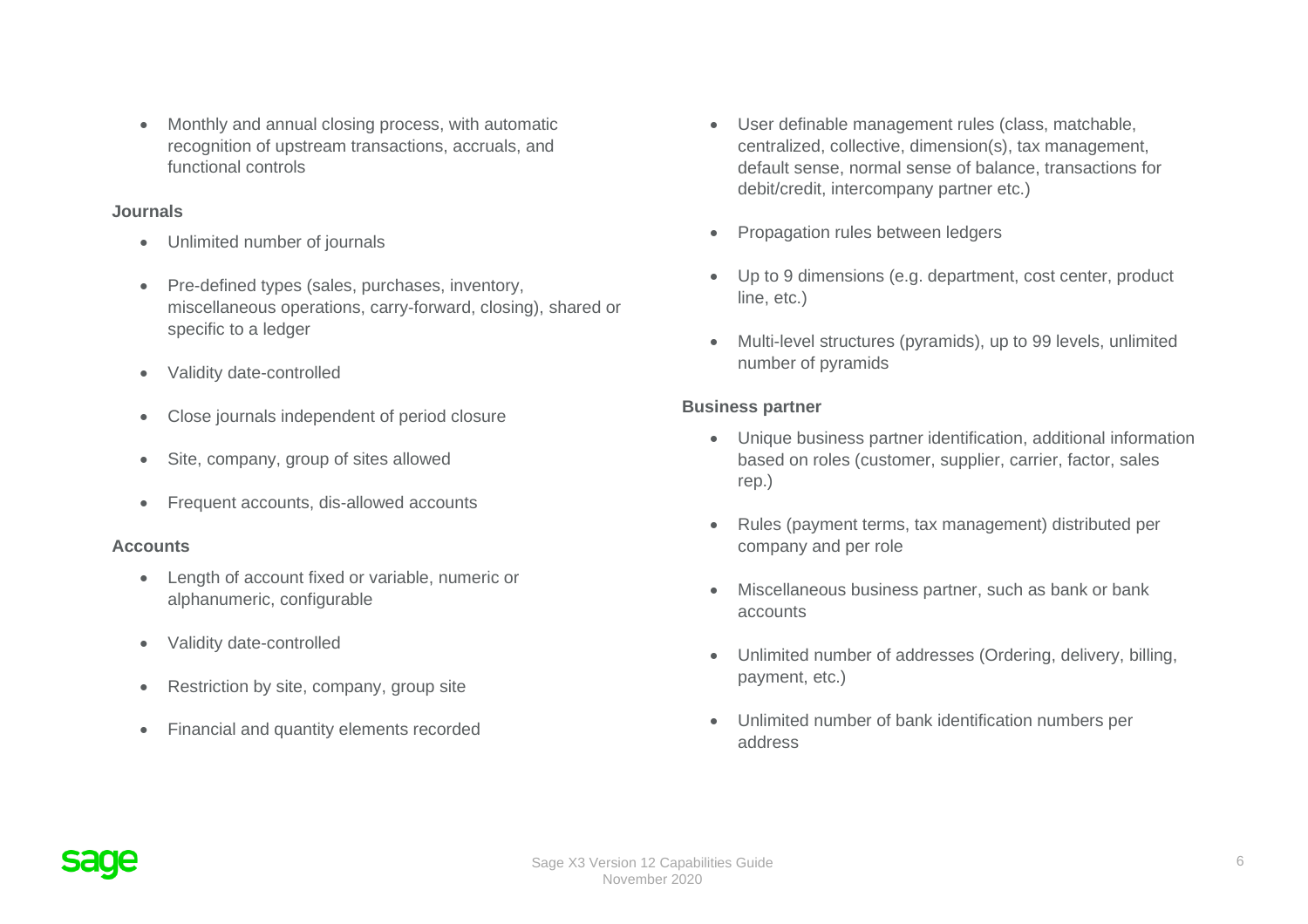- Monthly and annual closing process, with automatic recognition of upstream transactions, accruals, and functional controls

**Journals**

- Unlimited number of journals
- Pre-defined types (sales, purchases, inventory, miscellaneous operations, carry-forward, closing), shared or specific to a ledger
- Validity date-controlled
- Close journals independent of period closure
- Site, company, group of sites allowed
- Frequent accounts, dis-allowed accounts

**Accounts**

- Length of account fixed or variable, numeric or alphanumeric, configurable
- Validity date-controlled
- Restriction by site, company, group site
- Financial and quantity elements recorded
- User definable management rules (class, matchable, centralized, collective, dimension(s), tax management, default sense, normal sense of balance, transactions for debit/credit, intercompany partner etc.)
- Propagation rules between ledgers
- Up to 9 dimensions (e.g. department, cost center, product line, etc.)
- Multi-level structures (pyramids), up to 99 levels, unlimited number of pyramids

**Business partner**

- Unique business partner identification, additional information based on roles (customer, supplier, carrier, factor, sales rep.)
- Rules (payment terms, tax management) distributed per company and per role
- Miscellaneous business partner, such as bank or bank accounts
- Unlimited number of addresses (Ordering, delivery, billing, payment, etc.)
- Unlimited number of bank identification numbers per address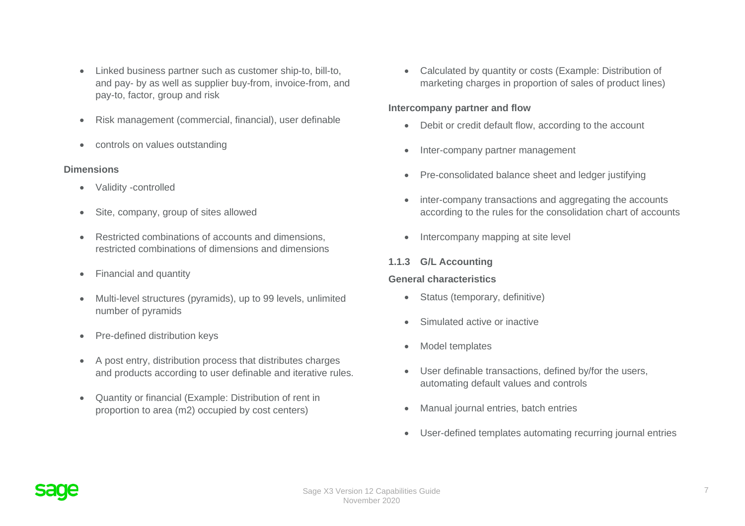- Linked business partner such as customer ship-to, bill-to, and pay- by as well as supplier buy-from, invoice-from, and pay-to, factor, group and risk
- Risk management (commercial, financial), user definable
- controls on values outstanding

**Dimensions**

- Validity -controlled
- Site, company, group of sites allowed
- Restricted combinations of accounts and dimensions, restricted combinations of dimensions and dimensions
- Financial and quantity
- Multi-level structures (pyramids), up to 99 levels, unlimited number of pyramids
- Pre-defined distribution keys
- A post entry, distribution process that distributes charges and products according to user definable and iterative rules.
- Quantity or financial (Example: Distribution of rent in proportion to area (m2) occupied by cost centers)
- Calculated by quantity or costs (Example: Distribution of marketing charges in proportion of sales of product lines)

**Intercompany partner and flow**

- Debit or credit default flow, according to the account
- Inter-company partner management
- Pre-consolidated balance sheet and ledger justifying
- inter-company transactions and aggregating the accounts according to the rules for the consolidation chart of accounts
- Intercompany mapping at site level

### 1.1.3 G/L Accounting

**General characteristics**

- Status (temporary, definitive)
- Simulated active or inactive
- Model templates
- User definable transactions, defined by/for the users, automating default values and controls
- Manual journal entries, batch entries
- User-defined templates automating recurring journal entries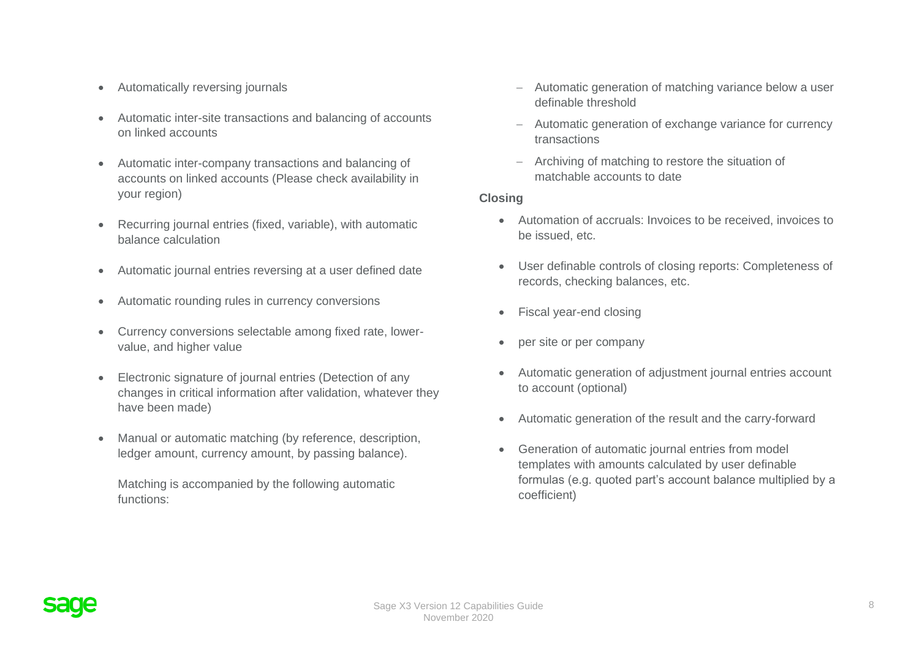- Automatically reversing journals
- Automatic inter-site transactions and balancing of accounts on linked accounts
- Automatic inter-company transactions and balancing of accounts on linked accounts (Please check availability in your region)
- Recurring journal entries (fixed, variable), with automatic balance calculation
- Automatic journal entries reversing at a user defined date
- Automatic rounding rules in currency conversions
- Currency conversions selectable among fixed rate, lower-value, and higher value
- Electronic signature of journal entries (Detection of any changes in critical information after validation, whatever they have been made)
- Manual or automatic matching (by reference, description, ledger amount, currency amount, by passing balance).

  Matching is accompanied by the following automatic functions:

  - Automatic generation of matching variance below a user definable threshold
  - Automatic generation of exchange variance for currency transactions
  - Archiving of matching to restore the situation of matchable accounts to date

**Closing**

- Automation of accruals: Invoices to be received, invoices to be issued, etc.
- User definable controls of closing reports: Completeness of records, checking balances, etc.
- Fiscal year-end closing
- per site or per company
- Automatic generation of adjustment journal entries account to account (optional)
- Automatic generation of the result and the carry-forward
- Generation of automatic journal entries from model templates with amounts calculated by user definable formulas (e.g. quoted part's account balance multiplied by a coefficient)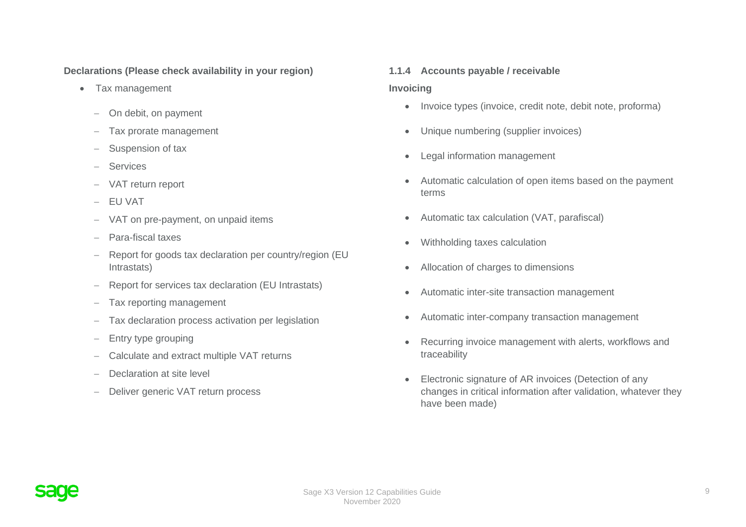**Declarations (Please check availability in your region)**

- Tax management
  - On debit, on payment
  - Tax prorate management
  - Suspension of tax
  - Services
  - VAT return report
  - EU VAT
  - VAT on pre-payment, on unpaid items
  - Para-fiscal taxes
  - Report for goods tax declaration per country/region (EU Intrastats)
  - Report for services tax declaration (EU Intrastats)
  - Tax reporting management
  - Tax declaration process activation per legislation
  - Entry type grouping
  - Calculate and extract multiple VAT returns
  - Declaration at site level
  - Deliver generic VAT return process

### 1.1.4 Accounts payable / receivable

**Invoicing**

- Invoice types (invoice, credit note, debit note, proforma)
- Unique numbering (supplier invoices)
- Legal information management
- Automatic calculation of open items based on the payment terms
- Automatic tax calculation (VAT, parafiscal)
- Withholding taxes calculation
- Allocation of charges to dimensions
- Automatic inter-site transaction management
- Automatic inter-company transaction management
- Recurring invoice management with alerts, workflows and traceability
- Electronic signature of AR invoices (Detection of any changes in critical information after validation, whatever they have been made)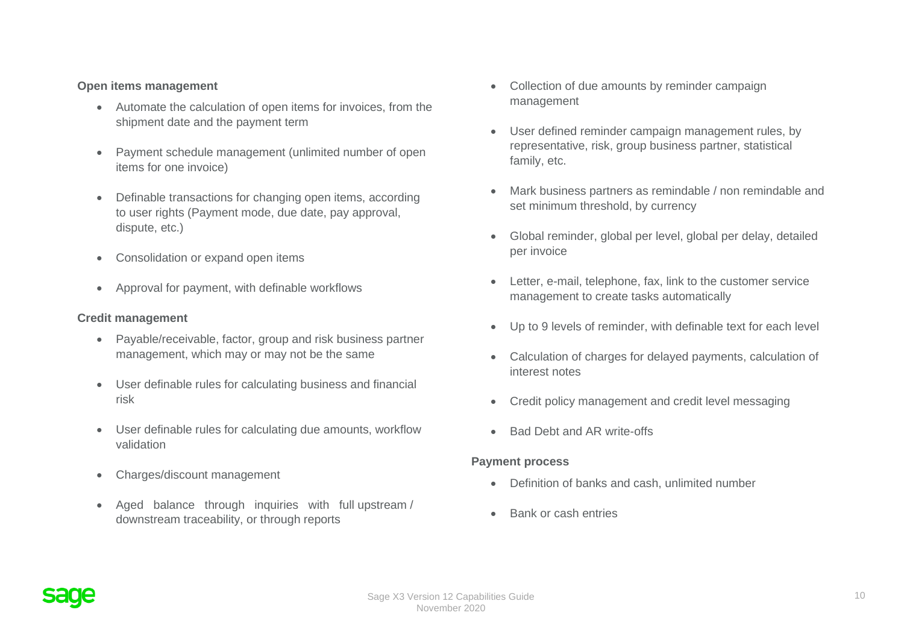**Open items management**

- Automate the calculation of open items for invoices, from the shipment date and the payment term
- Payment schedule management (unlimited number of open items for one invoice)
- Definable transactions for changing open items, according to user rights (Payment mode, due date, pay approval, dispute, etc.)
- Consolidation or expand open items
- Approval for payment, with definable workflows

**Credit management**

- Payable/receivable, factor, group and risk business partner management, which may or may not be the same
- User definable rules for calculating business and financial risk
- User definable rules for calculating due amounts, workflow validation
- Charges/discount management
- Aged balance through inquiries with full upstream / downstream traceability, or through reports
- Collection of due amounts by reminder campaign management
- User defined reminder campaign management rules, by representative, risk, group business partner, statistical family, etc.
- Mark business partners as remindable / non remindable and set minimum threshold, by currency
- Global reminder, global per level, global per delay, detailed per invoice
- Letter, e-mail, telephone, fax, link to the customer service management to create tasks automatically
- Up to 9 levels of reminder, with definable text for each level
- Calculation of charges for delayed payments, calculation of interest notes
- Credit policy management and credit level messaging
- Bad Debt and AR write-offs

**Payment process**

- Definition of banks and cash, unlimited number
- Bank or cash entries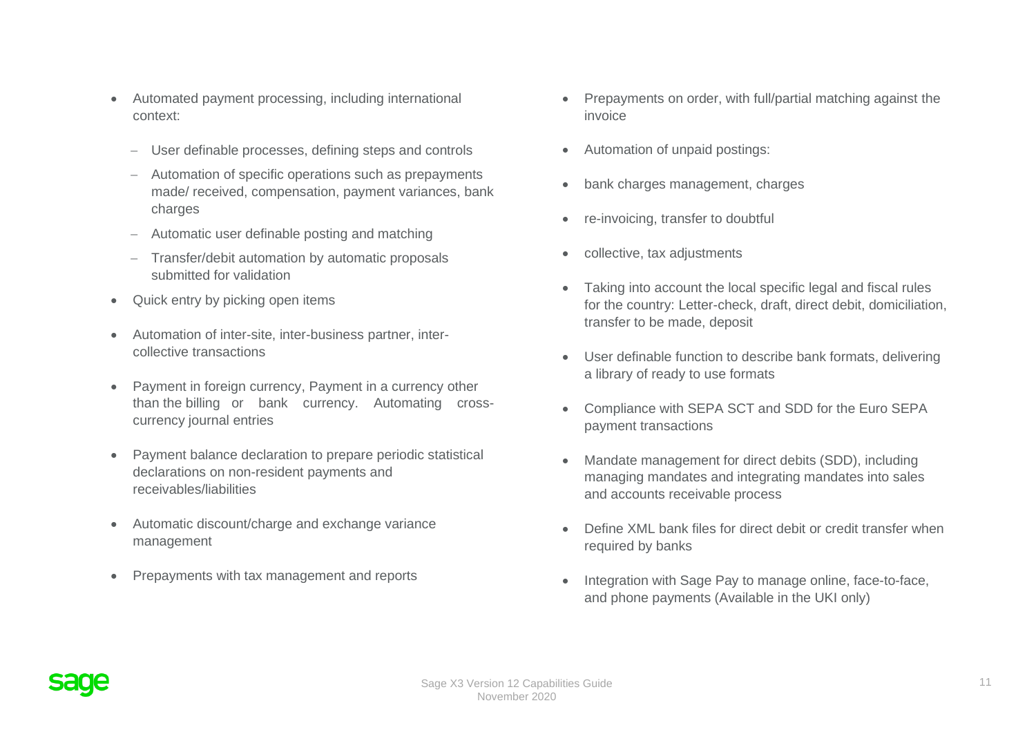- Automated payment processing, including international context:
  - User definable processes, defining steps and controls
  - Automation of specific operations such as prepayments made/ received, compensation, payment variances, bank charges
  - Automatic user definable posting and matching
  - Transfer/debit automation by automatic proposals submitted for validation
- Quick entry by picking open items
- Automation of inter-site, inter-business partner, inter-collective transactions
- Payment in foreign currency, Payment in a currency other than the billing or bank currency. Automating cross-currency journal entries
- Payment balance declaration to prepare periodic statistical declarations on non-resident payments and receivables/liabilities
- Automatic discount/charge and exchange variance management
- Prepayments with tax management and reports
- Prepayments on order, with full/partial matching against the invoice
- Automation of unpaid postings:
- bank charges management, charges
- re-invoicing, transfer to doubtful
- collective, tax adjustments
- Taking into account the local specific legal and fiscal rules for the country: Letter-check, draft, direct debit, domiciliation, transfer to be made, deposit
- User definable function to describe bank formats, delivering a library of ready to use formats
- Compliance with SEPA SCT and SDD for the Euro SEPA payment transactions
- Mandate management for direct debits (SDD), including managing mandates and integrating mandates into sales and accounts receivable process
- Define XML bank files for direct debit or credit transfer when required by banks
- Integration with Sage Pay to manage online, face-to-face, and phone payments (Available in the UKI only)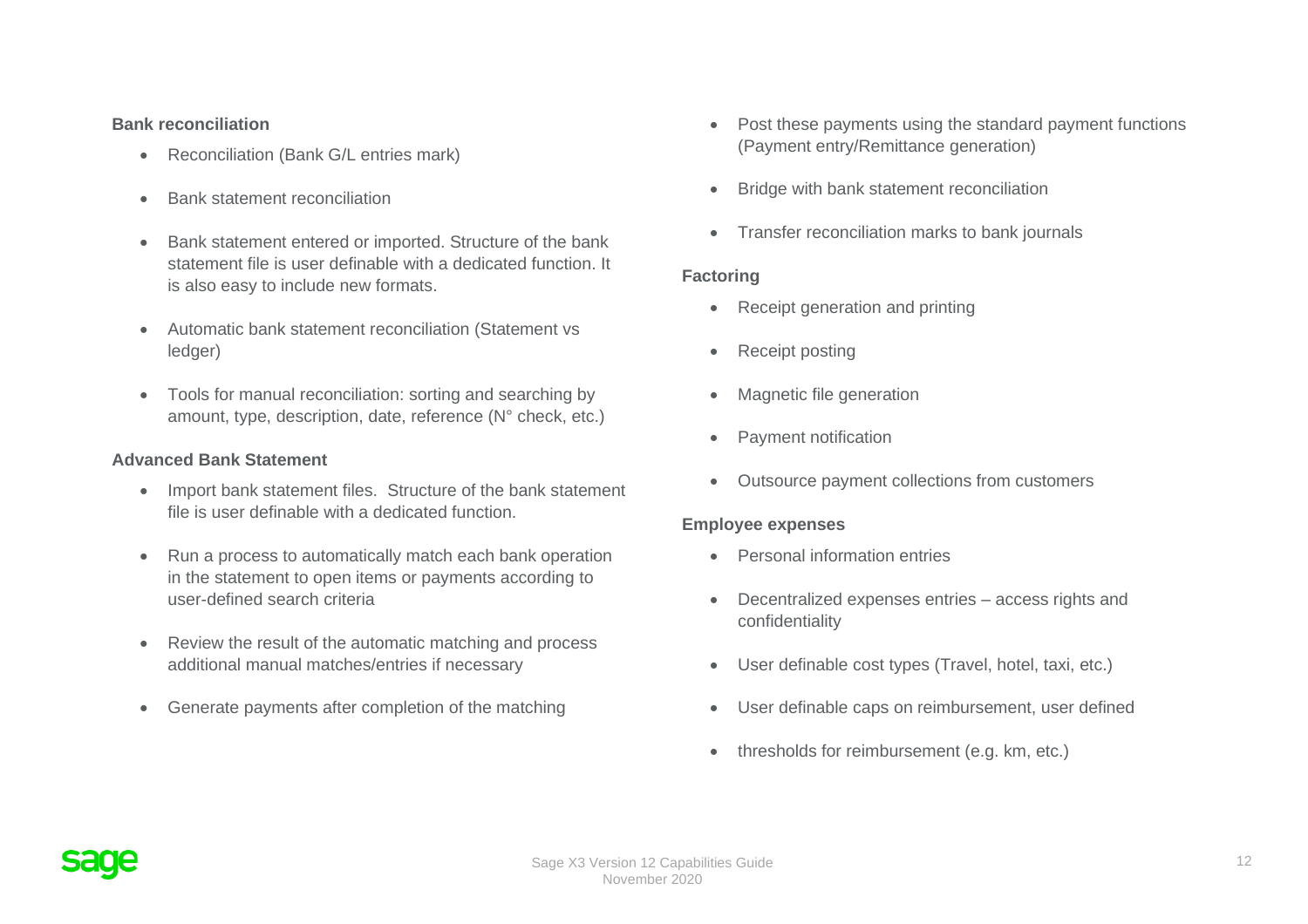**Bank reconciliation**

- Reconciliation (Bank G/L entries mark)
- Bank statement reconciliation
- Bank statement entered or imported. Structure of the bank statement file is user definable with a dedicated function. It is also easy to include new formats.
- Automatic bank statement reconciliation (Statement vs ledger)
- Tools for manual reconciliation: sorting and searching by amount, type, description, date, reference (N° check, etc.)

**Advanced Bank Statement**

- Import bank statement files.  Structure of the bank statement file is user definable with a dedicated function.
- Run a process to automatically match each bank operation in the statement to open items or payments according to user-defined search criteria
- Review the result of the automatic matching and process additional manual matches/entries if necessary
- Generate payments after completion of the matching
- Post these payments using the standard payment functions (Payment entry/Remittance generation)
- Bridge with bank statement reconciliation
- Transfer reconciliation marks to bank journals

**Factoring**

- Receipt generation and printing
- Receipt posting
- Magnetic file generation
- Payment notification
- Outsource payment collections from customers

**Employee expenses**

- Personal information entries
- Decentralized expenses entries – access rights and confidentiality
- User definable cost types (Travel, hotel, taxi, etc.)
- User definable caps on reimbursement, user defined
- thresholds for reimbursement (e.g. km, etc.)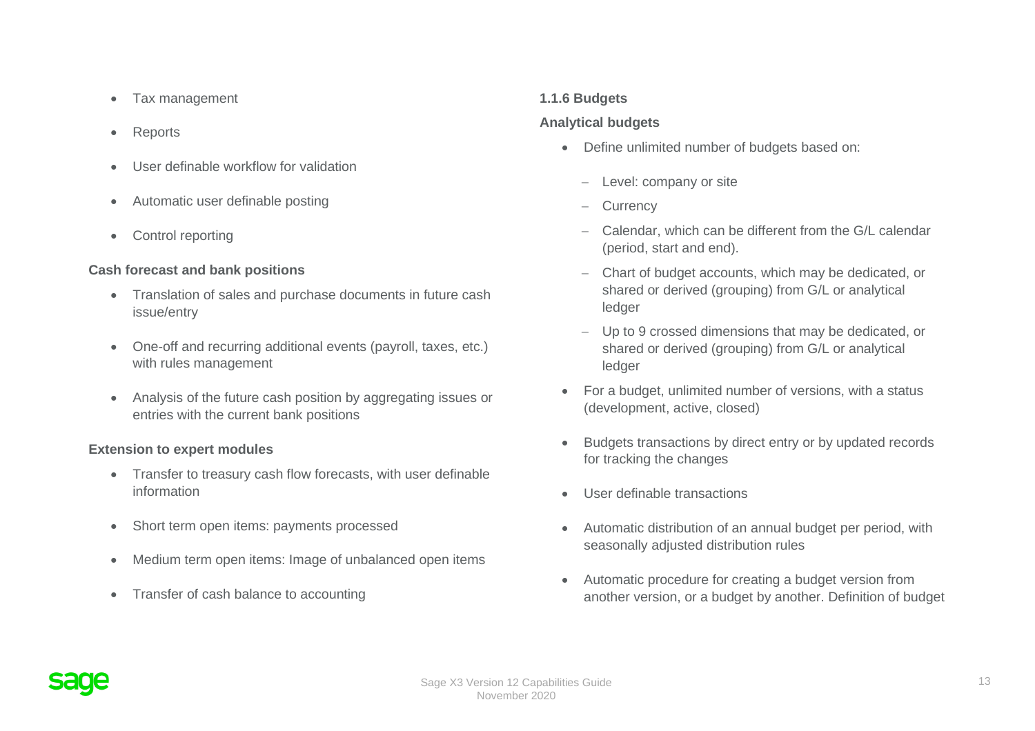- Tax management
- Reports
- User definable workflow for validation
- Automatic user definable posting
- Control reporting

**Cash forecast and bank positions**

- Translation of sales and purchase documents in future cash issue/entry
- One-off and recurring additional events (payroll, taxes, etc.) with rules management
- Analysis of the future cash position by aggregating issues or entries with the current bank positions

**Extension to expert modules**

- Transfer to treasury cash flow forecasts, with user definable information
- Short term open items: payments processed
- Medium term open items: Image of unbalanced open items
- Transfer of cash balance to accounting

### 1.1.6 Budgets

**Analytical budgets**

- Define unlimited number of budgets based on:
  - Level: company or site
  - Currency
  - Calendar, which can be different from the G/L calendar (period, start and end).
  - Chart of budget accounts, which may be dedicated, or shared or derived (grouping) from G/L or analytical ledger
  - Up to 9 crossed dimensions that may be dedicated, or shared or derived (grouping) from G/L or analytical ledger
- For a budget, unlimited number of versions, with a status (development, active, closed)
- Budgets transactions by direct entry or by updated records for tracking the changes
- User definable transactions
- Automatic distribution of an annual budget per period, with seasonally adjusted distribution rules
- Automatic procedure for creating a budget version from another version, or a budget by another. Definition of budget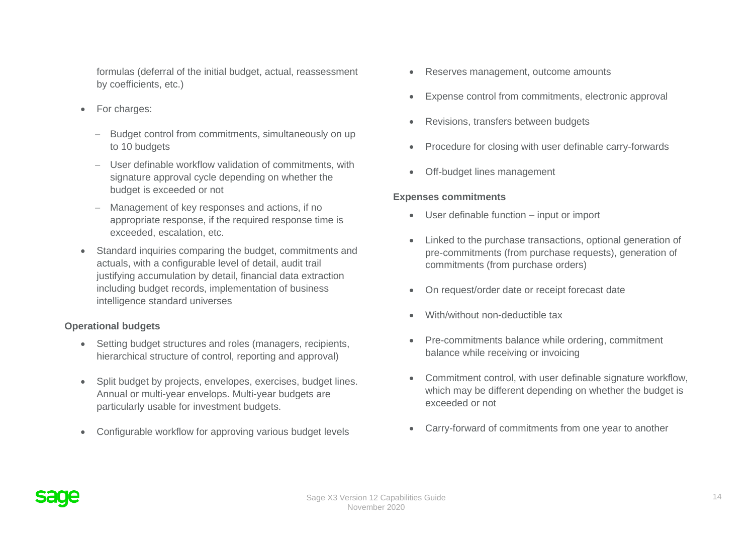formulas (deferral of the initial budget, actual, reassessment by coefficients, etc.)

- For charges:
  - Budget control from commitments, simultaneously on up to 10 budgets
  - User definable workflow validation of commitments, with signature approval cycle depending on whether the budget is exceeded or not
  - Management of key responses and actions, if no appropriate response, if the required response time is exceeded, escalation, etc.
- Standard inquiries comparing the budget, commitments and actuals, with a configurable level of detail, audit trail justifying accumulation by detail, financial data extraction including budget records, implementation of business intelligence standard universes

**Operational budgets**

- Setting budget structures and roles (managers, recipients, hierarchical structure of control, reporting and approval)
- Split budget by projects, envelopes, exercises, budget lines. Annual or multi-year envelops. Multi-year budgets are particularly usable for investment budgets.
- Configurable workflow for approving various budget levels
- Reserves management, outcome amounts
- Expense control from commitments, electronic approval
- Revisions, transfers between budgets
- Procedure for closing with user definable carry-forwards
- Off-budget lines management

**Expenses commitments**

- User definable function – input or import
- Linked to the purchase transactions, optional generation of pre-commitments (from purchase requests), generation of commitments (from purchase orders)
- On request/order date or receipt forecast date
- With/without non-deductible tax
- Pre-commitments balance while ordering, commitment balance while receiving or invoicing
- Commitment control, with user definable signature workflow, which may be different depending on whether the budget is exceeded or not
- Carry-forward of commitments from one year to another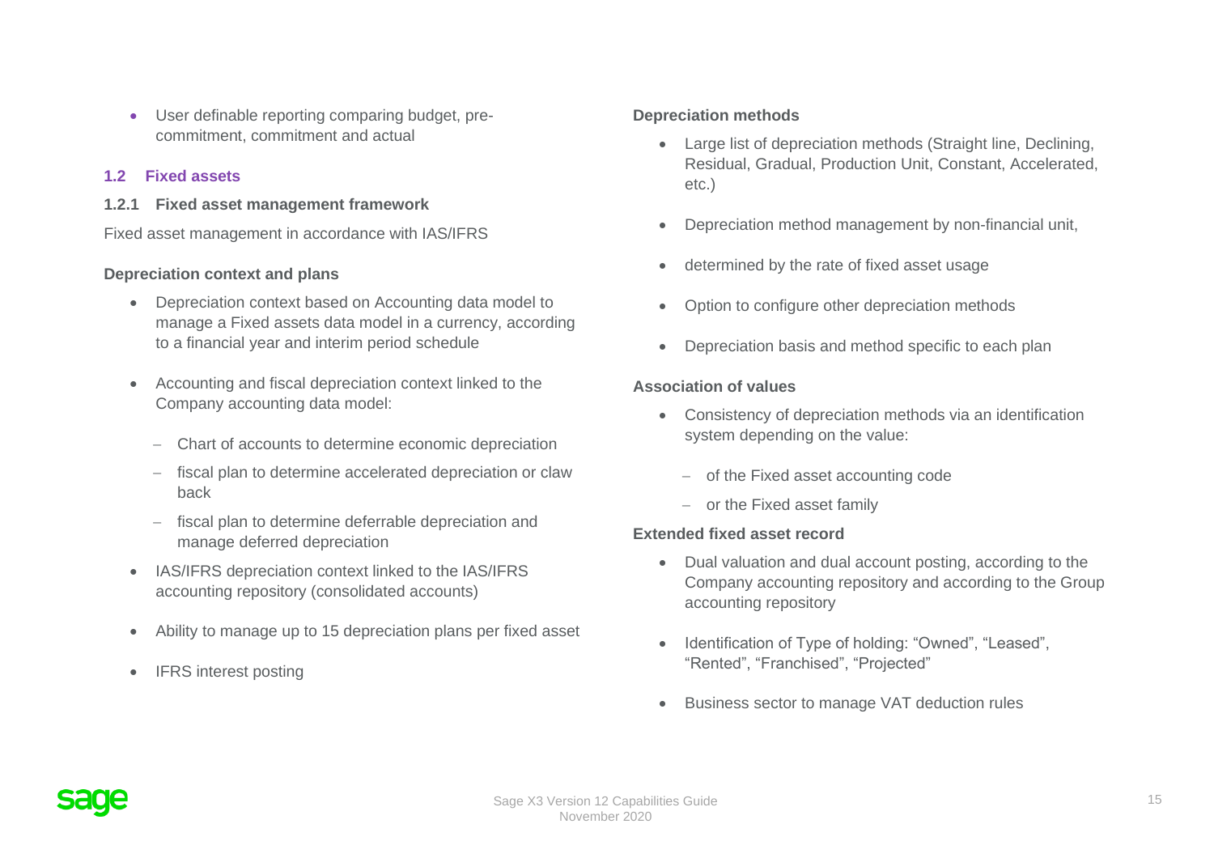- User definable reporting comparing budget, pre-commitment, commitment and actual

## 1.2 Fixed assets

### 1.2.1 Fixed asset management framework

Fixed asset management in accordance with IAS/IFRS

**Depreciation context and plans**

- Depreciation context based on Accounting data model to manage a Fixed assets data model in a currency, according to a financial year and interim period schedule
- Accounting and fiscal depreciation context linked to the Company accounting data model:
  - Chart of accounts to determine economic depreciation
  - fiscal plan to determine accelerated depreciation or claw back
  - fiscal plan to determine deferrable depreciation and manage deferred depreciation
- IAS/IFRS depreciation context linked to the IAS/IFRS accounting repository (consolidated accounts)
- Ability to manage up to 15 depreciation plans per fixed asset
- IFRS interest posting

**Depreciation methods**

- Large list of depreciation methods (Straight line, Declining, Residual, Gradual, Production Unit, Constant, Accelerated, etc.)
- Depreciation method management by non-financial unit,
- determined by the rate of fixed asset usage
- Option to configure other depreciation methods
- Depreciation basis and method specific to each plan

**Association of values**

- Consistency of depreciation methods via an identification system depending on the value:
  - of the Fixed asset accounting code
  - or the Fixed asset family

**Extended fixed asset record**

- Dual valuation and dual account posting, according to the Company accounting repository and according to the Group accounting repository
- Identification of Type of holding: “Owned”, “Leased”, “Rented”, “Franchised”, “Projected”
- Business sector to manage VAT deduction rules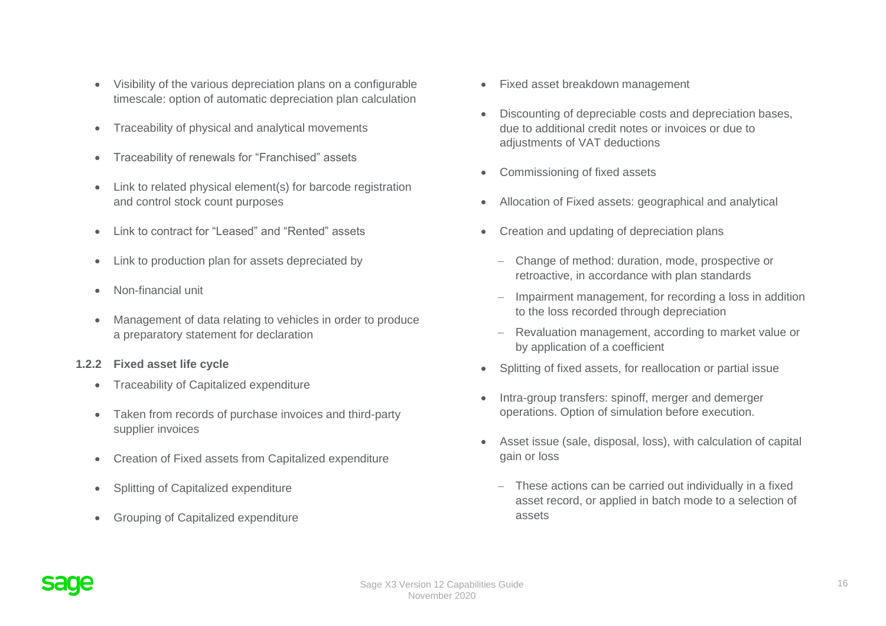- Visibility of the various depreciation plans on a configurable timescale: option of automatic depreciation plan calculation
- Traceability of physical and analytical movements
- Traceability of renewals for "Franchised" assets
- Link to related physical element(s) for barcode registration and control stock count purposes
- Link to contract for "Leased" and "Rented" assets
- Link to production plan for assets depreciated by
- Non-financial unit
- Management of data relating to vehicles in order to produce a preparatory statement for declaration

### 1.2.2 Fixed asset life cycle

- Traceability of Capitalized expenditure
- Taken from records of purchase invoices and third-party supplier invoices
- Creation of Fixed assets from Capitalized expenditure
- Splitting of Capitalized expenditure
- Grouping of Capitalized expenditure
- Fixed asset breakdown management
- Discounting of depreciable costs and depreciation bases, due to additional credit notes or invoices or due to adjustments of VAT deductions
- Commissioning of fixed assets
- Allocation of Fixed assets: geographical and analytical
- Creation and updating of depreciation plans
  - Change of method: duration, mode, prospective or retroactive, in accordance with plan standards
  - Impairment management, for recording a loss in addition to the loss recorded through depreciation
  - Revaluation management, according to market value or by application of a coefficient
- Splitting of fixed assets, for reallocation or partial issue
- Intra-group transfers: spinoff, merger and demerger operations. Option of simulation before execution.
- Asset issue (sale, disposal, loss), with calculation of capital gain or loss
  - These actions can be carried out individually in a fixed asset record, or applied in batch mode to a selection of assets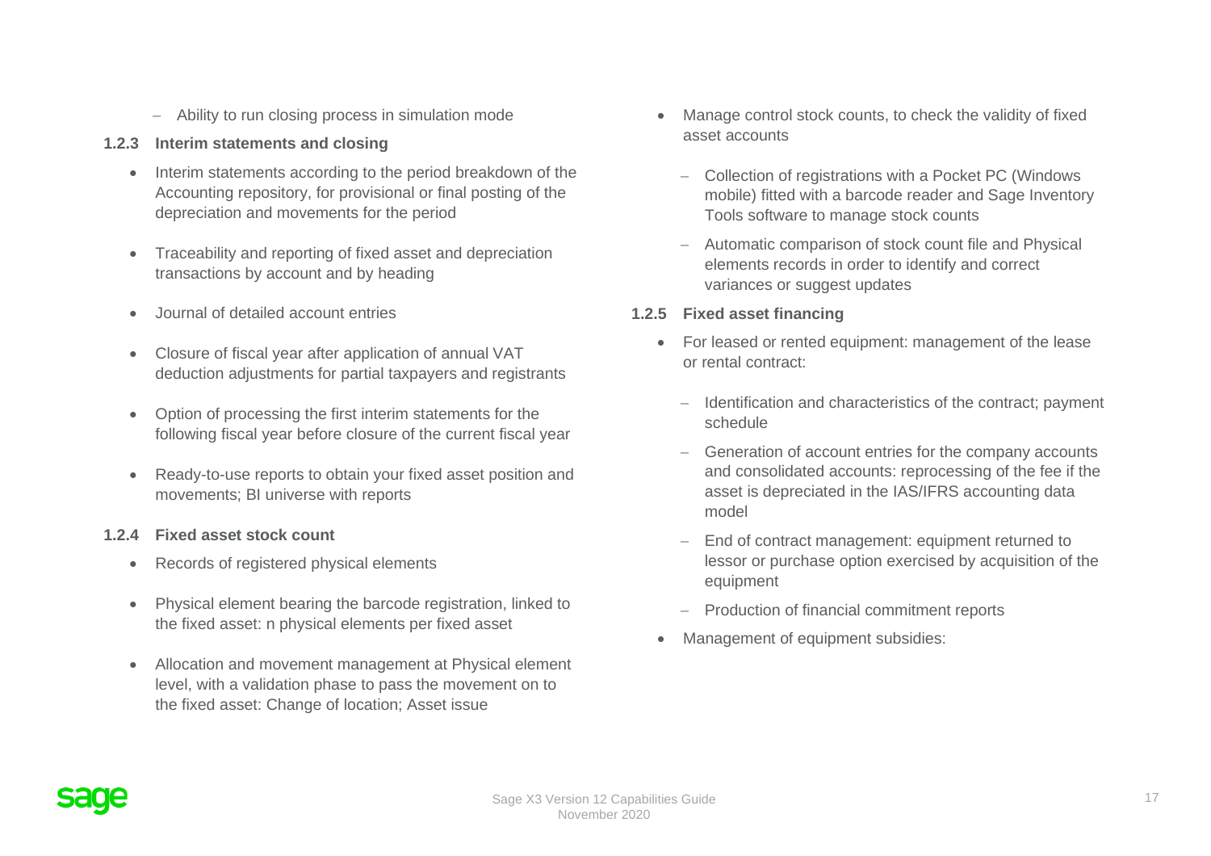- Ability to run closing process in simulation mode

### 1.2.3 Interim statements and closing

- Interim statements according to the period breakdown of the Accounting repository, for provisional or final posting of the depreciation and movements for the period
- Traceability and reporting of fixed asset and depreciation transactions by account and by heading
- Journal of detailed account entries
- Closure of fiscal year after application of annual VAT deduction adjustments for partial taxpayers and registrants
- Option of processing the first interim statements for the following fiscal year before closure of the current fiscal year
- Ready-to-use reports to obtain your fixed asset position and movements; BI universe with reports

### 1.2.4 Fixed asset stock count

- Records of registered physical elements
- Physical element bearing the barcode registration, linked to the fixed asset: n physical elements per fixed asset
- Allocation and movement management at Physical element level, with a validation phase to pass the movement on to the fixed asset: Change of location; Asset issue
- Manage control stock counts, to check the validity of fixed asset accounts
  - Collection of registrations with a Pocket PC (Windows mobile) fitted with a barcode reader and Sage Inventory Tools software to manage stock counts
  - Automatic comparison of stock count file and Physical elements records in order to identify and correct variances or suggest updates

### 1.2.5 Fixed asset financing

- For leased or rented equipment: management of the lease or rental contract:
  - Identification and characteristics of the contract; payment schedule
  - Generation of account entries for the company accounts and consolidated accounts: reprocessing of the fee if the asset is depreciated in the IAS/IFRS accounting data model
  - End of contract management: equipment returned to lessor or purchase option exercised by acquisition of the equipment
  - Production of financial commitment reports
- Management of equipment subsidies: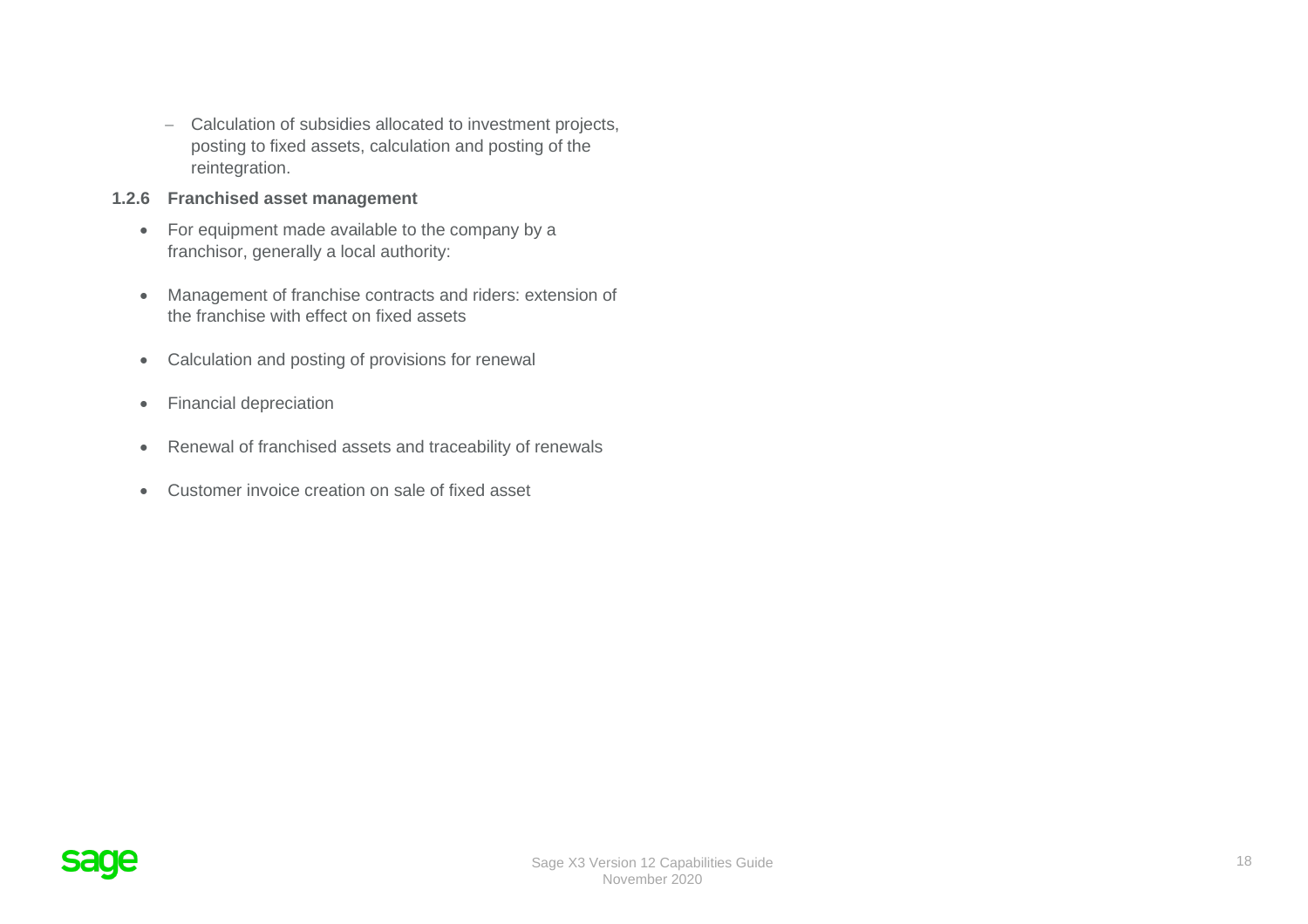- Calculation of subsidies allocated to investment projects, posting to fixed assets, calculation and posting of the reintegration.

### 1.2.6 Franchised asset management

- For equipment made available to the company by a franchisor, generally a local authority:
- Management of franchise contracts and riders: extension of the franchise with effect on fixed assets
- Calculation and posting of provisions for renewal
- Financial depreciation
- Renewal of franchised assets and traceability of renewals
- Customer invoice creation on sale of fixed asset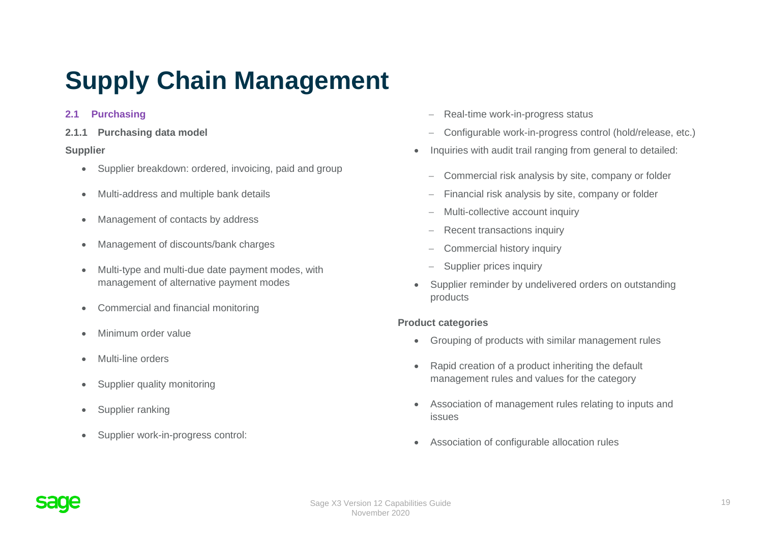# Supply Chain Management

## 2.1 Purchasing

### 2.1.1 Purchasing data model

**Supplier**

- Supplier breakdown: ordered, invoicing, paid and group
- Multi-address and multiple bank details
- Management of contacts by address
- Management of discounts/bank charges
- Multi-type and multi-due date payment modes, with management of alternative payment modes
- Commercial and financial monitoring
- Minimum order value
- Multi-line orders
- Supplier quality monitoring
- Supplier ranking
- Supplier work-in-progress control:
  - Real-time work-in-progress status
  - Configurable work-in-progress control (hold/release, etc.)
- Inquiries with audit trail ranging from general to detailed:
  - Commercial risk analysis by site, company or folder
  - Financial risk analysis by site, company or folder
  - Multi-collective account inquiry
  - Recent transactions inquiry
  - Commercial history inquiry
  - Supplier prices inquiry
- Supplier reminder by undelivered orders on outstanding products

**Product categories**

- Grouping of products with similar management rules
- Rapid creation of a product inheriting the default management rules and values for the category
- Association of management rules relating to inputs and issues
- Association of configurable allocation rules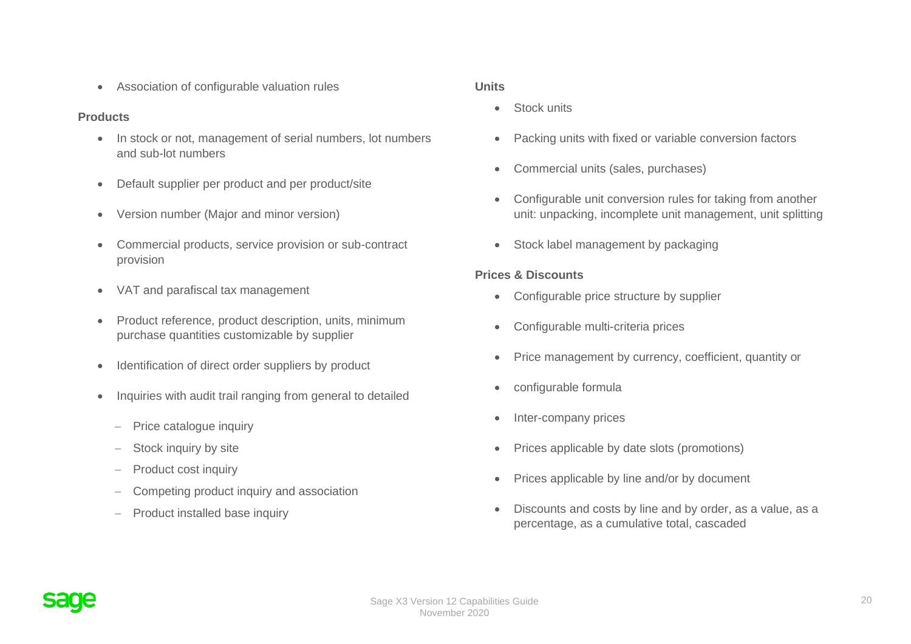- Association of configurable valuation rules

**Products**

- In stock or not, management of serial numbers, lot numbers and sub-lot numbers
- Default supplier per product and per product/site
- Version number (Major and minor version)
- Commercial products, service provision or sub-contract provision
- VAT and parafiscal tax management
- Product reference, product description, units, minimum purchase quantities customizable by supplier
- Identification of direct order suppliers by product
- Inquiries with audit trail ranging from general to detailed
  - Price catalogue inquiry
  - Stock inquiry by site
  - Product cost inquiry
  - Competing product inquiry and association
  - Product installed base inquiry

**Units**

- Stock units
- Packing units with fixed or variable conversion factors
- Commercial units (sales, purchases)
- Configurable unit conversion rules for taking from another unit: unpacking, incomplete unit management, unit splitting
- Stock label management by packaging

**Prices & Discounts**

- Configurable price structure by supplier
- Configurable multi-criteria prices
- Price management by currency, coefficient, quantity or
- configurable formula
- Inter-company prices
- Prices applicable by date slots (promotions)
- Prices applicable by line and/or by document
- Discounts and costs by line and by order, as a value, as a percentage, as a cumulative total, cascaded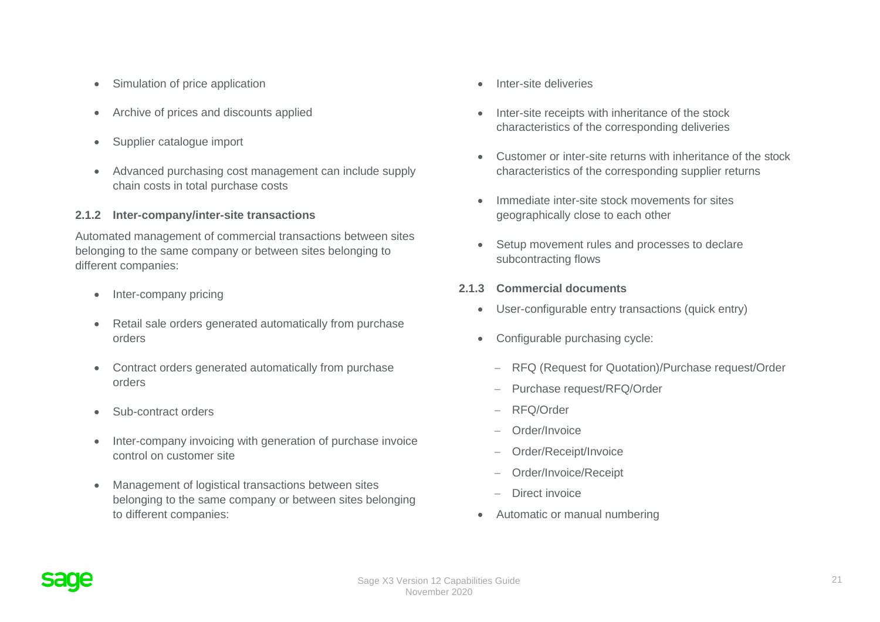- Simulation of price application
- Archive of prices and discounts applied
- Supplier catalogue import
- Advanced purchasing cost management can include supply chain costs in total purchase costs

### 2.1.2 Inter-company/inter-site transactions

Automated management of commercial transactions between sites belonging to the same company or between sites belonging to different companies:

- Inter-company pricing
- Retail sale orders generated automatically from purchase orders
- Contract orders generated automatically from purchase orders
- Sub-contract orders
- Inter-company invoicing with generation of purchase invoice control on customer site
- Management of logistical transactions between sites belonging to the same company or between sites belonging to different companies:
- Inter-site deliveries
- Inter-site receipts with inheritance of the stock characteristics of the corresponding deliveries
- Customer or inter-site returns with inheritance of the stock characteristics of the corresponding supplier returns
- Immediate inter-site stock movements for sites geographically close to each other
- Setup movement rules and processes to declare subcontracting flows

### 2.1.3 Commercial documents

- User-configurable entry transactions (quick entry)
- Configurable purchasing cycle:
  - RFQ (Request for Quotation)/Purchase request/Order
  - Purchase request/RFQ/Order
  - RFQ/Order
  - Order/Invoice
  - Order/Receipt/Invoice
  - Order/Invoice/Receipt
  - Direct invoice
- Automatic or manual numbering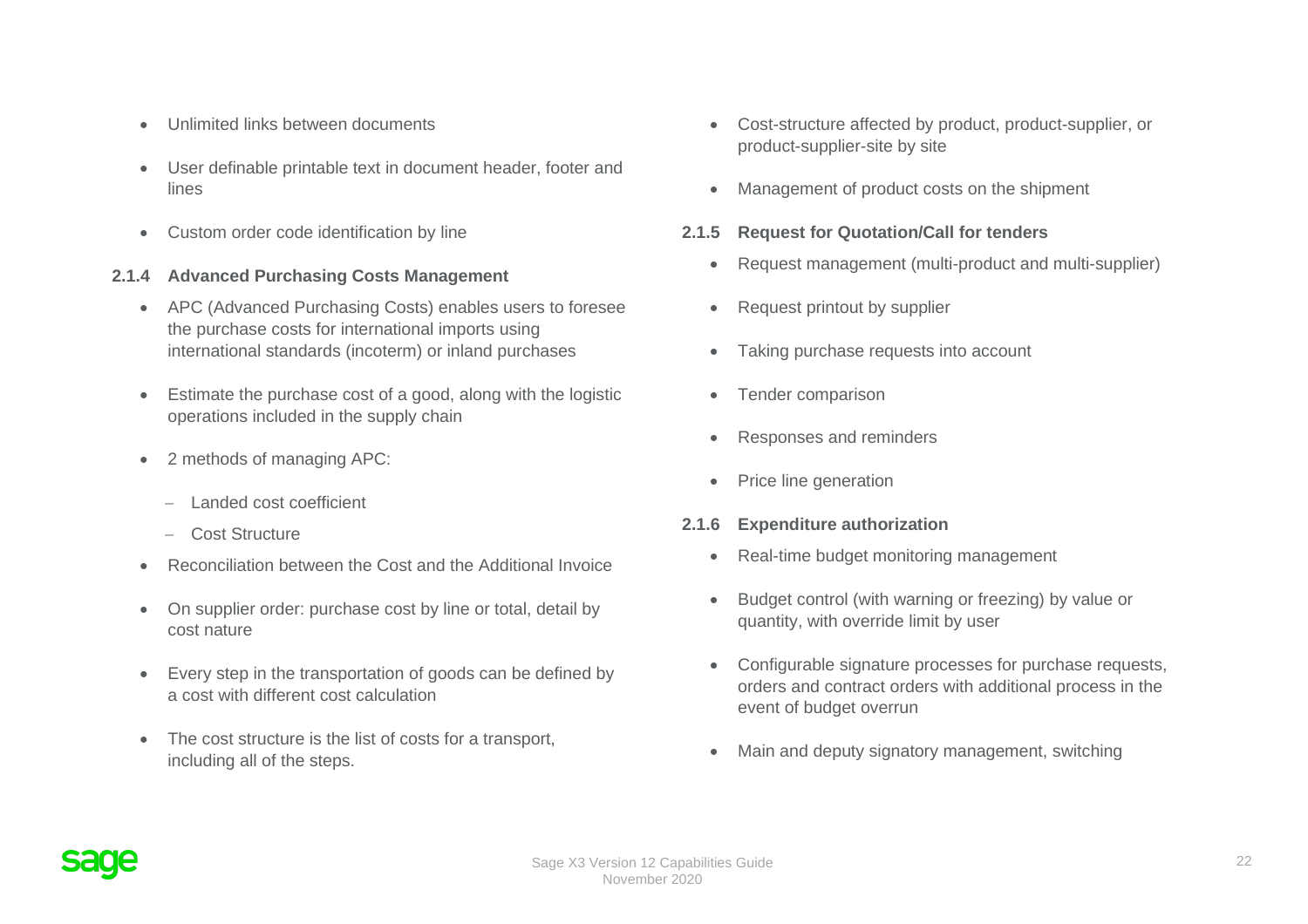- Unlimited links between documents
- User definable printable text in document header, footer and lines
- Custom order code identification by line

### 2.1.4 Advanced Purchasing Costs Management

- APC (Advanced Purchasing Costs) enables users to foresee the purchase costs for international imports using international standards (incoterm) or inland purchases
- Estimate the purchase cost of a good, along with the logistic operations included in the supply chain
- 2 methods of managing APC:
  - Landed cost coefficient
  - Cost Structure
- Reconciliation between the Cost and the Additional Invoice
- On supplier order: purchase cost by line or total, detail by cost nature
- Every step in the transportation of goods can be defined by a cost with different cost calculation
- The cost structure is the list of costs for a transport, including all of the steps.
- Cost-structure affected by product, product-supplier, or product-supplier-site by site
- Management of product costs on the shipment

### 2.1.5 Request for Quotation/Call for tenders

- Request management (multi-product and multi-supplier)
- Request printout by supplier
- Taking purchase requests into account
- Tender comparison
- Responses and reminders
- Price line generation

### 2.1.6 Expenditure authorization

- Real-time budget monitoring management
- Budget control (with warning or freezing) by value or quantity, with override limit by user
- Configurable signature processes for purchase requests, orders and contract orders with additional process in the event of budget overrun
- Main and deputy signatory management, switching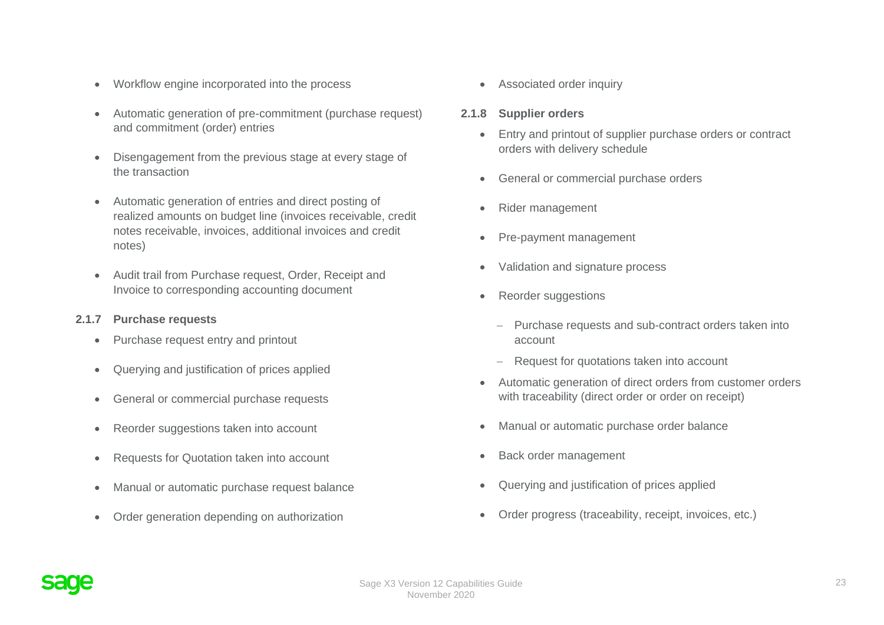- Workflow engine incorporated into the process
- Automatic generation of pre-commitment (purchase request) and commitment (order) entries
- Disengagement from the previous stage at every stage of the transaction
- Automatic generation of entries and direct posting of realized amounts on budget line (invoices receivable, credit notes receivable, invoices, additional invoices and credit notes)
- Audit trail from Purchase request, Order, Receipt and Invoice to corresponding accounting document

### 2.1.7 Purchase requests

- Purchase request entry and printout
- Querying and justification of prices applied
- General or commercial purchase requests
- Reorder suggestions taken into account
- Requests for Quotation taken into account
- Manual or automatic purchase request balance
- Order generation depending on authorization
- Associated order inquiry

### 2.1.8 Supplier orders

- Entry and printout of supplier purchase orders or contract orders with delivery schedule
- General or commercial purchase orders
- Rider management
- Pre-payment management
- Validation and signature process
- Reorder suggestions
  - Purchase requests and sub-contract orders taken into account
  - Request for quotations taken into account
- Automatic generation of direct orders from customer orders with traceability (direct order or order on receipt)
- Manual or automatic purchase order balance
- Back order management
- Querying and justification of prices applied
- Order progress (traceability, receipt, invoices, etc.)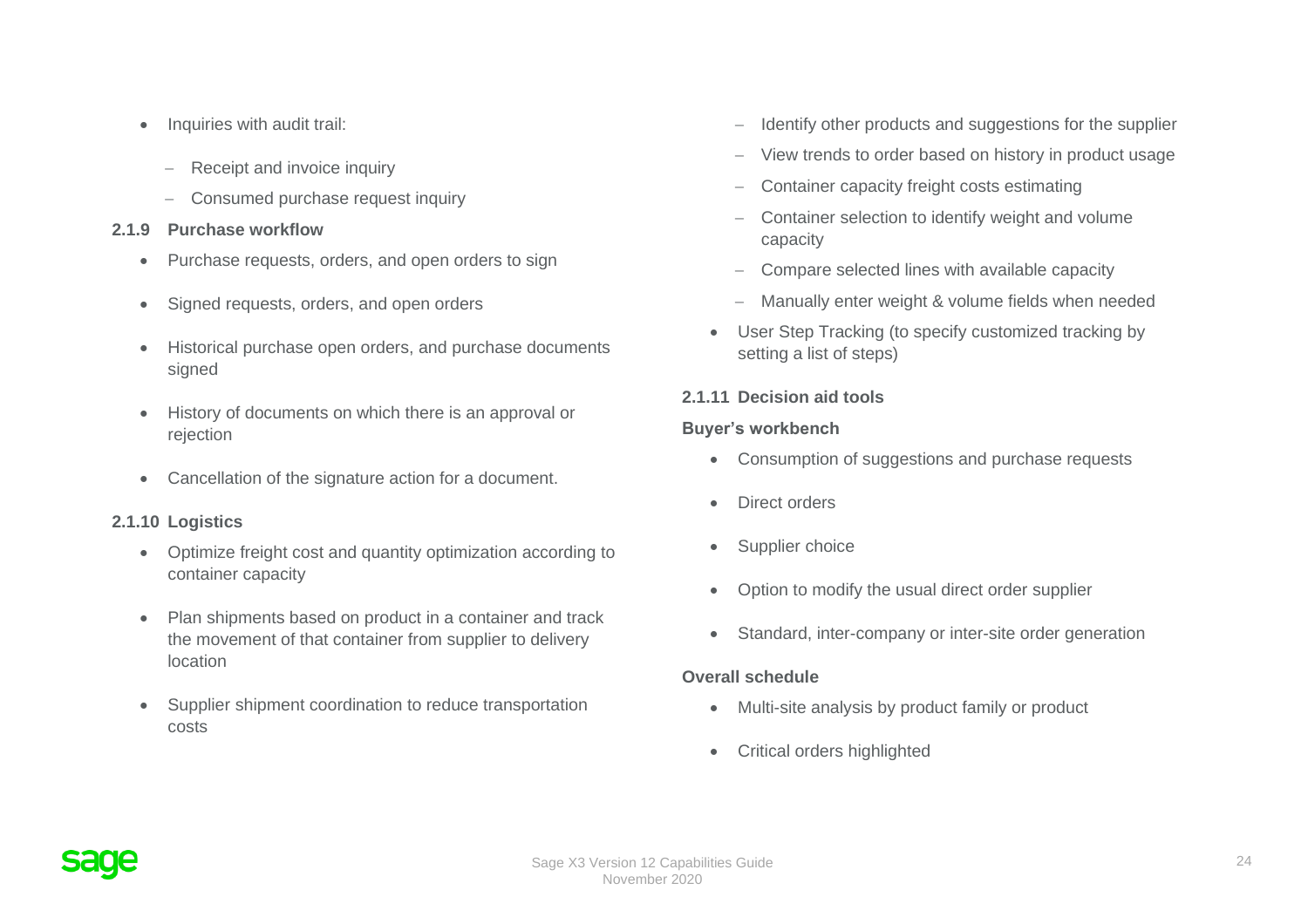- Inquiries with audit trail:
  - Receipt and invoice inquiry
  - Consumed purchase request inquiry

### 2.1.9 Purchase workflow

- Purchase requests, orders, and open orders to sign
- Signed requests, orders, and open orders
- Historical purchase open orders, and purchase documents signed
- History of documents on which there is an approval or rejection
- Cancellation of the signature action for a document.

### 2.1.10 Logistics

- Optimize freight cost and quantity optimization according to container capacity
- Plan shipments based on product in a container and track the movement of that container from supplier to delivery location
- Supplier shipment coordination to reduce transportation costs
  - Identify other products and suggestions for the supplier
  - View trends to order based on history in product usage
  - Container capacity freight costs estimating
  - Container selection to identify weight and volume capacity
  - Compare selected lines with available capacity
  - Manually enter weight & volume fields when needed
- User Step Tracking (to specify customized tracking by setting a list of steps)

### 2.1.11 Decision aid tools

**Buyer's workbench**

- Consumption of suggestions and purchase requests
- Direct orders
- Supplier choice
- Option to modify the usual direct order supplier
- Standard, inter-company or inter-site order generation

**Overall schedule**

- Multi-site analysis by product family or product
- Critical orders highlighted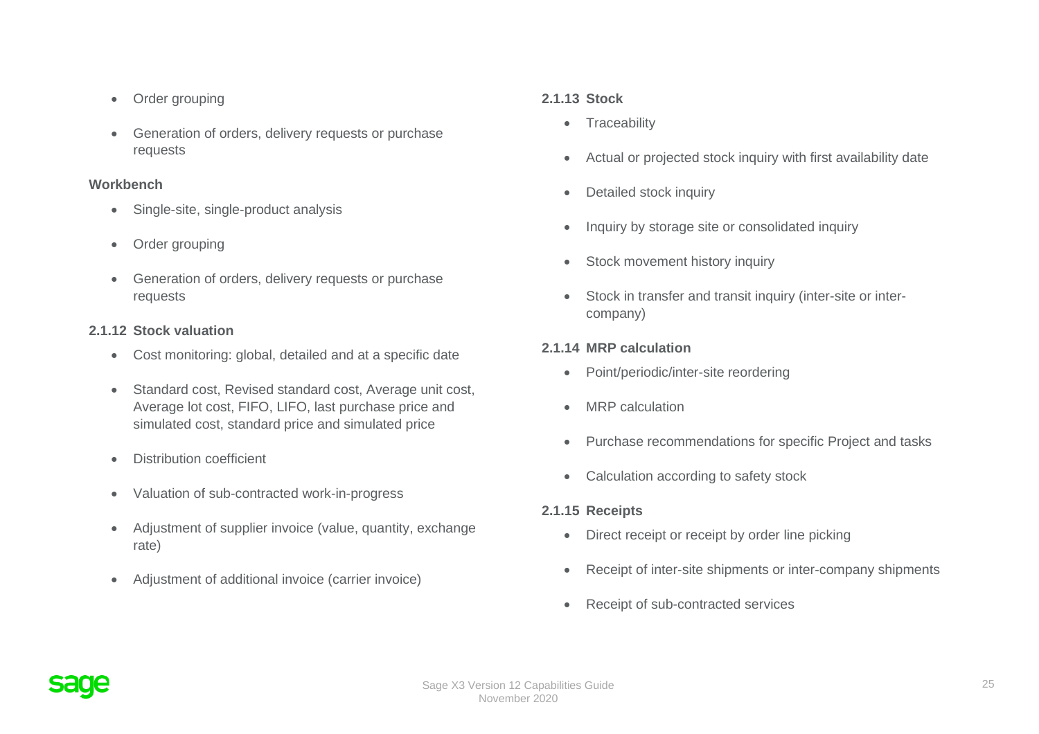- Order grouping
- Generation of orders, delivery requests or purchase requests

**Workbench**

- Single-site, single-product analysis
- Order grouping
- Generation of orders, delivery requests or purchase requests

### 2.1.12 Stock valuation

- Cost monitoring: global, detailed and at a specific date
- Standard cost, Revised standard cost, Average unit cost, Average lot cost, FIFO, LIFO, last purchase price and simulated cost, standard price and simulated price
- Distribution coefficient
- Valuation of sub-contracted work-in-progress
- Adjustment of supplier invoice (value, quantity, exchange rate)
- Adjustment of additional invoice (carrier invoice)

### 2.1.13 Stock

- Traceability
- Actual or projected stock inquiry with first availability date
- Detailed stock inquiry
- Inquiry by storage site or consolidated inquiry
- Stock movement history inquiry
- Stock in transfer and transit inquiry (inter-site or inter-company)

### 2.1.14 MRP calculation

- Point/periodic/inter-site reordering
- MRP calculation
- Purchase recommendations for specific Project and tasks
- Calculation according to safety stock

### 2.1.15 Receipts

- Direct receipt or receipt by order line picking
- Receipt of inter-site shipments or inter-company shipments
- Receipt of sub-contracted services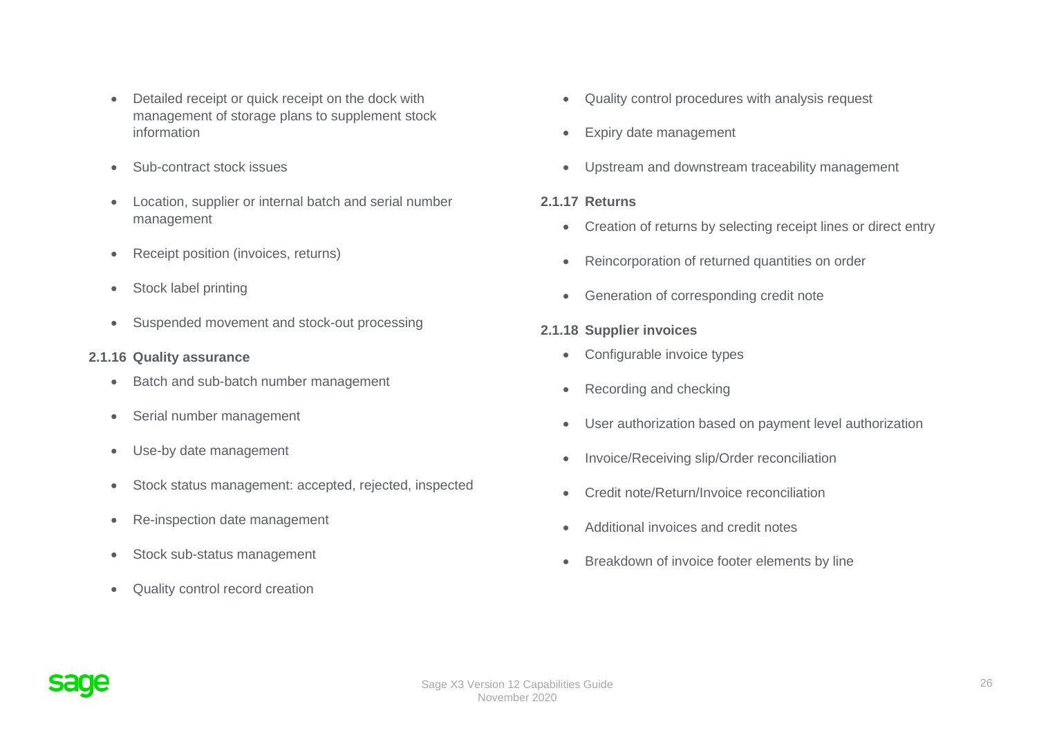- Detailed receipt or quick receipt on the dock with management of storage plans to supplement stock information
- Sub-contract stock issues
- Location, supplier or internal batch and serial number management
- Receipt position (invoices, returns)
- Stock label printing
- Suspended movement and stock-out processing

### 2.1.16 Quality assurance

- Batch and sub-batch number management
- Serial number management
- Use-by date management
- Stock status management: accepted, rejected, inspected
- Re-inspection date management
- Stock sub-status management
- Quality control record creation
- Quality control procedures with analysis request
- Expiry date management
- Upstream and downstream traceability management

### 2.1.17 Returns

- Creation of returns by selecting receipt lines or direct entry
- Reincorporation of returned quantities on order
- Generation of corresponding credit note

### 2.1.18 Supplier invoices

- Configurable invoice types
- Recording and checking
- User authorization based on payment level authorization
- Invoice/Receiving slip/Order reconciliation
- Credit note/Return/Invoice reconciliation
- Additional invoices and credit notes
- Breakdown of invoice footer elements by line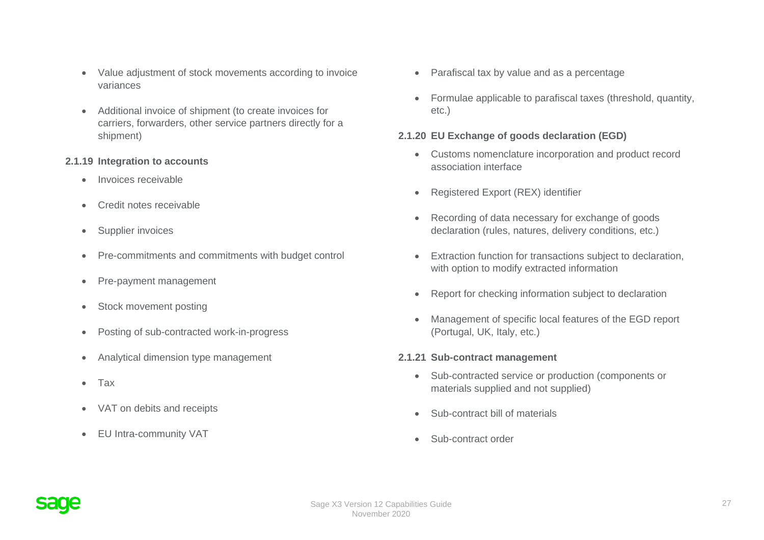- Value adjustment of stock movements according to invoice variances
- Additional invoice of shipment (to create invoices for carriers, forwarders, other service partners directly for a shipment)

#### 2.1.19 Integration to accounts

- Invoices receivable
- Credit notes receivable
- Supplier invoices
- Pre-commitments and commitments with budget control
- Pre-payment management
- Stock movement posting
- Posting of sub-contracted work-in-progress
- Analytical dimension type management
- Tax
- VAT on debits and receipts
- EU Intra-community VAT
- Parafiscal tax by value and as a percentage
- Formulae applicable to parafiscal taxes (threshold, quantity, etc.)

#### 2.1.20 EU Exchange of goods declaration (EGD)

- Customs nomenclature incorporation and product record association interface
- Registered Export (REX) identifier
- Recording of data necessary for exchange of goods declaration (rules, natures, delivery conditions, etc.)
- Extraction function for transactions subject to declaration, with option to modify extracted information
- Report for checking information subject to declaration
- Management of specific local features of the EGD report (Portugal, UK, Italy, etc.)

#### 2.1.21 Sub-contract management

- Sub-contracted service or production (components or materials supplied and not supplied)
- Sub-contract bill of materials
- Sub-contract order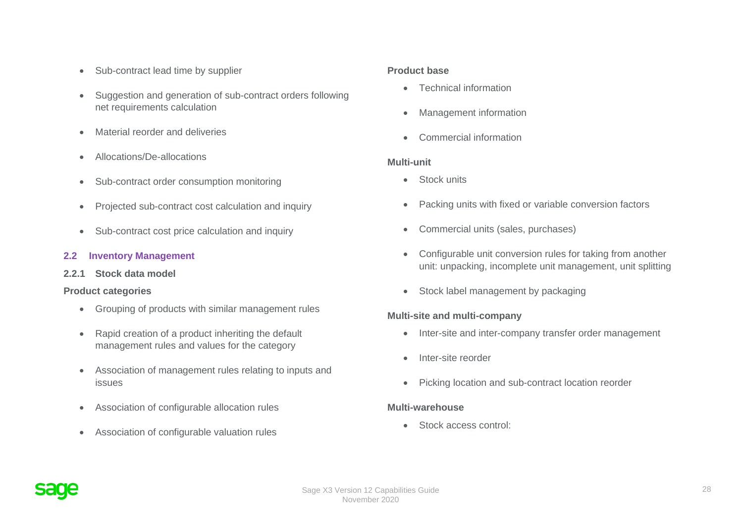- Sub-contract lead time by supplier
- Suggestion and generation of sub-contract orders following net requirements calculation
- Material reorder and deliveries
- Allocations/De-allocations
- Sub-contract order consumption monitoring
- Projected sub-contract cost calculation and inquiry
- Sub-contract cost price calculation and inquiry

## 2.2 Inventory Management

### 2.2.1 Stock data model

**Product categories**

- Grouping of products with similar management rules
- Rapid creation of a product inheriting the default management rules and values for the category
- Association of management rules relating to inputs and issues
- Association of configurable allocation rules
- Association of configurable valuation rules

**Product base**

- Technical information
- Management information
- Commercial information

**Multi-unit**

- Stock units
- Packing units with fixed or variable conversion factors
- Commercial units (sales, purchases)
- Configurable unit conversion rules for taking from another unit: unpacking, incomplete unit management, unit splitting
- Stock label management by packaging

**Multi-site and multi-company**

- Inter-site and inter-company transfer order management
- Inter-site reorder
- Picking location and sub-contract location reorder

**Multi-warehouse**

- Stock access control: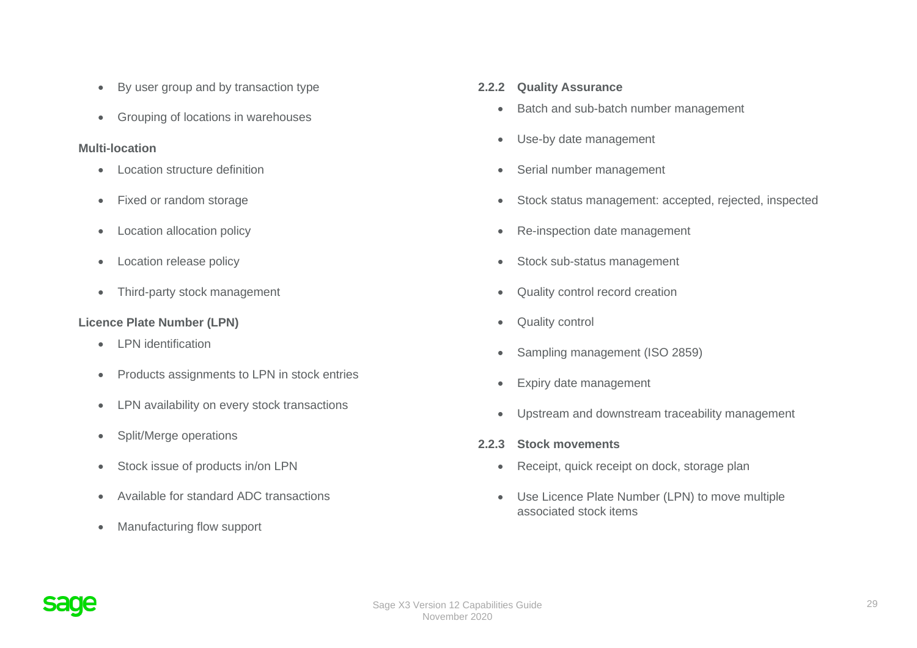- By user group and by transaction type
- Grouping of locations in warehouses

**Multi-location**

- Location structure definition
- Fixed or random storage
- Location allocation policy
- Location release policy
- Third-party stock management

**Licence Plate Number (LPN)**

- LPN identification
- Products assignments to LPN in stock entries
- LPN availability on every stock transactions
- Split/Merge operations
- Stock issue of products in/on LPN
- Available for standard ADC transactions
- Manufacturing flow support

### 2.2.2 Quality Assurance

- Batch and sub-batch number management
- Use-by date management
- Serial number management
- Stock status management: accepted, rejected, inspected
- Re-inspection date management
- Stock sub-status management
- Quality control record creation
- Quality control
- Sampling management (ISO 2859)
- Expiry date management
- Upstream and downstream traceability management

### 2.2.3 Stock movements

- Receipt, quick receipt on dock, storage plan
- Use Licence Plate Number (LPN) to move multiple associated stock items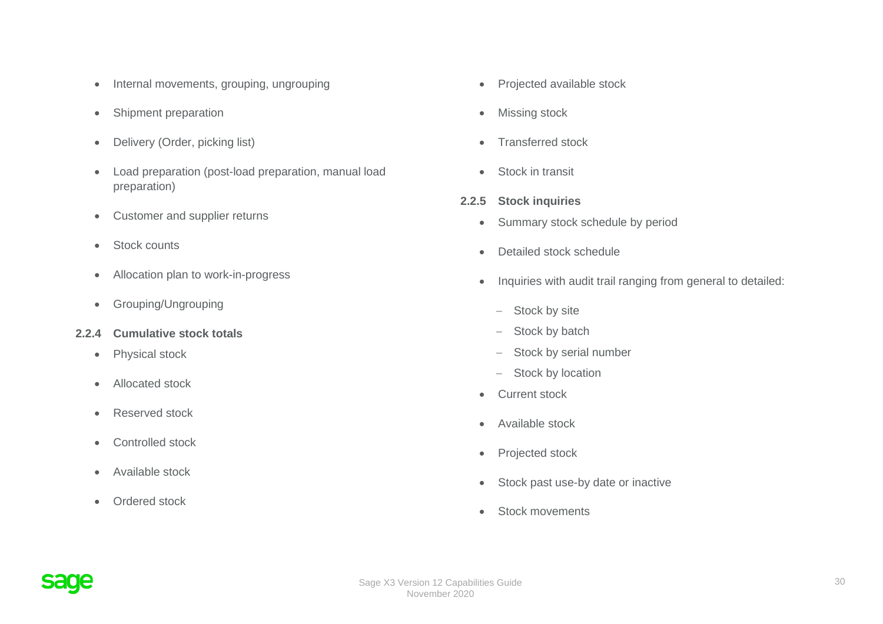- Internal movements, grouping, ungrouping
- Shipment preparation
- Delivery (Order, picking list)
- Load preparation (post-load preparation, manual load preparation)
- Customer and supplier returns
- Stock counts
- Allocation plan to work-in-progress
- Grouping/Ungrouping

### 2.2.4 Cumulative stock totals

- Physical stock
- Allocated stock
- Reserved stock
- Controlled stock
- Available stock
- Ordered stock
- Projected available stock
- Missing stock
- Transferred stock
- Stock in transit

### 2.2.5 Stock inquiries

- Summary stock schedule by period
- Detailed stock schedule
- Inquiries with audit trail ranging from general to detailed:
  - Stock by site
  - Stock by batch
  - Stock by serial number
  - Stock by location
- Current stock
- Available stock
- Projected stock
- Stock past use-by date or inactive
- Stock movements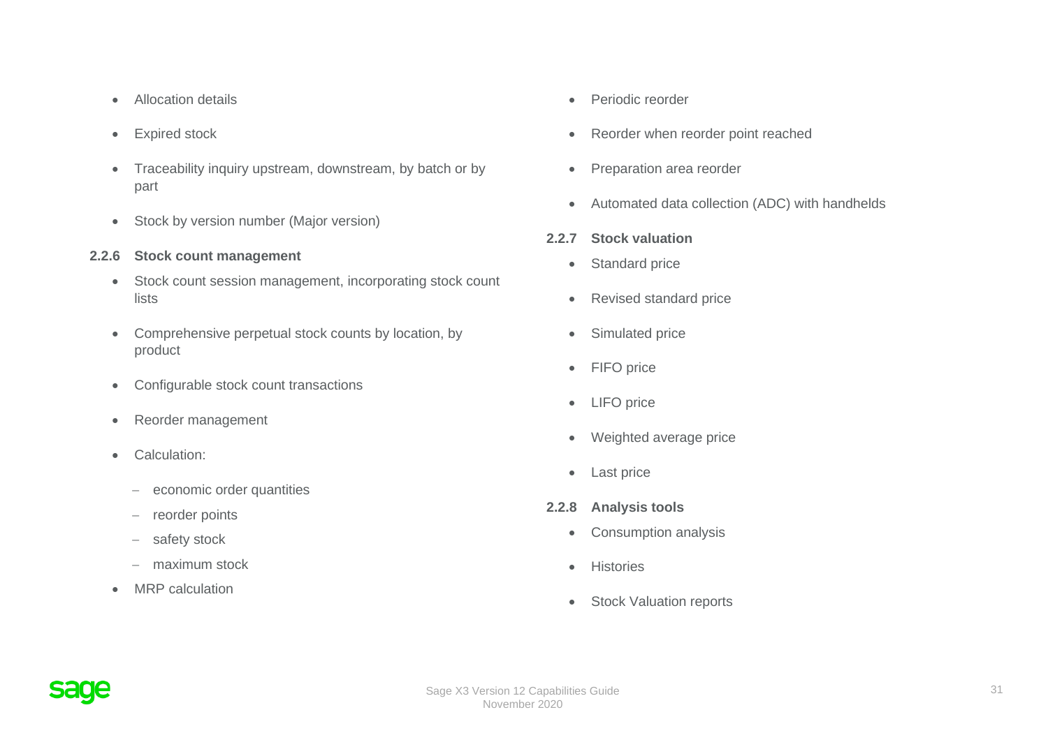- Allocation details
- Expired stock
- Traceability inquiry upstream, downstream, by batch or by part
- Stock by version number (Major version)

### 2.2.6 Stock count management

- Stock count session management, incorporating stock count lists
- Comprehensive perpetual stock counts by location, by product
- Configurable stock count transactions
- Reorder management
- Calculation:
  - economic order quantities
  - reorder points
  - safety stock
  - maximum stock
- MRP calculation
- Periodic reorder
- Reorder when reorder point reached
- Preparation area reorder
- Automated data collection (ADC) with handhelds

### 2.2.7 Stock valuation

- Standard price
- Revised standard price
- Simulated price
- FIFO price
- LIFO price
- Weighted average price
- Last price

### 2.2.8 Analysis tools

- Consumption analysis
- Histories
- Stock Valuation reports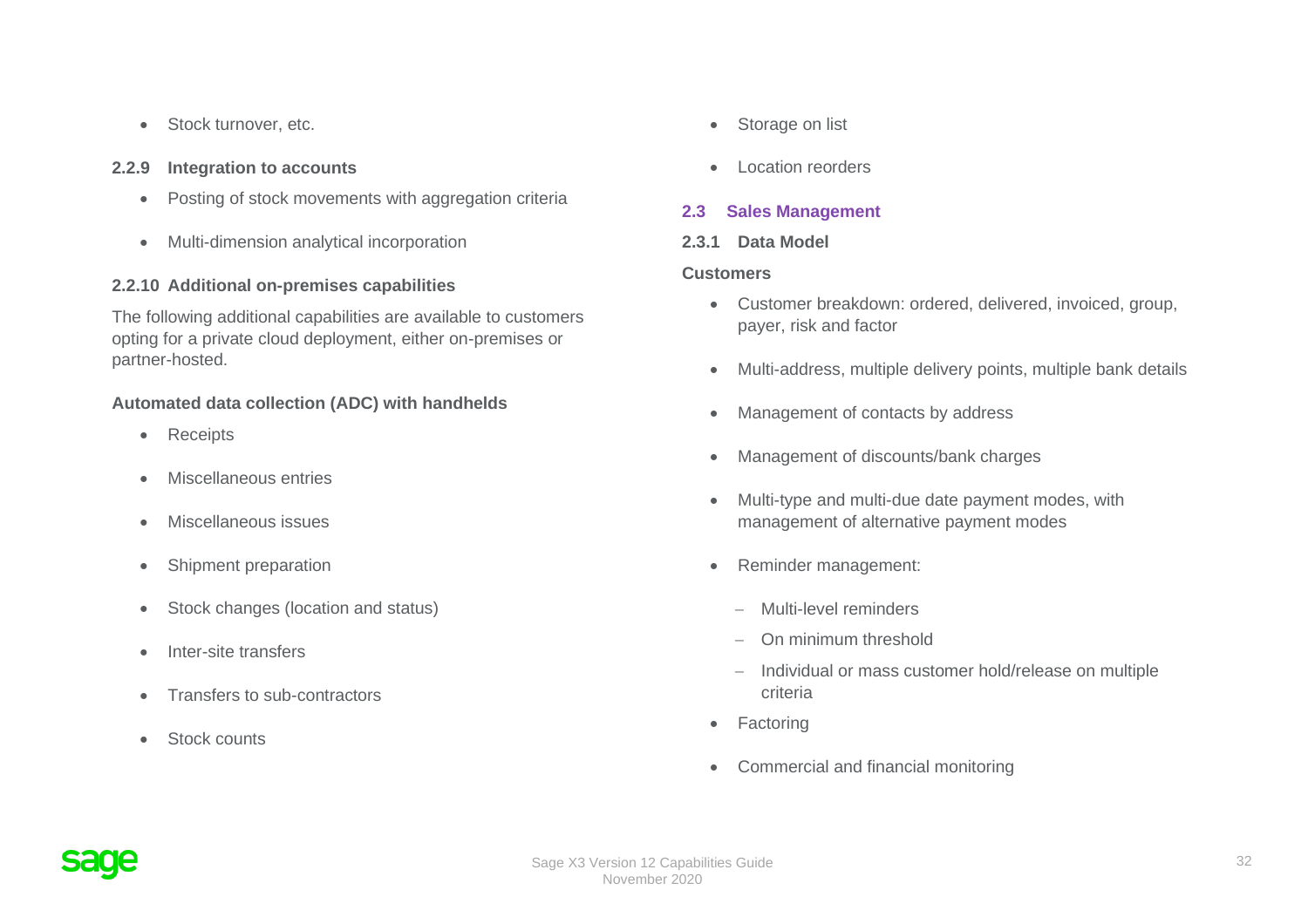- Stock turnover, etc.

#### 2.2.9 Integration to accounts

- Posting of stock movements with aggregation criteria
- Multi-dimension analytical incorporation

#### 2.2.10 Additional on-premises capabilities

The following additional capabilities are available to customers opting for a private cloud deployment, either on-premises or partner-hosted.

**Automated data collection (ADC) with handhelds**

- Receipts
- Miscellaneous entries
- Miscellaneous issues
- Shipment preparation
- Stock changes (location and status)
- Inter-site transfers
- Transfers to sub-contractors
- Stock counts
- Storage on list
- Location reorders

## 2.3 Sales Management

### 2.3.1 Data Model

**Customers**

- Customer breakdown: ordered, delivered, invoiced, group, payer, risk and factor
- Multi-address, multiple delivery points, multiple bank details
- Management of contacts by address
- Management of discounts/bank charges
- Multi-type and multi-due date payment modes, with management of alternative payment modes
- Reminder management:
  - Multi-level reminders
  - On minimum threshold
  - Individual or mass customer hold/release on multiple criteria
- Factoring
- Commercial and financial monitoring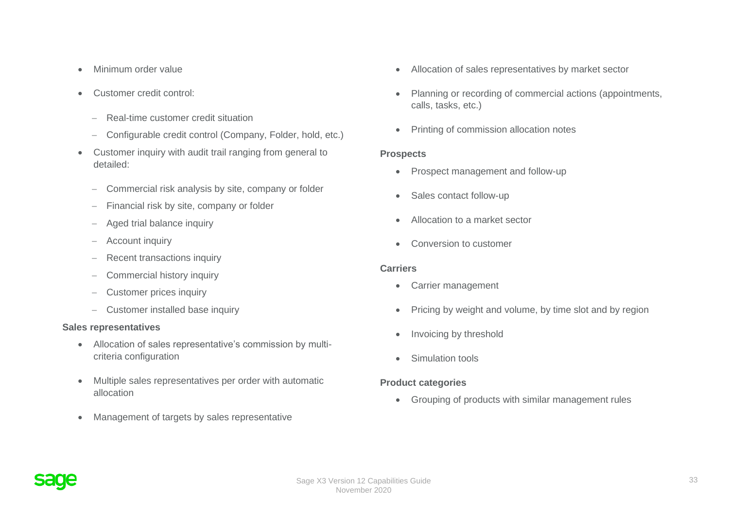- Minimum order value
- Customer credit control:
  - Real-time customer credit situation
  - Configurable credit control (Company, Folder, hold, etc.)
- Customer inquiry with audit trail ranging from general to detailed:
  - Commercial risk analysis by site, company or folder
  - Financial risk by site, company or folder
  - Aged trial balance inquiry
  - Account inquiry
  - Recent transactions inquiry
  - Commercial history inquiry
  - Customer prices inquiry
  - Customer installed base inquiry

**Sales representatives**

- Allocation of sales representative's commission by multi-criteria configuration
- Multiple sales representatives per order with automatic allocation
- Management of targets by sales representative
- Allocation of sales representatives by market sector
- Planning or recording of commercial actions (appointments, calls, tasks, etc.)
- Printing of commission allocation notes

**Prospects**

- Prospect management and follow-up
- Sales contact follow-up
- Allocation to a market sector
- Conversion to customer

**Carriers**

- Carrier management
- Pricing by weight and volume, by time slot and by region
- Invoicing by threshold
- Simulation tools

**Product categories**

- Grouping of products with similar management rules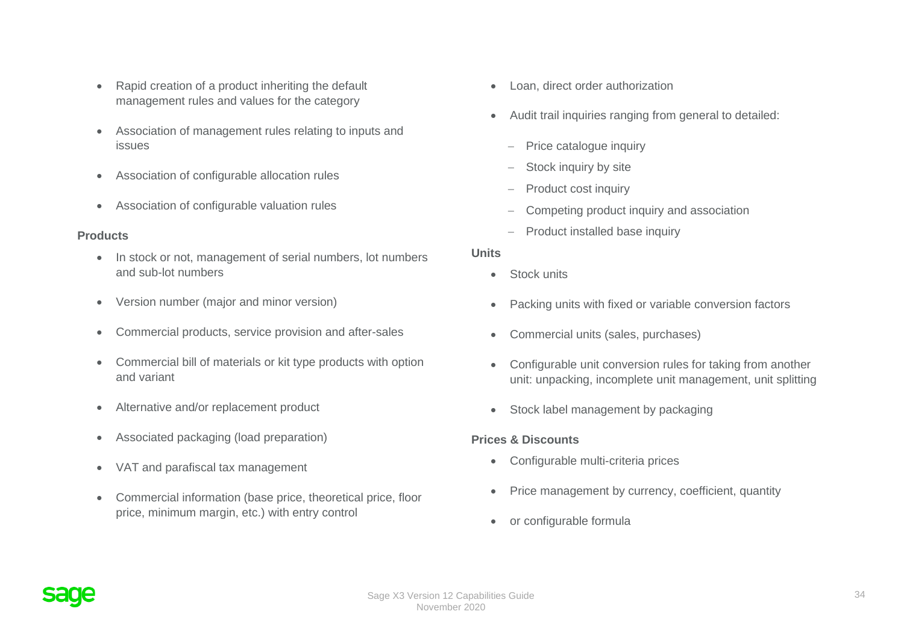- Rapid creation of a product inheriting the default management rules and values for the category
- Association of management rules relating to inputs and issues
- Association of configurable allocation rules
- Association of configurable valuation rules

**Products**

- In stock or not, management of serial numbers, lot numbers and sub-lot numbers
- Version number (major and minor version)
- Commercial products, service provision and after-sales
- Commercial bill of materials or kit type products with option and variant
- Alternative and/or replacement product
- Associated packaging (load preparation)
- VAT and parafiscal tax management
- Commercial information (base price, theoretical price, floor price, minimum margin, etc.) with entry control
- Loan, direct order authorization
- Audit trail inquiries ranging from general to detailed:
  - Price catalogue inquiry
  - Stock inquiry by site
  - Product cost inquiry
  - Competing product inquiry and association
  - Product installed base inquiry

**Units**

- Stock units
- Packing units with fixed or variable conversion factors
- Commercial units (sales, purchases)
- Configurable unit conversion rules for taking from another unit: unpacking, incomplete unit management, unit splitting
- Stock label management by packaging

**Prices & Discounts**

- Configurable multi-criteria prices
- Price management by currency, coefficient, quantity
- or configurable formula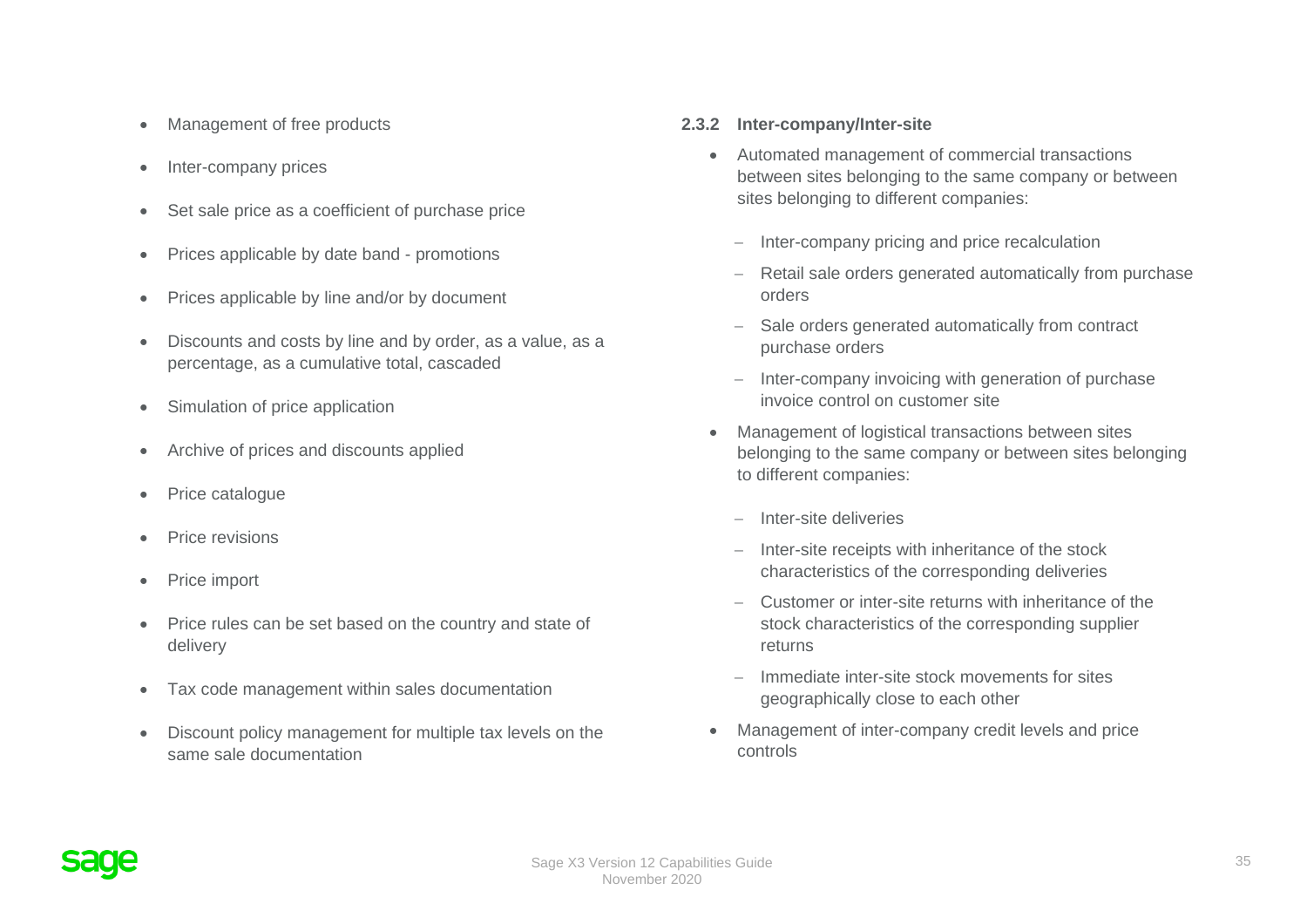- Management of free products
- Inter-company prices
- Set sale price as a coefficient of purchase price
- Prices applicable by date band - promotions
- Prices applicable by line and/or by document
- Discounts and costs by line and by order, as a value, as a percentage, as a cumulative total, cascaded
- Simulation of price application
- Archive of prices and discounts applied
- Price catalogue
- Price revisions
- Price import
- Price rules can be set based on the country and state of delivery
- Tax code management within sales documentation
- Discount policy management for multiple tax levels on the same sale documentation

### 2.3.2 Inter-company/Inter-site

- Automated management of commercial transactions between sites belonging to the same company or between sites belonging to different companies:
  - Inter-company pricing and price recalculation
  - Retail sale orders generated automatically from purchase orders
  - Sale orders generated automatically from contract purchase orders
  - Inter-company invoicing with generation of purchase invoice control on customer site
- Management of logistical transactions between sites belonging to the same company or between sites belonging to different companies:
  - Inter-site deliveries
  - Inter-site receipts with inheritance of the stock characteristics of the corresponding deliveries
  - Customer or inter-site returns with inheritance of the stock characteristics of the corresponding supplier returns
  - Immediate inter-site stock movements for sites geographically close to each other
- Management of inter-company credit levels and price controls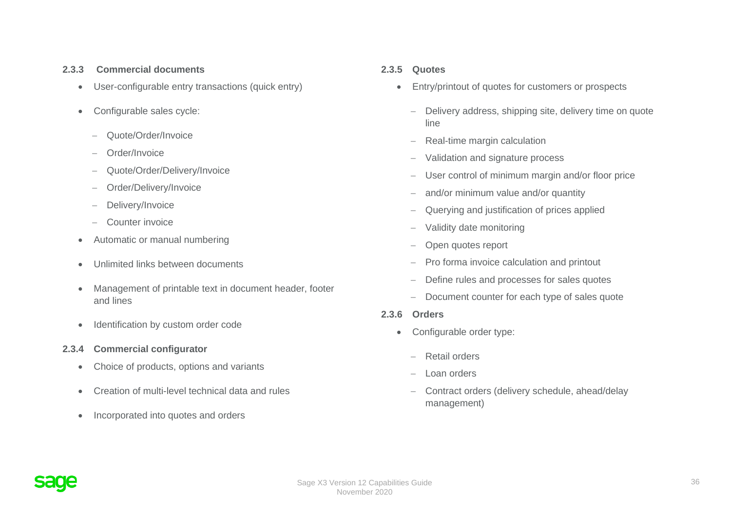### 2.3.3 Commercial documents

- User-configurable entry transactions (quick entry)
- Configurable sales cycle:
  - Quote/Order/Invoice
  - Order/Invoice
  - Quote/Order/Delivery/Invoice
  - Order/Delivery/Invoice
  - Delivery/Invoice
  - Counter invoice
- Automatic or manual numbering
- Unlimited links between documents
- Management of printable text in document header, footer and lines
- Identification by custom order code

### 2.3.4 Commercial configurator

- Choice of products, options and variants
- Creation of multi-level technical data and rules
- Incorporated into quotes and orders

### 2.3.5 Quotes

- Entry/printout of quotes for customers or prospects
  - Delivery address, shipping site, delivery time on quote line
  - Real-time margin calculation
  - Validation and signature process
  - User control of minimum margin and/or floor price
  - and/or minimum value and/or quantity
  - Querying and justification of prices applied
  - Validity date monitoring
  - Open quotes report
  - Pro forma invoice calculation and printout
  - Define rules and processes for sales quotes
  - Document counter for each type of sales quote

### 2.3.6 Orders

- Configurable order type:
  - Retail orders
  - Loan orders
  - Contract orders (delivery schedule, ahead/delay management)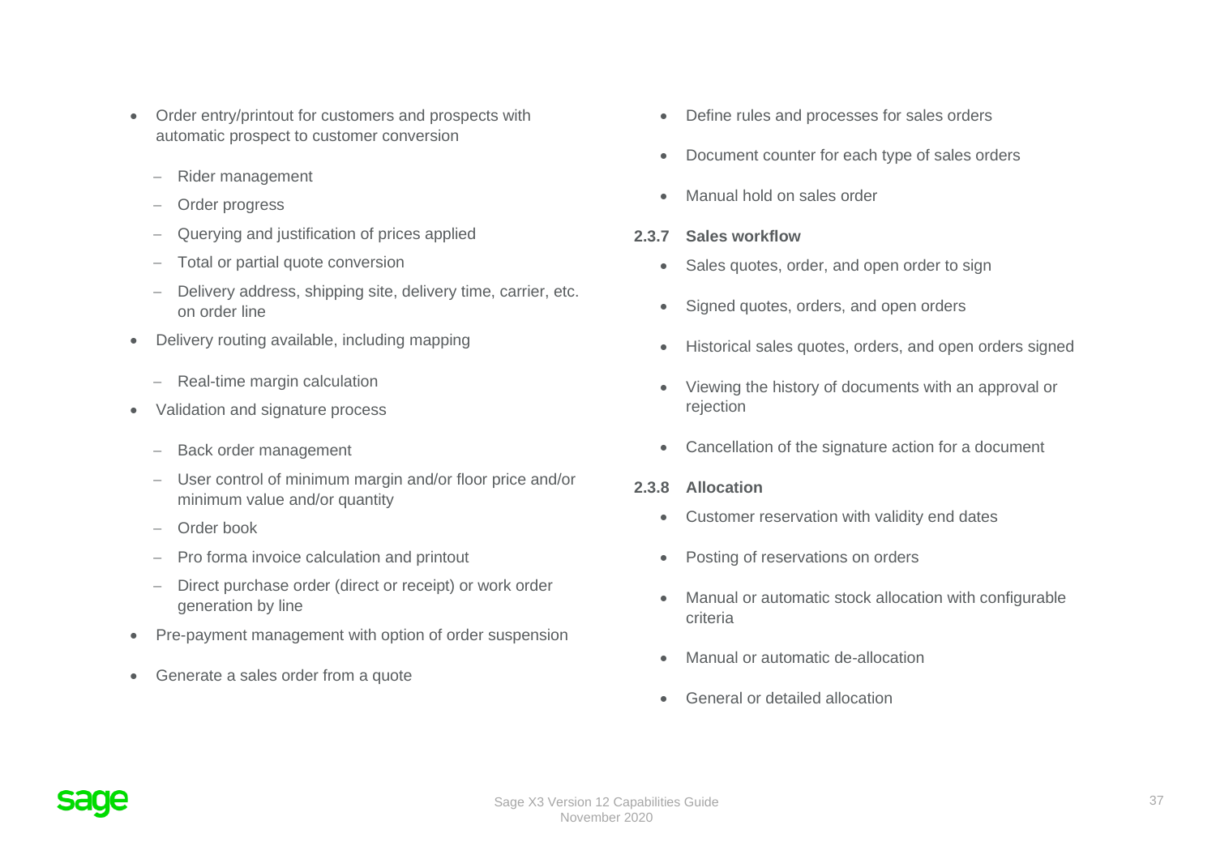- Order entry/printout for customers and prospects with automatic prospect to customer conversion
  - Rider management
  - Order progress
  - Querying and justification of prices applied
  - Total or partial quote conversion
  - Delivery address, shipping site, delivery time, carrier, etc. on order line
- Delivery routing available, including mapping
  - Real-time margin calculation
- Validation and signature process
  - Back order management
  - User control of minimum margin and/or floor price and/or minimum value and/or quantity
  - Order book
  - Pro forma invoice calculation and printout
  - Direct purchase order (direct or receipt) or work order generation by line
- Pre-payment management with option of order suspension
- Generate a sales order from a quote
- Define rules and processes for sales orders
- Document counter for each type of sales orders
- Manual hold on sales order

### 2.3.7 Sales workflow

- Sales quotes, order, and open order to sign
- Signed quotes, orders, and open orders
- Historical sales quotes, orders, and open orders signed
- Viewing the history of documents with an approval or rejection
- Cancellation of the signature action for a document

### 2.3.8 Allocation

- Customer reservation with validity end dates
- Posting of reservations on orders
- Manual or automatic stock allocation with configurable criteria
- Manual or automatic de-allocation
- General or detailed allocation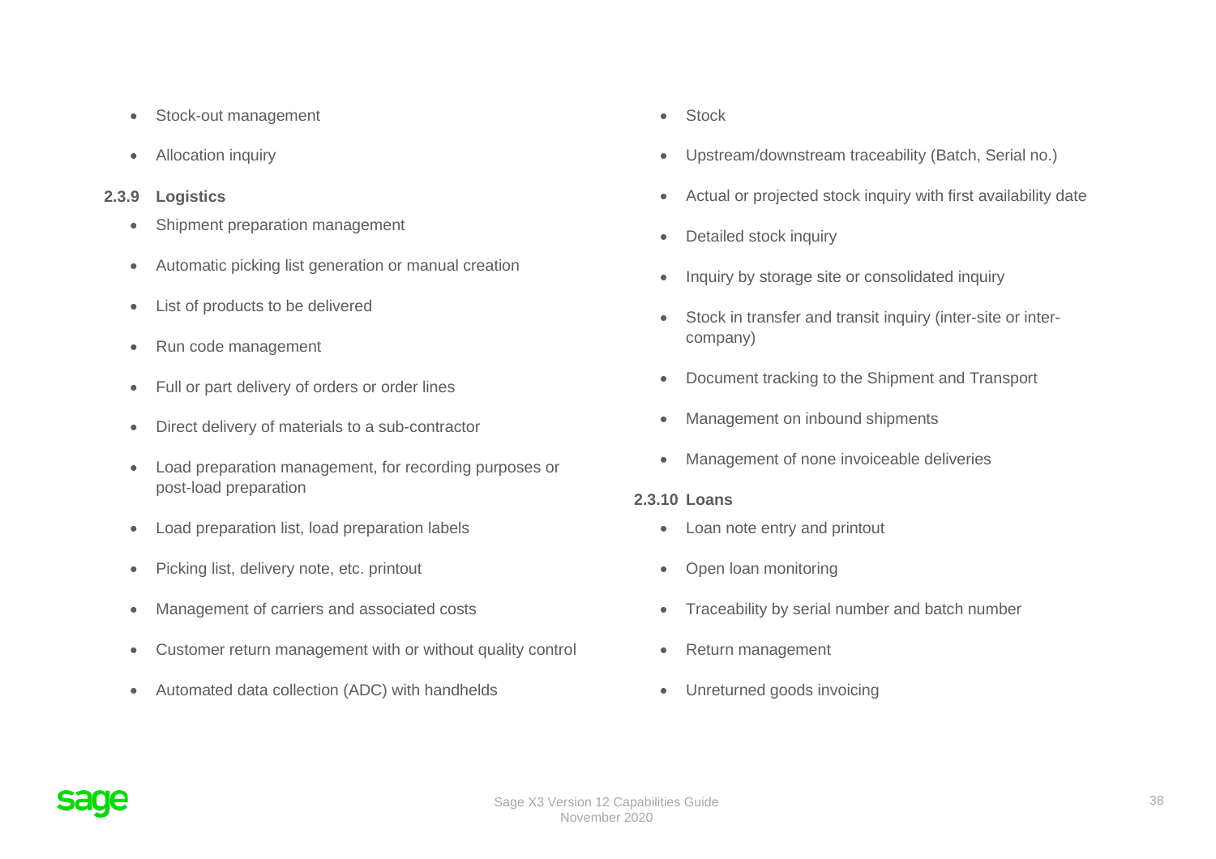- Stock-out management
- Allocation inquiry

### 2.3.9 Logistics

- Shipment preparation management
- Automatic picking list generation or manual creation
- List of products to be delivered
- Run code management
- Full or part delivery of orders or order lines
- Direct delivery of materials to a sub-contractor
- Load preparation management, for recording purposes or post-load preparation
- Load preparation list, load preparation labels
- Picking list, delivery note, etc. printout
- Management of carriers and associated costs
- Customer return management with or without quality control
- Automated data collection (ADC) with handhelds
- Stock
- Upstream/downstream traceability (Batch, Serial no.)
- Actual or projected stock inquiry with first availability date
- Detailed stock inquiry
- Inquiry by storage site or consolidated inquiry
- Stock in transfer and transit inquiry (inter-site or inter-company)
- Document tracking to the Shipment and Transport
- Management on inbound shipments
- Management of none invoiceable deliveries

### 2.3.10 Loans

- Loan note entry and printout
- Open loan monitoring
- Traceability by serial number and batch number
- Return management
- Unreturned goods invoicing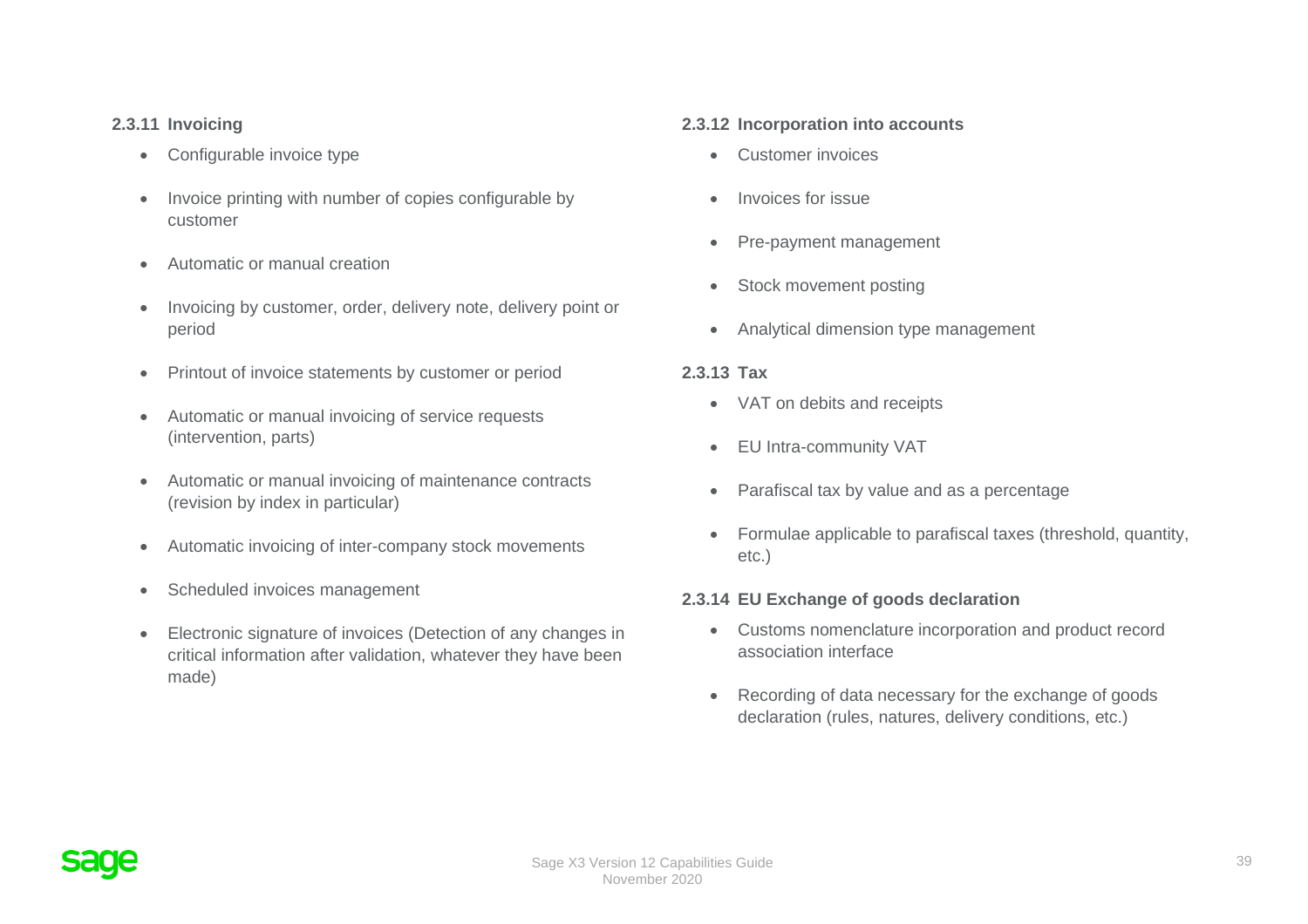### 2.3.11 Invoicing

- Configurable invoice type
- Invoice printing with number of copies configurable by customer
- Automatic or manual creation
- Invoicing by customer, order, delivery note, delivery point or period
- Printout of invoice statements by customer or period
- Automatic or manual invoicing of service requests (intervention, parts)
- Automatic or manual invoicing of maintenance contracts (revision by index in particular)
- Automatic invoicing of inter-company stock movements
- Scheduled invoices management
- Electronic signature of invoices (Detection of any changes in critical information after validation, whatever they have been made)

### 2.3.12 Incorporation into accounts

- Customer invoices
- Invoices for issue
- Pre-payment management
- Stock movement posting
- Analytical dimension type management

### 2.3.13 Tax

- VAT on debits and receipts
- EU Intra-community VAT
- Parafiscal tax by value and as a percentage
- Formulae applicable to parafiscal taxes (threshold, quantity, etc.)

### 2.3.14 EU Exchange of goods declaration

- Customs nomenclature incorporation and product record association interface
- Recording of data necessary for the exchange of goods declaration (rules, natures, delivery conditions, etc.)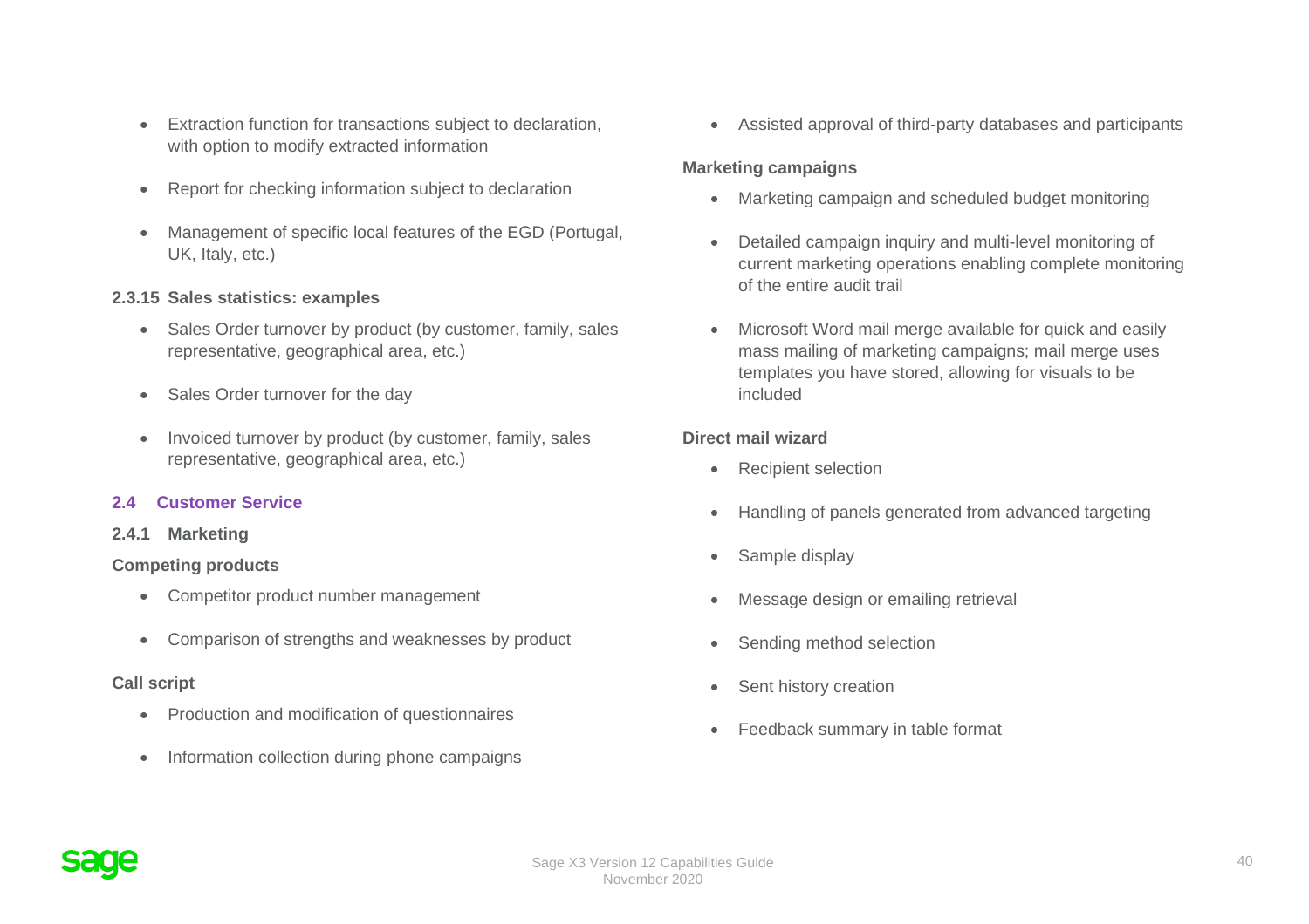- Extraction function for transactions subject to declaration, with option to modify extracted information
- Report for checking information subject to declaration
- Management of specific local features of the EGD (Portugal, UK, Italy, etc.)

#### 2.3.15 Sales statistics: examples

- Sales Order turnover by product (by customer, family, sales representative, geographical area, etc.)
- Sales Order turnover for the day
- Invoiced turnover by product (by customer, family, sales representative, geographical area, etc.)

## 2.4 Customer Service

### 2.4.1 Marketing

**Competing products**

- Competitor product number management
- Comparison of strengths and weaknesses by product

**Call script**

- Production and modification of questionnaires
- Information collection during phone campaigns
- Assisted approval of third-party databases and participants

**Marketing campaigns**

- Marketing campaign and scheduled budget monitoring
- Detailed campaign inquiry and multi-level monitoring of current marketing operations enabling complete monitoring of the entire audit trail
- Microsoft Word mail merge available for quick and easily mass mailing of marketing campaigns; mail merge uses templates you have stored, allowing for visuals to be included

**Direct mail wizard**

- Recipient selection
- Handling of panels generated from advanced targeting
- Sample display
- Message design or emailing retrieval
- Sending method selection
- Sent history creation
- Feedback summary in table format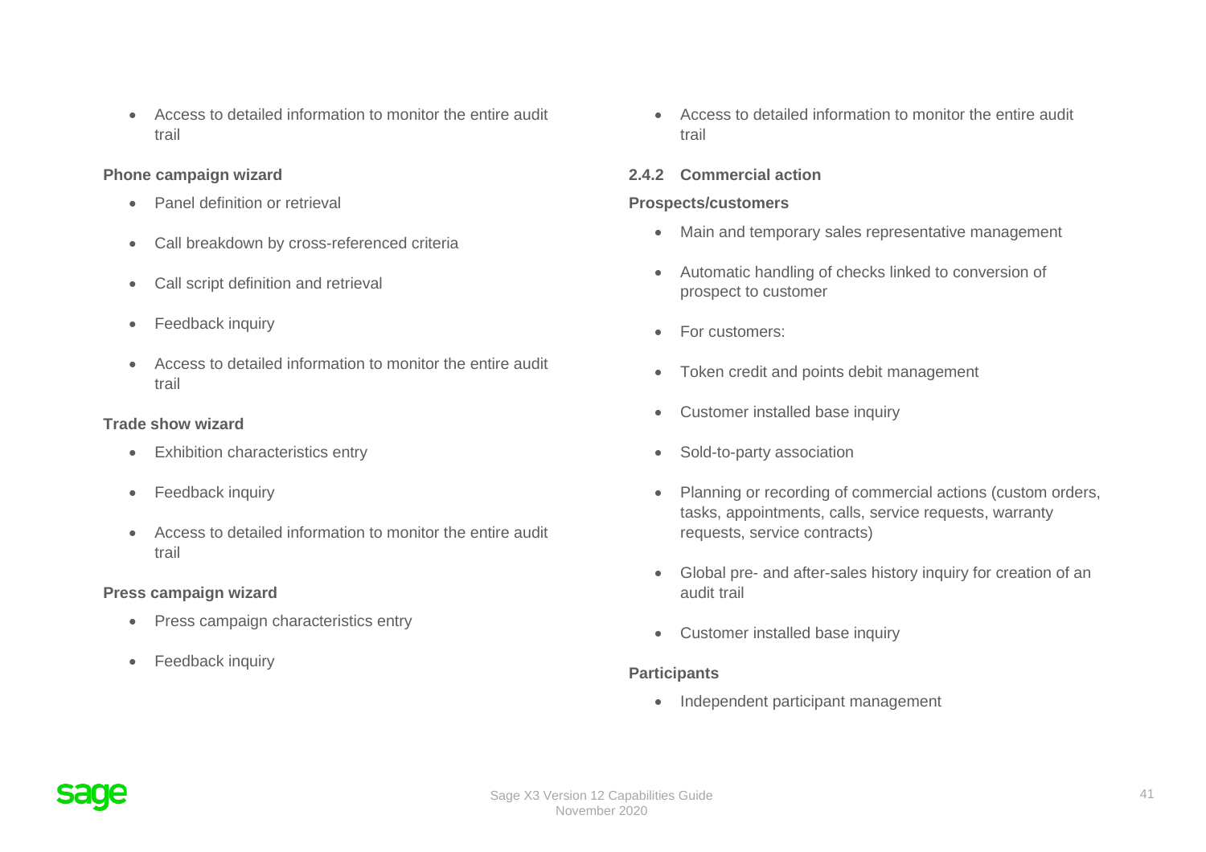- Access to detailed information to monitor the entire audit trail

**Phone campaign wizard**

- Panel definition or retrieval
- Call breakdown by cross-referenced criteria
- Call script definition and retrieval
- Feedback inquiry
- Access to detailed information to monitor the entire audit trail

**Trade show wizard**

- Exhibition characteristics entry
- Feedback inquiry
- Access to detailed information to monitor the entire audit trail

**Press campaign wizard**

- Press campaign characteristics entry
- Feedback inquiry
- Access to detailed information to monitor the entire audit trail

### 2.4.2 Commercial action

**Prospects/customers**

- Main and temporary sales representative management
- Automatic handling of checks linked to conversion of prospect to customer
- For customers:
- Token credit and points debit management
- Customer installed base inquiry
- Sold-to-party association
- Planning or recording of commercial actions (custom orders, tasks, appointments, calls, service requests, warranty requests, service contracts)
- Global pre- and after-sales history inquiry for creation of an audit trail
- Customer installed base inquiry

**Participants**

- Independent participant management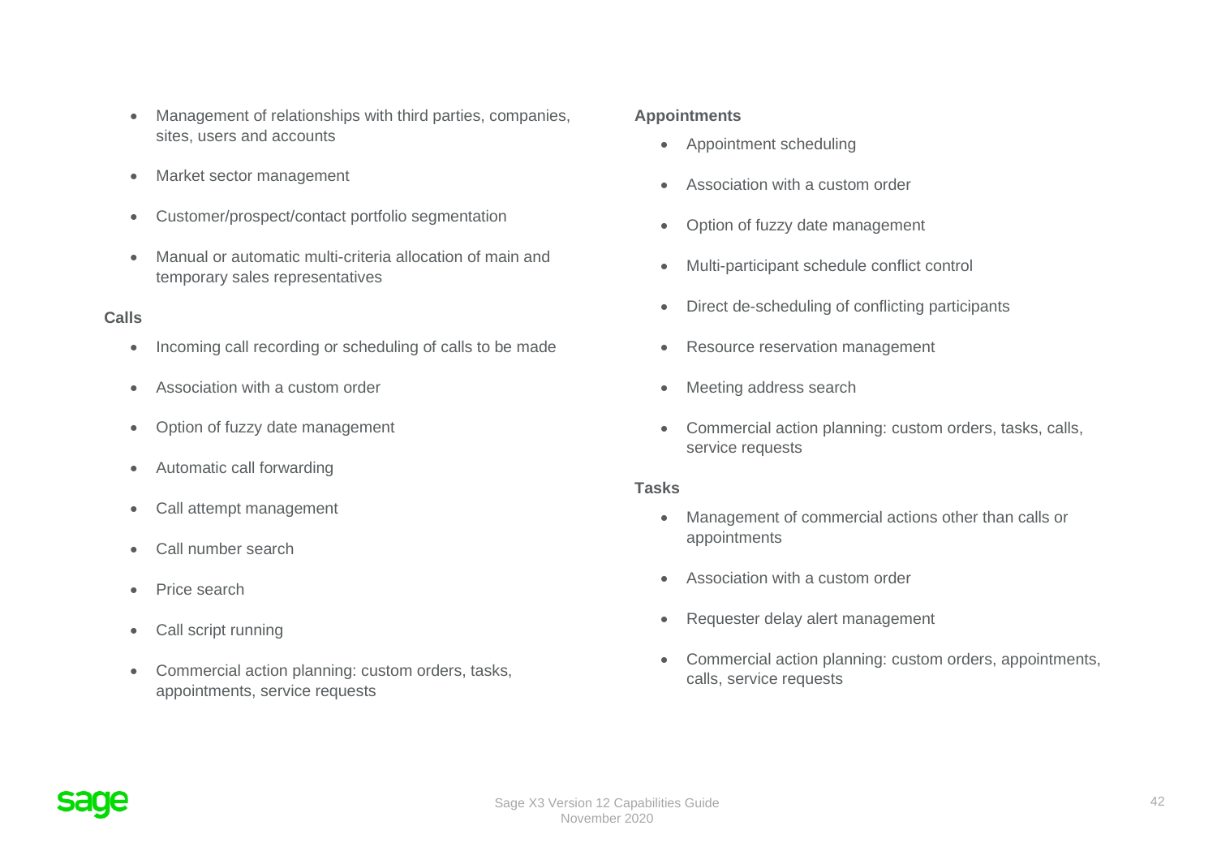- Management of relationships with third parties, companies, sites, users and accounts
- Market sector management
- Customer/prospect/contact portfolio segmentation
- Manual or automatic multi-criteria allocation of main and temporary sales representatives

**Calls**

- Incoming call recording or scheduling of calls to be made
- Association with a custom order
- Option of fuzzy date management
- Automatic call forwarding
- Call attempt management
- Call number search
- Price search
- Call script running
- Commercial action planning: custom orders, tasks, appointments, service requests

**Appointments**

- Appointment scheduling
- Association with a custom order
- Option of fuzzy date management
- Multi-participant schedule conflict control
- Direct de-scheduling of conflicting participants
- Resource reservation management
- Meeting address search
- Commercial action planning: custom orders, tasks, calls, service requests

**Tasks**

- Management of commercial actions other than calls or appointments
- Association with a custom order
- Requester delay alert management
- Commercial action planning: custom orders, appointments, calls, service requests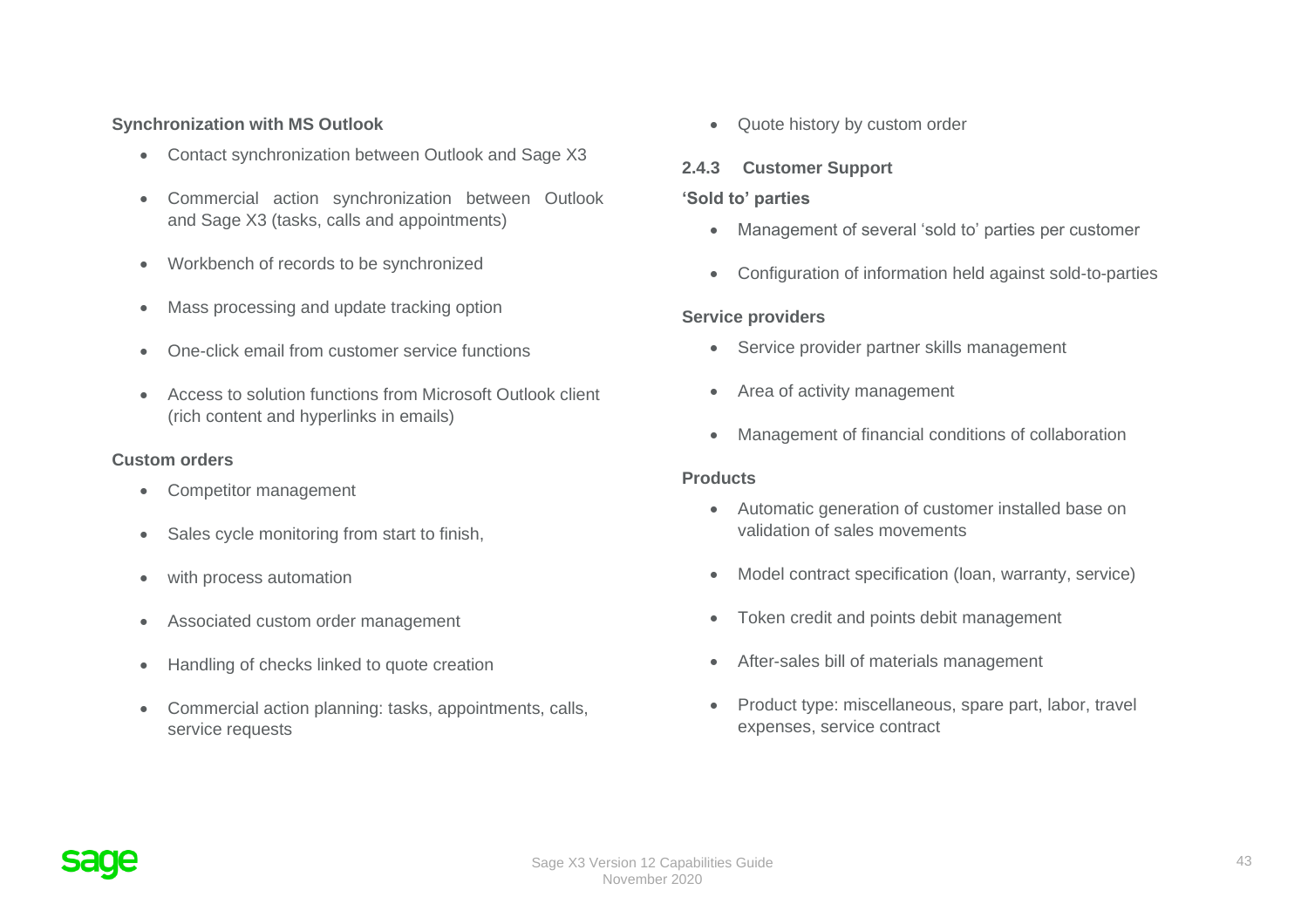**Synchronization with MS Outlook**

- Contact synchronization between Outlook and Sage X3
- Commercial action synchronization between Outlook and Sage X3 (tasks, calls and appointments)
- Workbench of records to be synchronized
- Mass processing and update tracking option
- One-click email from customer service functions
- Access to solution functions from Microsoft Outlook client (rich content and hyperlinks in emails)

**Custom orders**

- Competitor management
- Sales cycle monitoring from start to finish,
- with process automation
- Associated custom order management
- Handling of checks linked to quote creation
- Commercial action planning: tasks, appointments, calls, service requests
- Quote history by custom order

### 2.4.3 Customer Support

**'Sold to' parties**

- Management of several 'sold to' parties per customer
- Configuration of information held against sold-to-parties

**Service providers**

- Service provider partner skills management
- Area of activity management
- Management of financial conditions of collaboration

**Products**

- Automatic generation of customer installed base on validation of sales movements
- Model contract specification (loan, warranty, service)
- Token credit and points debit management
- After-sales bill of materials management
- Product type: miscellaneous, spare part, labor, travel expenses, service contract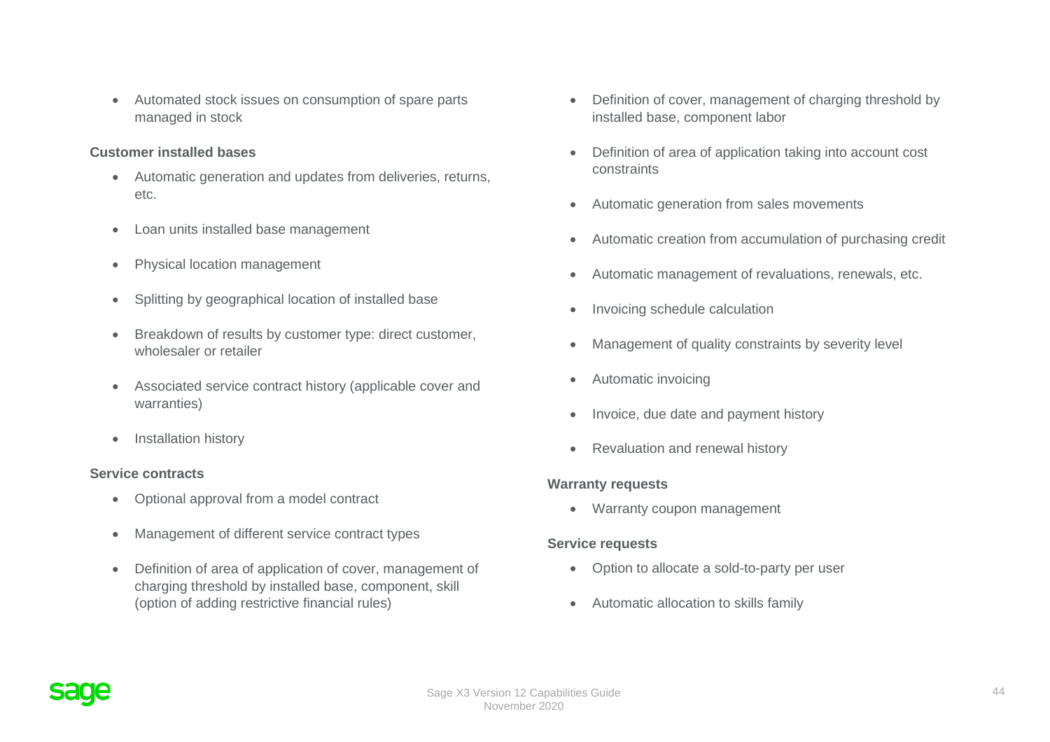- Automated stock issues on consumption of spare parts managed in stock

**Customer installed bases**

- Automatic generation and updates from deliveries, returns, etc.
- Loan units installed base management
- Physical location management
- Splitting by geographical location of installed base
- Breakdown of results by customer type: direct customer, wholesaler or retailer
- Associated service contract history (applicable cover and warranties)
- Installation history

**Service contracts**

- Optional approval from a model contract
- Management of different service contract types
- Definition of area of application of cover, management of charging threshold by installed base, component, skill (option of adding restrictive financial rules)
- Definition of cover, management of charging threshold by installed base, component labor
- Definition of area of application taking into account cost constraints
- Automatic generation from sales movements
- Automatic creation from accumulation of purchasing credit
- Automatic management of revaluations, renewals, etc.
- Invoicing schedule calculation
- Management of quality constraints by severity level
- Automatic invoicing
- Invoice, due date and payment history
- Revaluation and renewal history

**Warranty requests**

- Warranty coupon management

**Service requests**

- Option to allocate a sold-to-party per user
- Automatic allocation to skills family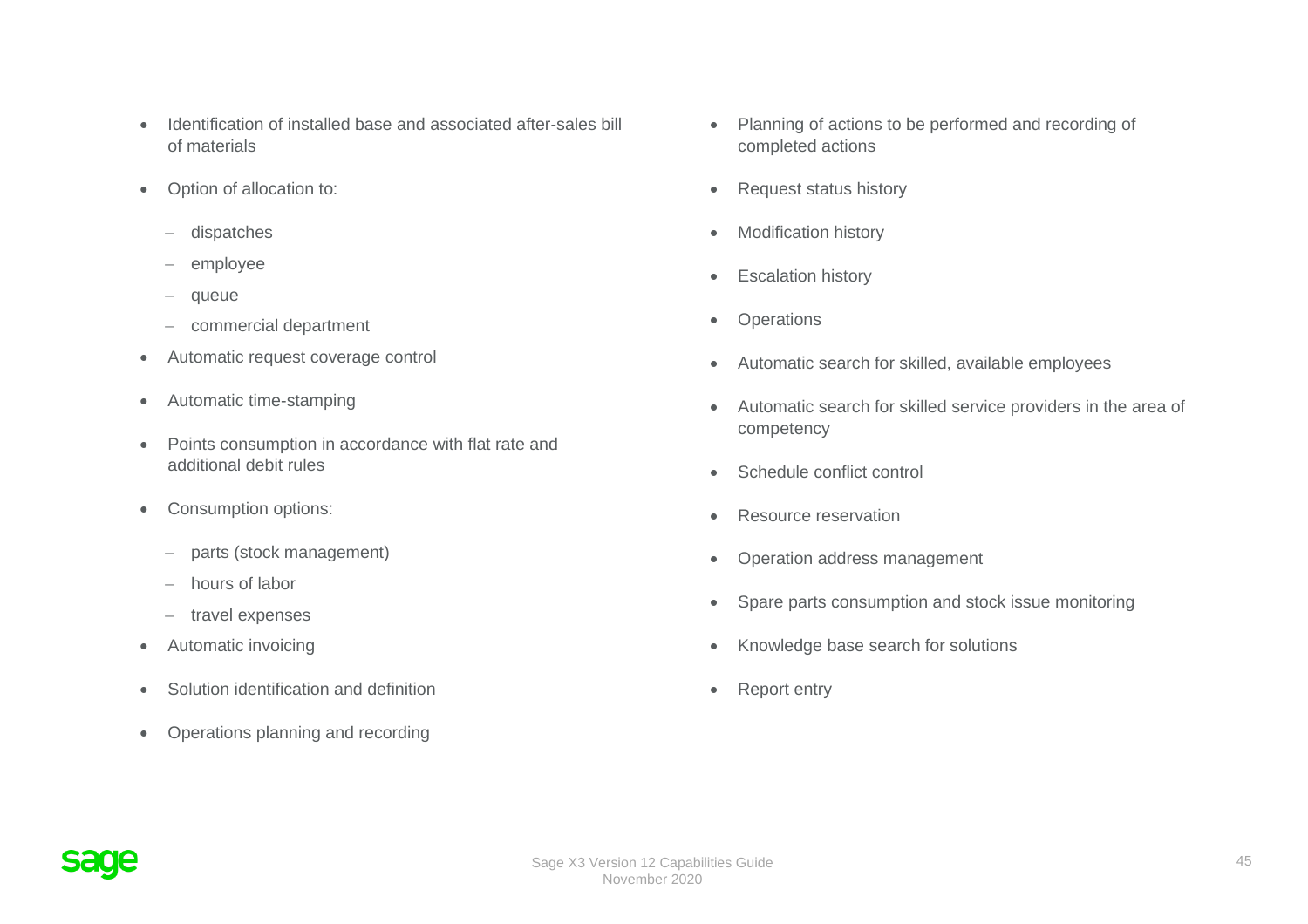- Identification of installed base and associated after-sales bill of materials
- Option of allocation to:
  - dispatches
  - employee
  - queue
  - commercial department
- Automatic request coverage control
- Automatic time-stamping
- Points consumption in accordance with flat rate and additional debit rules
- Consumption options:
  - parts (stock management)
  - hours of labor
  - travel expenses
- Automatic invoicing
- Solution identification and definition
- Operations planning and recording
- Planning of actions to be performed and recording of completed actions
- Request status history
- Modification history
- Escalation history
- Operations
- Automatic search for skilled, available employees
- Automatic search for skilled service providers in the area of competency
- Schedule conflict control
- Resource reservation
- Operation address management
- Spare parts consumption and stock issue monitoring
- Knowledge base search for solutions
- Report entry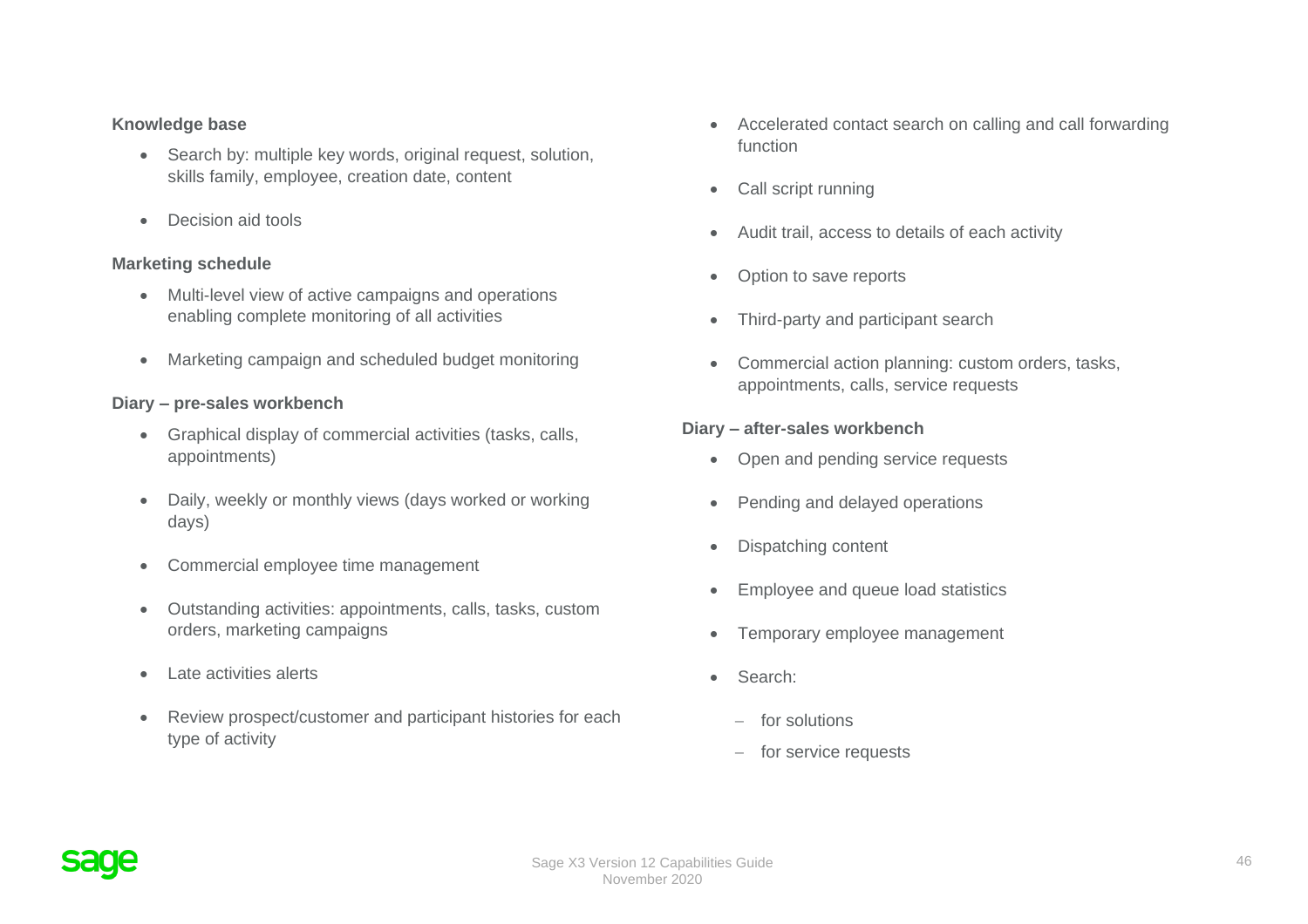**Knowledge base**

- Search by: multiple key words, original request, solution, skills family, employee, creation date, content
- Decision aid tools

**Marketing schedule**

- Multi-level view of active campaigns and operations enabling complete monitoring of all activities
- Marketing campaign and scheduled budget monitoring

**Diary – pre-sales workbench**

- Graphical display of commercial activities (tasks, calls, appointments)
- Daily, weekly or monthly views (days worked or working days)
- Commercial employee time management
- Outstanding activities: appointments, calls, tasks, custom orders, marketing campaigns
- Late activities alerts
- Review prospect/customer and participant histories for each type of activity
- Accelerated contact search on calling and call forwarding function
- Call script running
- Audit trail, access to details of each activity
- Option to save reports
- Third-party and participant search
- Commercial action planning: custom orders, tasks, appointments, calls, service requests

**Diary – after-sales workbench**

- Open and pending service requests
- Pending and delayed operations
- Dispatching content
- Employee and queue load statistics
- Temporary employee management
- Search:
  - for solutions
  - for service requests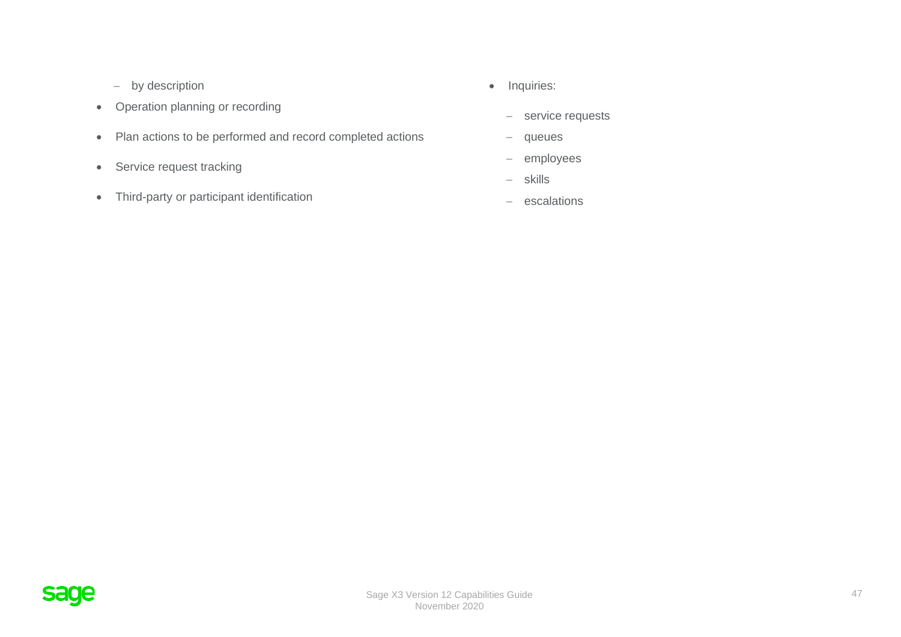- by description
- Operation planning or recording
- Plan actions to be performed and record completed actions
- Service request tracking
- Third-party or participant identification
- Inquiries:
  - service requests
  - queues
  - employees
  - skills
  - escalations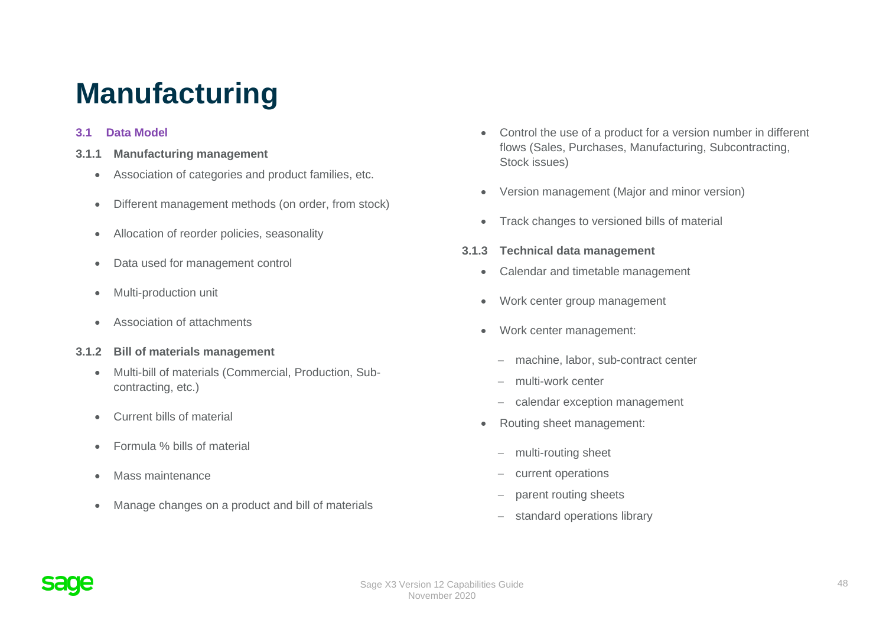# Manufacturing

## 3.1 Data Model

### 3.1.1 Manufacturing management

- Association of categories and product families, etc.
- Different management methods (on order, from stock)
- Allocation of reorder policies, seasonality
- Data used for management control
- Multi-production unit
- Association of attachments

### 3.1.2 Bill of materials management

- Multi-bill of materials (Commercial, Production, Sub-contracting, etc.)
- Current bills of material
- Formula % bills of material
- Mass maintenance
- Manage changes on a product and bill of materials
- Control the use of a product for a version number in different flows (Sales, Purchases, Manufacturing, Subcontracting, Stock issues)
- Version management (Major and minor version)
- Track changes to versioned bills of material

### 3.1.3 Technical data management

- Calendar and timetable management
- Work center group management
- Work center management:
  - machine, labor, sub-contract center
  - multi-work center
  - calendar exception management
- Routing sheet management:
  - multi-routing sheet
  - current operations
  - parent routing sheets
  - standard operations library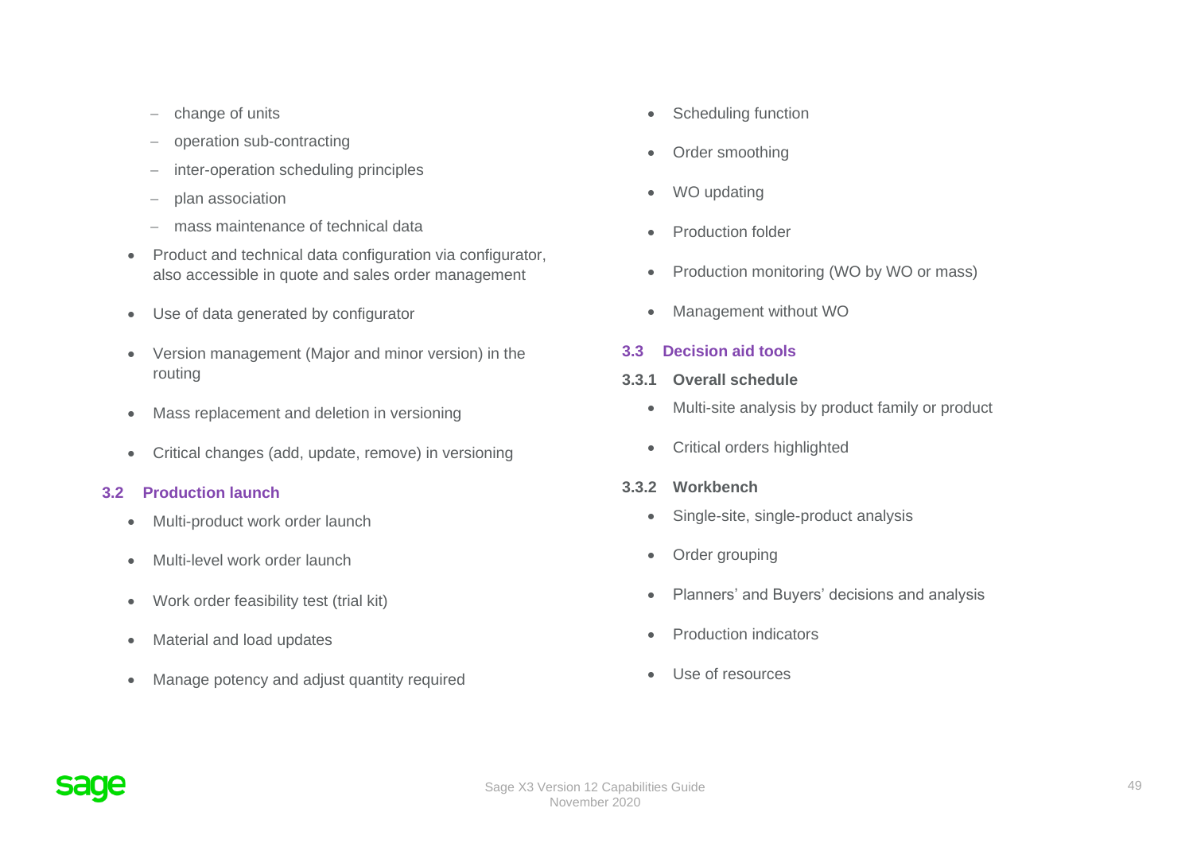- change of units
  - operation sub-contracting
  - inter-operation scheduling principles
  - plan association
  - mass maintenance of technical data
- Product and technical data configuration via configurator, also accessible in quote and sales order management
- Use of data generated by configurator
- Version management (Major and minor version) in the routing
- Mass replacement and deletion in versioning
- Critical changes (add, update, remove) in versioning

## 3.2 Production launch

- Multi-product work order launch
- Multi-level work order launch
- Work order feasibility test (trial kit)
- Material and load updates
- Manage potency and adjust quantity required
- Scheduling function
- Order smoothing
- WO updating
- Production folder
- Production monitoring (WO by WO or mass)
- Management without WO

## 3.3 Decision aid tools

### 3.3.1 Overall schedule

- Multi-site analysis by product family or product
- Critical orders highlighted

### 3.3.2 Workbench

- Single-site, single-product analysis
- Order grouping
- Planners' and Buyers' decisions and analysis
- Production indicators
- Use of resources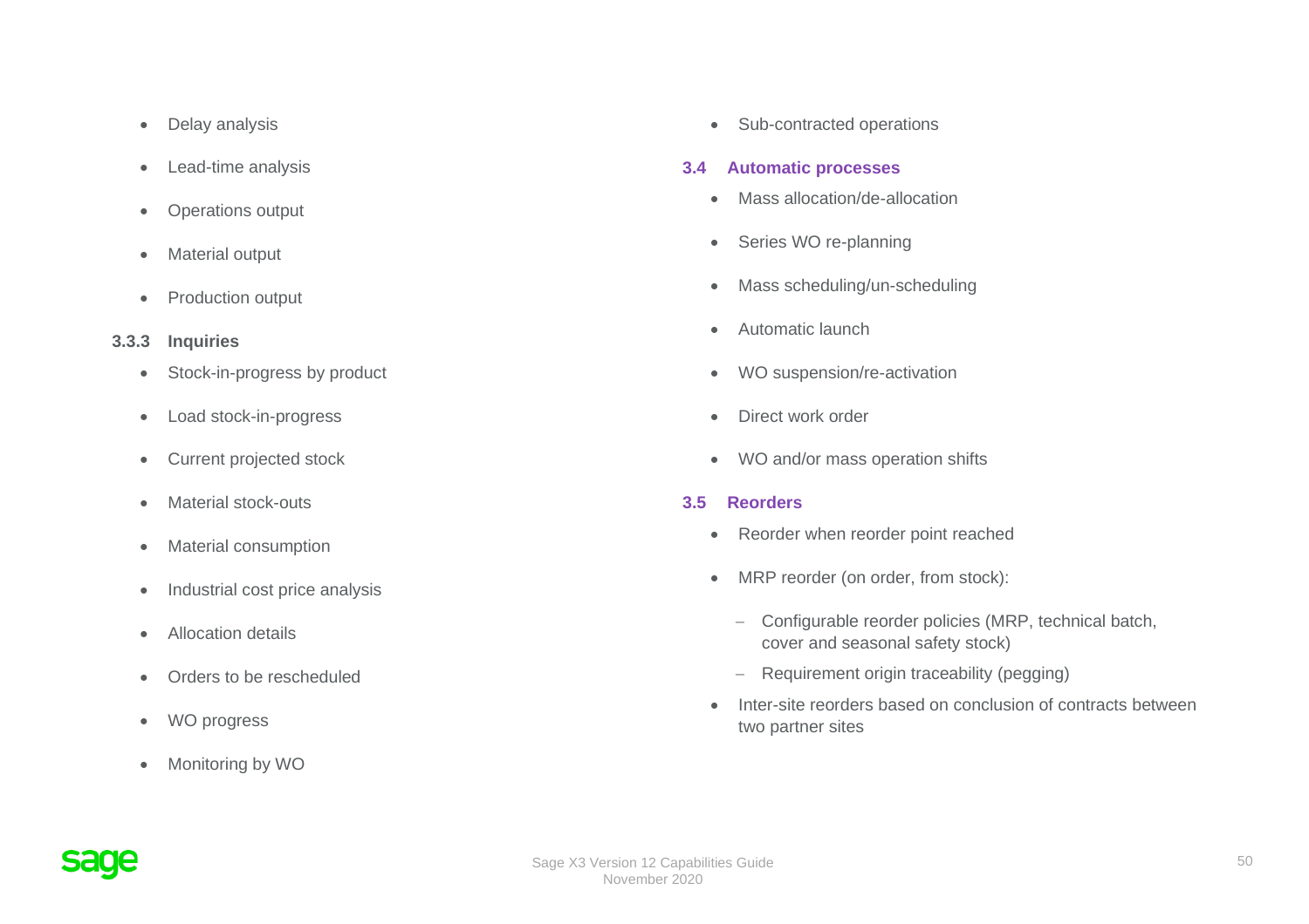- Delay analysis
- Lead-time analysis
- Operations output
- Material output
- Production output

#### 3.3.3 Inquiries

- Stock-in-progress by product
- Load stock-in-progress
- Current projected stock
- Material stock-outs
- Material consumption
- Industrial cost price analysis
- Allocation details
- Orders to be rescheduled
- WO progress
- Monitoring by WO
- Sub-contracted operations

### 3.4 Automatic processes

- Mass allocation/de-allocation
- Series WO re-planning
- Mass scheduling/un-scheduling
- Automatic launch
- WO suspension/re-activation
- Direct work order
- WO and/or mass operation shifts

### 3.5 Reorders

- Reorder when reorder point reached
- MRP reorder (on order, from stock):
  - Configurable reorder policies (MRP, technical batch, cover and seasonal safety stock)
  - Requirement origin traceability (pegging)
- Inter-site reorders based on conclusion of contracts between two partner sites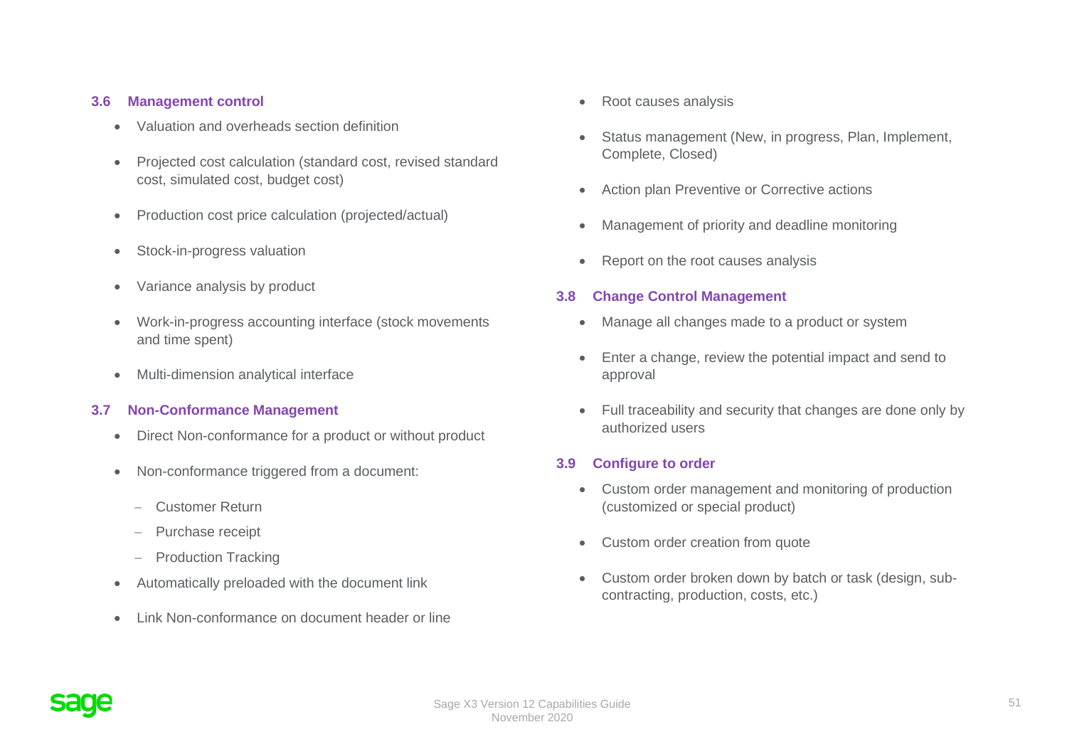### 3.6 Management control

- Valuation and overheads section definition
- Projected cost calculation (standard cost, revised standard cost, simulated cost, budget cost)
- Production cost price calculation (projected/actual)
- Stock-in-progress valuation
- Variance analysis by product
- Work-in-progress accounting interface (stock movements and time spent)
- Multi-dimension analytical interface

### 3.7 Non-Conformance Management

- Direct Non-conformance for a product or without product
- Non-conformance triggered from a document:
  - Customer Return
  - Purchase receipt
  - Production Tracking
- Automatically preloaded with the document link
- Link Non-conformance on document header or line
- Root causes analysis
- Status management (New, in progress, Plan, Implement, Complete, Closed)
- Action plan Preventive or Corrective actions
- Management of priority and deadline monitoring
- Report on the root causes analysis

### 3.8 Change Control Management

- Manage all changes made to a product or system
- Enter a change, review the potential impact and send to approval
- Full traceability and security that changes are done only by authorized users

### 3.9 Configure to order

- Custom order management and monitoring of production (customized or special product)
- Custom order creation from quote
- Custom order broken down by batch or task (design, sub-contracting, production, costs, etc.)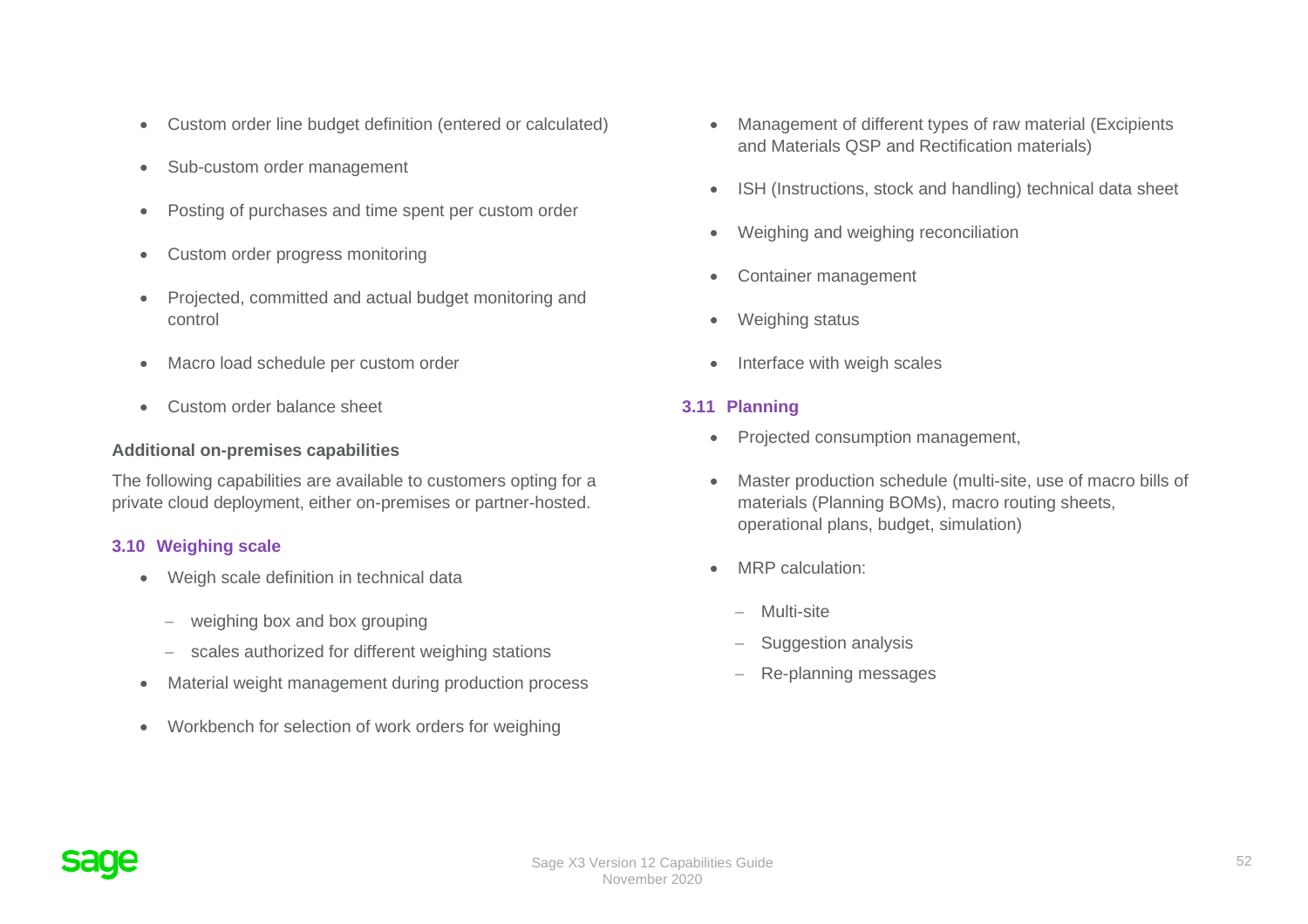- Custom order line budget definition (entered or calculated)
- Sub-custom order management
- Posting of purchases and time spent per custom order
- Custom order progress monitoring
- Projected, committed and actual budget monitoring and control
- Macro load schedule per custom order
- Custom order balance sheet

**Additional on-premises capabilities**

The following capabilities are available to customers opting for a private cloud deployment, either on-premises or partner-hosted.

### 3.10 Weighing scale

- Weigh scale definition in technical data
  - weighing box and box grouping
  - scales authorized for different weighing stations
- Material weight management during production process
- Workbench for selection of work orders for weighing
- Management of different types of raw material (Excipients and Materials QSP and Rectification materials)
- ISH (Instructions, stock and handling) technical data sheet
- Weighing and weighing reconciliation
- Container management
- Weighing status
- Interface with weigh scales

### 3.11 Planning

- Projected consumption management,
- Master production schedule (multi-site, use of macro bills of materials (Planning BOMs), macro routing sheets, operational plans, budget, simulation)
- MRP calculation:
  - Multi-site
  - Suggestion analysis
  - Re-planning messages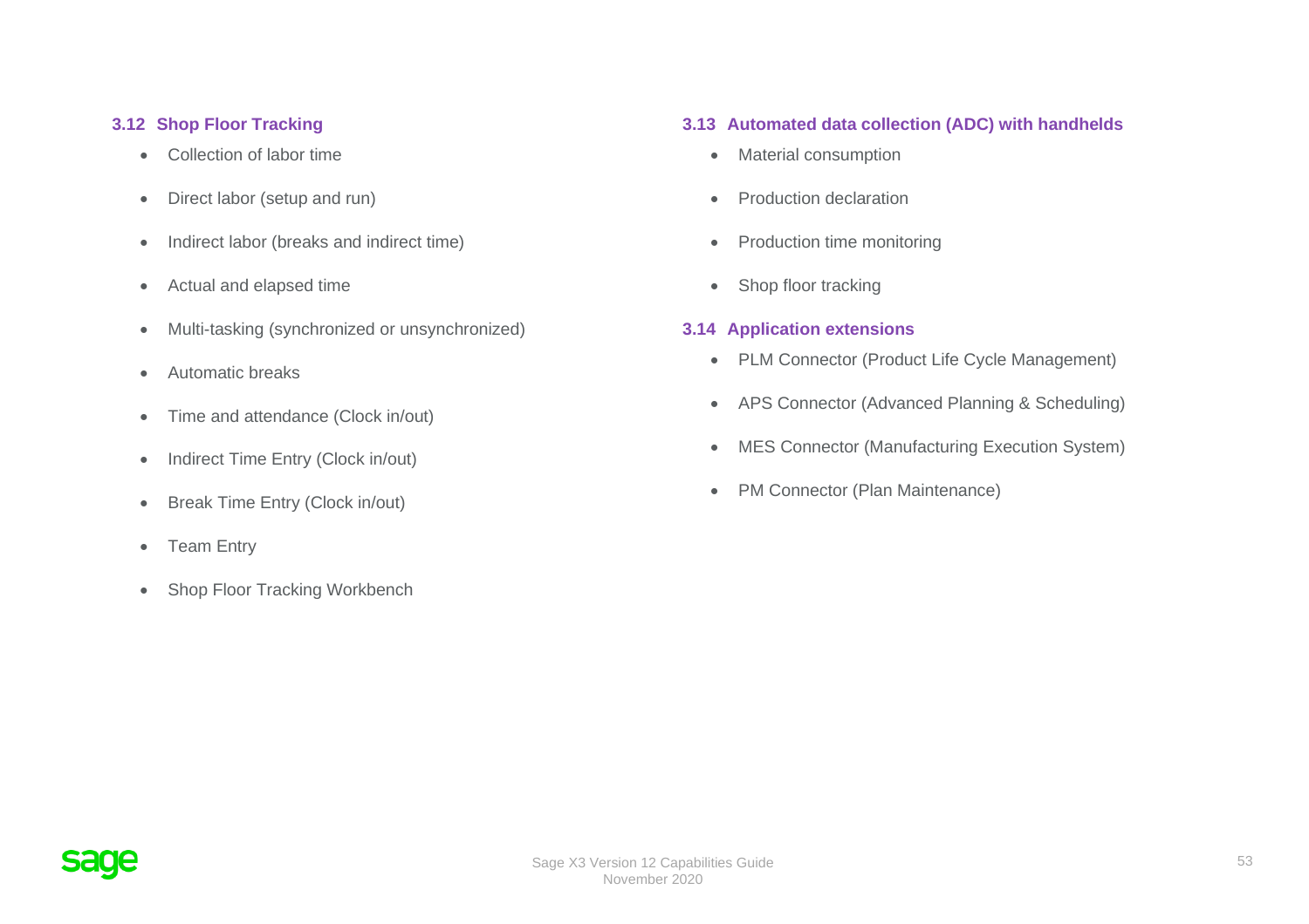### 3.12 Shop Floor Tracking

- Collection of labor time
- Direct labor (setup and run)
- Indirect labor (breaks and indirect time)
- Actual and elapsed time
- Multi-tasking (synchronized or unsynchronized)
- Automatic breaks
- Time and attendance (Clock in/out)
- Indirect Time Entry (Clock in/out)
- Break Time Entry (Clock in/out)
- Team Entry
- Shop Floor Tracking Workbench

### 3.13 Automated data collection (ADC) with handhelds

- Material consumption
- Production declaration
- Production time monitoring
- Shop floor tracking

### 3.14 Application extensions

- PLM Connector (Product Life Cycle Management)
- APS Connector (Advanced Planning & Scheduling)
- MES Connector (Manufacturing Execution System)
- PM Connector (Plan Maintenance)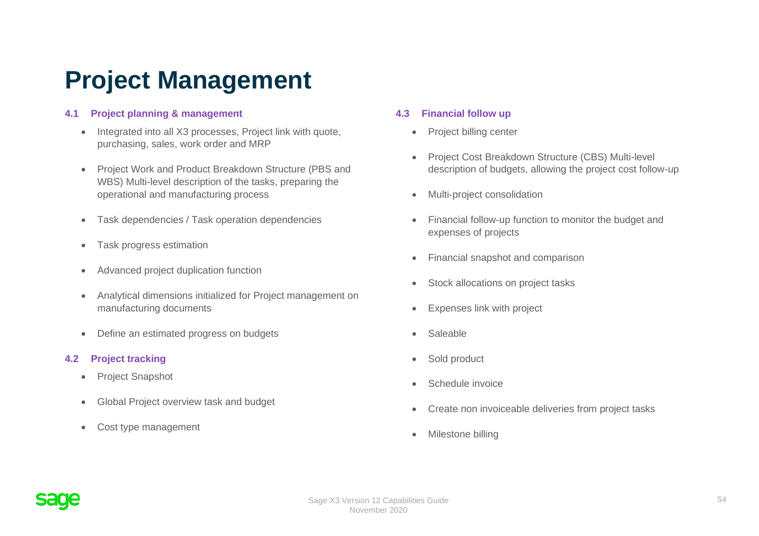# Project Management

## 4.1 Project planning & management

- Integrated into all X3 processes, Project link with quote, purchasing, sales, work order and MRP
- Project Work and Product Breakdown Structure (PBS and WBS) Multi-level description of the tasks, preparing the operational and manufacturing process
- Task dependencies / Task operation dependencies
- Task progress estimation
- Advanced project duplication function
- Analytical dimensions initialized for Project management on manufacturing documents
- Define an estimated progress on budgets

## 4.2 Project tracking

- Project Snapshot
- Global Project overview task and budget
- Cost type management

## 4.3 Financial follow up

- Project billing center
- Project Cost Breakdown Structure (CBS) Multi-level description of budgets, allowing the project cost follow-up
- Multi-project consolidation
- Financial follow-up function to monitor the budget and expenses of projects
- Financial snapshot and comparison
- Stock allocations on project tasks
- Expenses link with project
- Saleable
- Sold product
- Schedule invoice
- Create non invoiceable deliveries from project tasks
- Milestone billing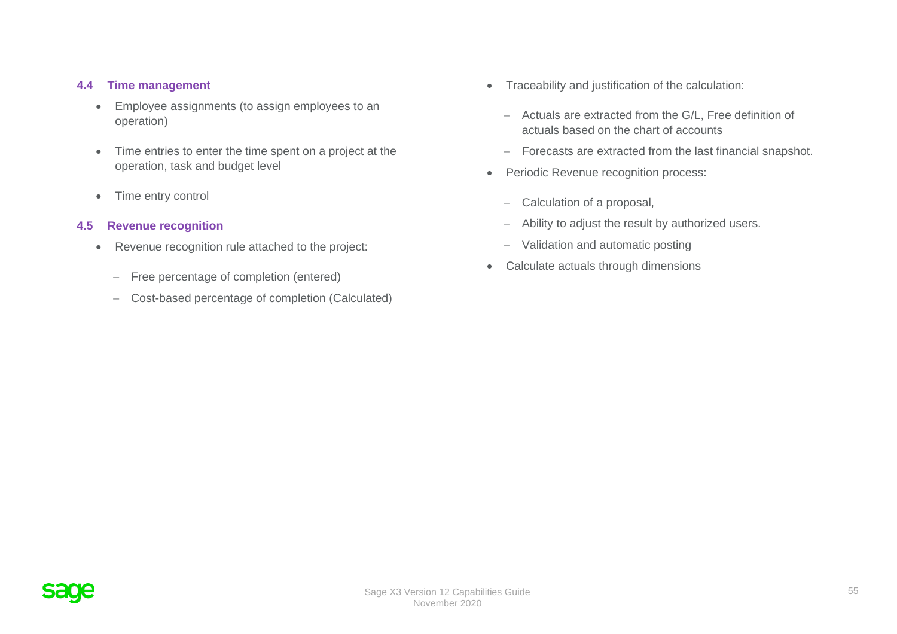### 4.4 Time management

- Employee assignments (to assign employees to an operation)
- Time entries to enter the time spent on a project at the operation, task and budget level
- Time entry control

### 4.5 Revenue recognition

- Revenue recognition rule attached to the project:
  - Free percentage of completion (entered)
  - Cost-based percentage of completion (Calculated)
- Traceability and justification of the calculation:
  - Actuals are extracted from the G/L, Free definition of actuals based on the chart of accounts
  - Forecasts are extracted from the last financial snapshot.
- Periodic Revenue recognition process:
  - Calculation of a proposal,
  - Ability to adjust the result by authorized users.
  - Validation and automatic posting
- Calculate actuals through dimensions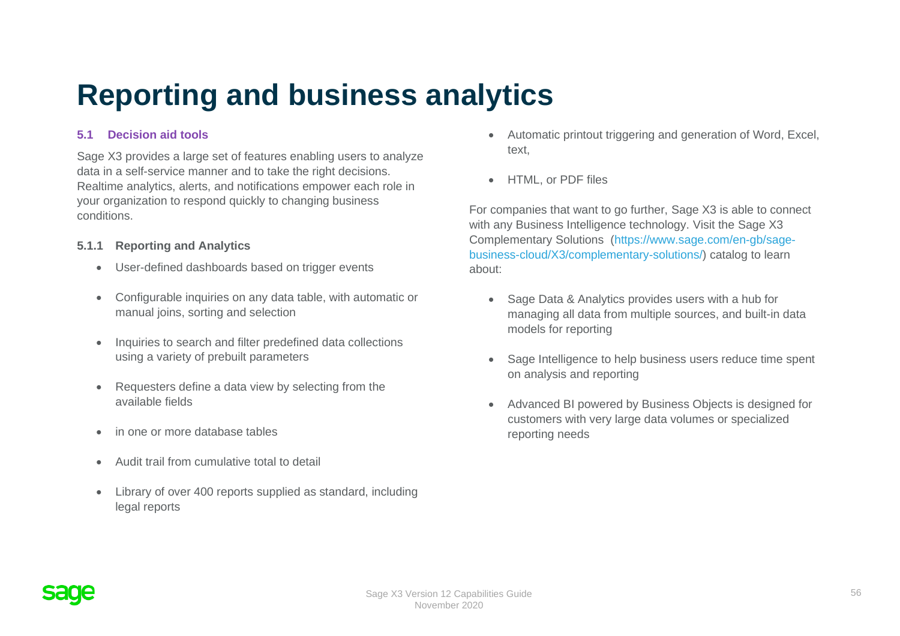# Reporting and business analytics

## 5.1 Decision aid tools

Sage X3 provides a large set of features enabling users to analyze data in a self-service manner and to take the right decisions. Realtime analytics, alerts, and notifications empower each role in your organization to respond quickly to changing business conditions.

### 5.1.1 Reporting and Analytics

- User-defined dashboards based on trigger events
- Configurable inquiries on any data table, with automatic or manual joins, sorting and selection
- Inquiries to search and filter predefined data collections using a variety of prebuilt parameters
- Requesters define a data view by selecting from the available fields
- in one or more database tables
- Audit trail from cumulative total to detail
- Library of over 400 reports supplied as standard, including legal reports
- Automatic printout triggering and generation of Word, Excel, text,
- HTML, or PDF files

For companies that want to go further, Sage X3 is able to connect with any Business Intelligence technology. Visit the Sage X3 Complementary Solutions (https://www.sage.com/en-gb/sage-business-cloud/X3/complementary-solutions/) catalog to learn about:

- Sage Data & Analytics provides users with a hub for managing all data from multiple sources, and built-in data models for reporting
- Sage Intelligence to help business users reduce time spent on analysis and reporting
- Advanced BI powered by Business Objects is designed for customers with very large data volumes or specialized reporting needs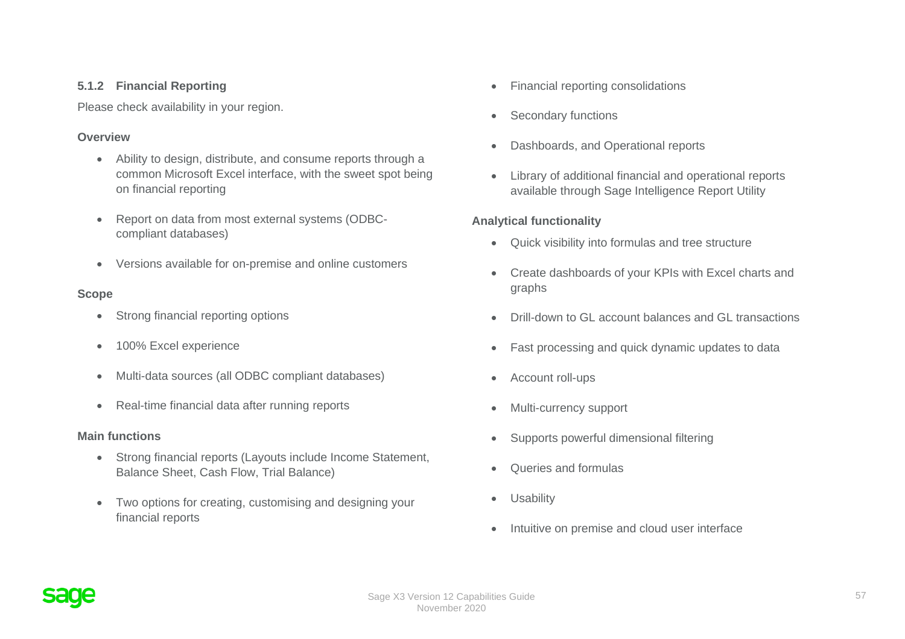### 5.1.2 Financial Reporting

Please check availability in your region.

**Overview**

- Ability to design, distribute, and consume reports through a common Microsoft Excel interface, with the sweet spot being on financial reporting
- Report on data from most external systems (ODBC-compliant databases)
- Versions available for on-premise and online customers

**Scope**

- Strong financial reporting options
- 100% Excel experience
- Multi-data sources (all ODBC compliant databases)
- Real-time financial data after running reports

**Main functions**

- Strong financial reports (Layouts include Income Statement, Balance Sheet, Cash Flow, Trial Balance)
- Two options for creating, customising and designing your financial reports
- Financial reporting consolidations
- Secondary functions
- Dashboards, and Operational reports
- Library of additional financial and operational reports available through Sage Intelligence Report Utility

**Analytical functionality**

- Quick visibility into formulas and tree structure
- Create dashboards of your KPIs with Excel charts and graphs
- Drill-down to GL account balances and GL transactions
- Fast processing and quick dynamic updates to data
- Account roll-ups
- Multi-currency support
- Supports powerful dimensional filtering
- Queries and formulas
- Usability
- Intuitive on premise and cloud user interface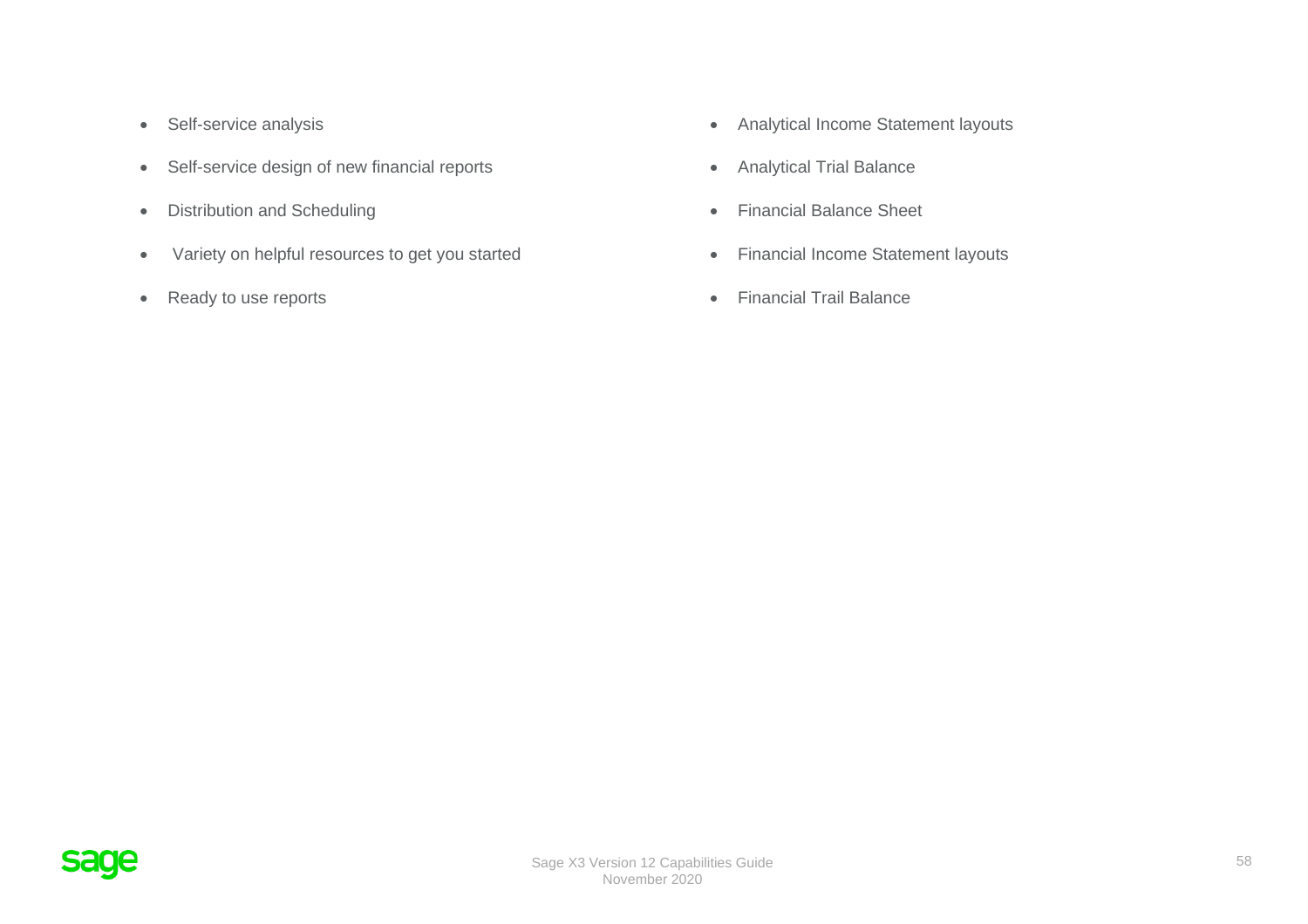- Self-service analysis
- Self-service design of new financial reports
- Distribution and Scheduling
- Variety on helpful resources to get you started
- Ready to use reports

- Analytical Income Statement layouts
- Analytical Trial Balance
- Financial Balance Sheet
- Financial Income Statement layouts
- Financial Trail Balance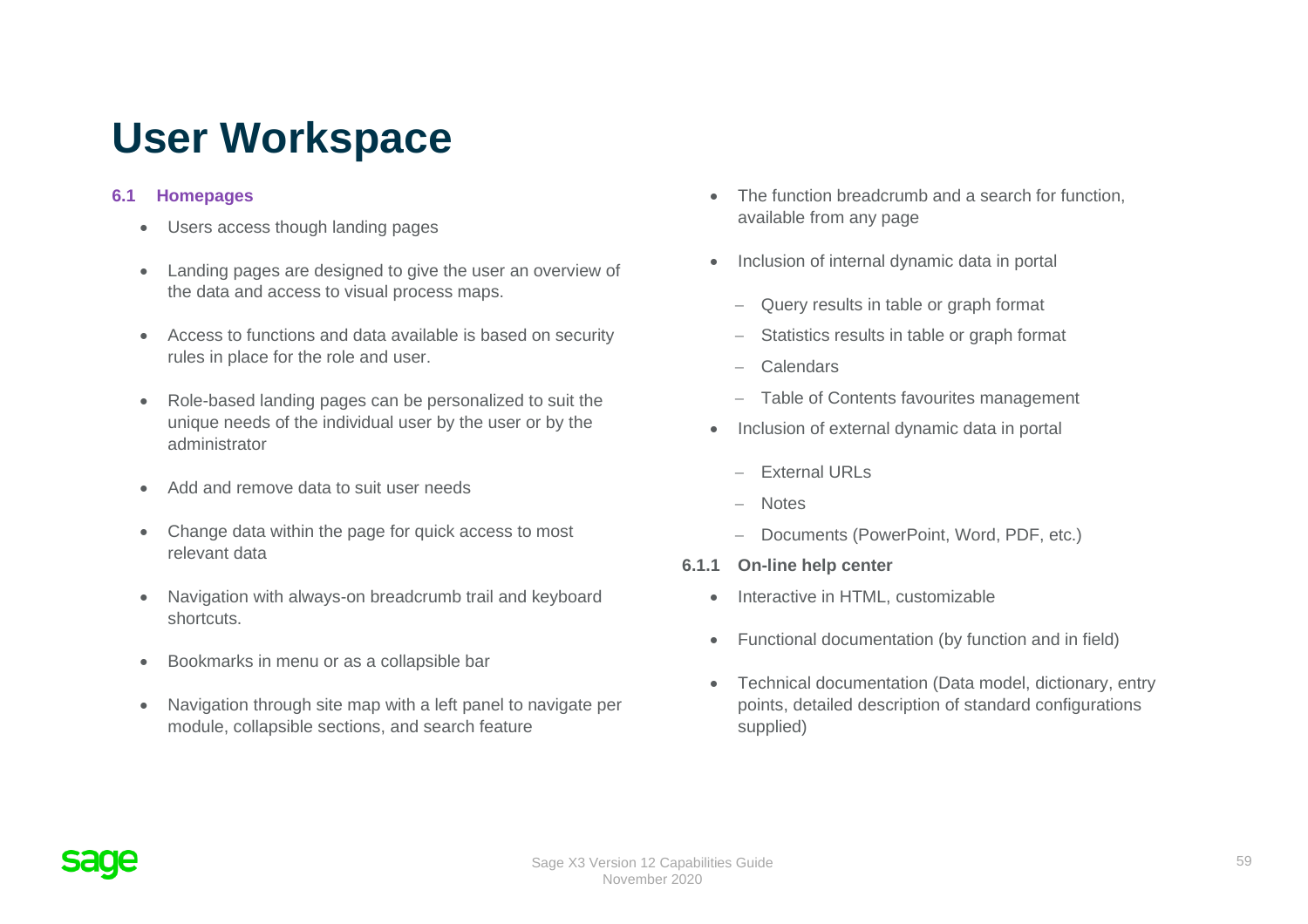# User Workspace

### 6.1 Homepages

- Users access though landing pages
- Landing pages are designed to give the user an overview of the data and access to visual process maps.
- Access to functions and data available is based on security rules in place for the role and user.
- Role-based landing pages can be personalized to suit the unique needs of the individual user by the user or by the administrator
- Add and remove data to suit user needs
- Change data within the page for quick access to most relevant data
- Navigation with always-on breadcrumb trail and keyboard shortcuts.
- Bookmarks in menu or as a collapsible bar
- Navigation through site map with a left panel to navigate per module, collapsible sections, and search feature
- The function breadcrumb and a search for function, available from any page
- Inclusion of internal dynamic data in portal
  - Query results in table or graph format
  - Statistics results in table or graph format
  - Calendars
  - Table of Contents favourites management
- Inclusion of external dynamic data in portal
  - External URLs
  - Notes
  - Documents (PowerPoint, Word, PDF, etc.)

#### 6.1.1 On-line help center

- Interactive in HTML, customizable
- Functional documentation (by function and in field)
- Technical documentation (Data model, dictionary, entry points, detailed description of standard configurations supplied)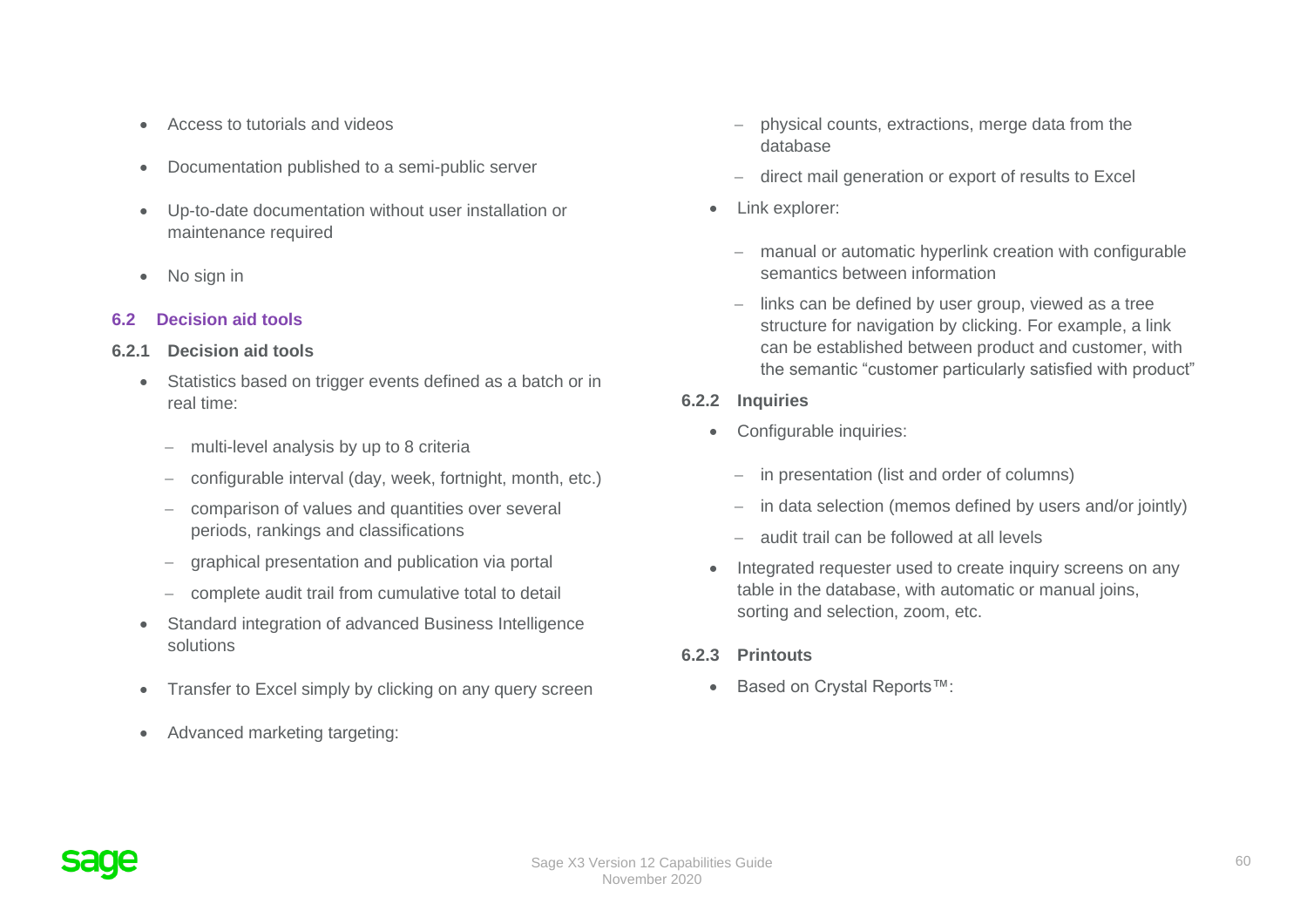- Access to tutorials and videos
- Documentation published to a semi-public server
- Up-to-date documentation without user installation or maintenance required
- No sign in

## 6.2 Decision aid tools

### 6.2.1 Decision aid tools

- Statistics based on trigger events defined as a batch or in real time:
  - multi-level analysis by up to 8 criteria
  - configurable interval (day, week, fortnight, month, etc.)
  - comparison of values and quantities over several periods, rankings and classifications
  - graphical presentation and publication via portal
  - complete audit trail from cumulative total to detail
- Standard integration of advanced Business Intelligence solutions
- Transfer to Excel simply by clicking on any query screen
- Advanced marketing targeting:
  - physical counts, extractions, merge data from the database
  - direct mail generation or export of results to Excel
- Link explorer:
  - manual or automatic hyperlink creation with configurable semantics between information
  - links can be defined by user group, viewed as a tree structure for navigation by clicking. For example, a link can be established between product and customer, with the semantic "customer particularly satisfied with product"

### 6.2.2 Inquiries

- Configurable inquiries:
  - in presentation (list and order of columns)
  - in data selection (memos defined by users and/or jointly)
  - audit trail can be followed at all levels
- Integrated requester used to create inquiry screens on any table in the database, with automatic or manual joins, sorting and selection, zoom, etc.

### 6.2.3 Printouts

- Based on Crystal Reports™: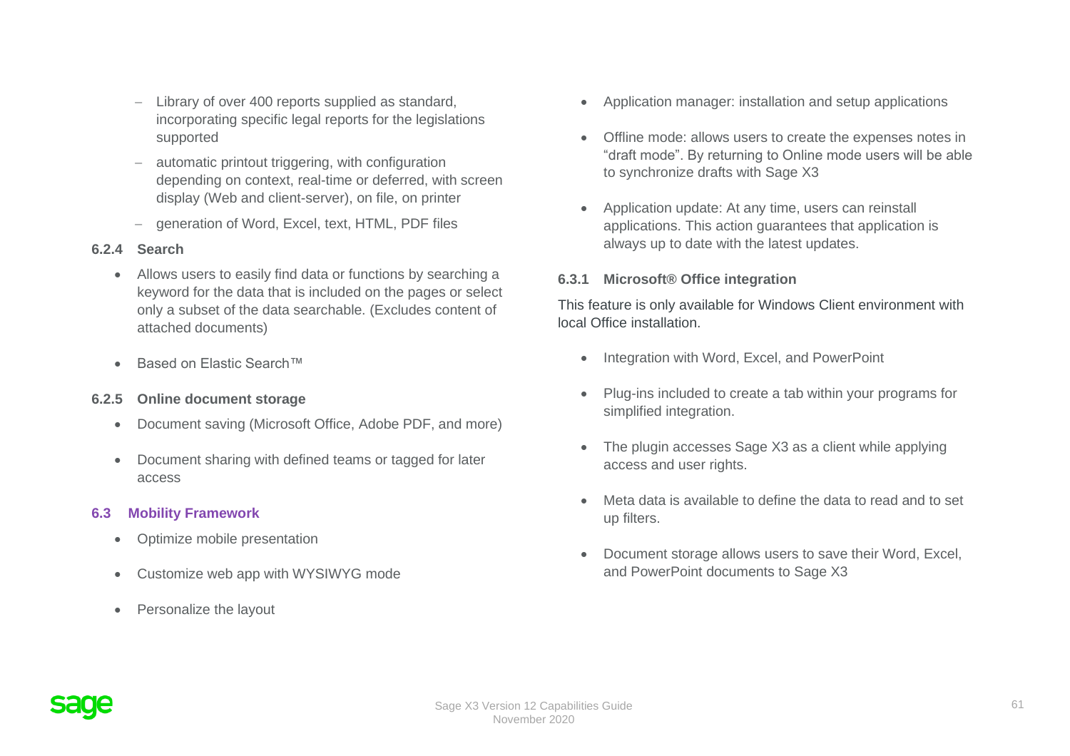- Library of over 400 reports supplied as standard, incorporating specific legal reports for the legislations supported
- automatic printout triggering, with configuration depending on context, real-time or deferred, with screen display (Web and client-server), on file, on printer
- generation of Word, Excel, text, HTML, PDF files

#### 6.2.4 Search

- Allows users to easily find data or functions by searching a keyword for the data that is included on the pages or select only a subset of the data searchable. (Excludes content of attached documents)
- Based on Elastic Search™

#### 6.2.5 Online document storage

- Document saving (Microsoft Office, Adobe PDF, and more)
- Document sharing with defined teams or tagged for later access

### 6.3 Mobility Framework

- Optimize mobile presentation
- Customize web app with WYSIWYG mode
- Personalize the layout
- Application manager: installation and setup applications
- Offline mode: allows users to create the expenses notes in "draft mode". By returning to Online mode users will be able to synchronize drafts with Sage X3
- Application update: At any time, users can reinstall applications. This action guarantees that application is always up to date with the latest updates.

#### 6.3.1 Microsoft® Office integration

This feature is only available for Windows Client environment with local Office installation.

- Integration with Word, Excel, and PowerPoint
- Plug-ins included to create a tab within your programs for simplified integration.
- The plugin accesses Sage X3 as a client while applying access and user rights.
- Meta data is available to define the data to read and to set up filters.
- Document storage allows users to save their Word, Excel, and PowerPoint documents to Sage X3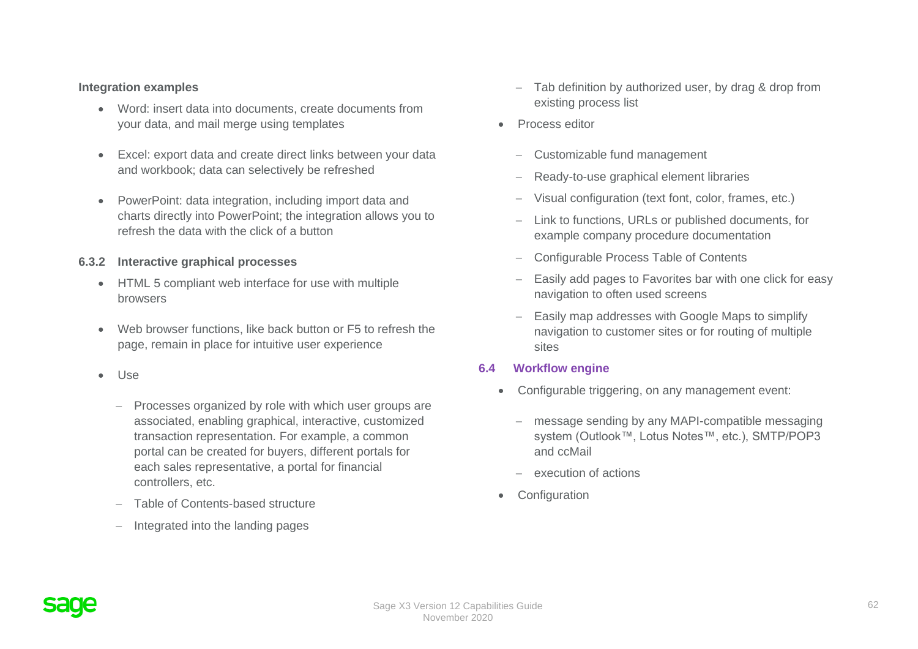**Integration examples**

- Word: insert data into documents, create documents from your data, and mail merge using templates
- Excel: export data and create direct links between your data and workbook; data can selectively be refreshed
- PowerPoint: data integration, including import data and charts directly into PowerPoint; the integration allows you to refresh the data with the click of a button

### 6.3.2 Interactive graphical processes

- HTML 5 compliant web interface for use with multiple browsers
- Web browser functions, like back button or F5 to refresh the page, remain in place for intuitive user experience
- Use
  - Processes organized by role with which user groups are associated, enabling graphical, interactive, customized transaction representation. For example, a common portal can be created for buyers, different portals for each sales representative, a portal for financial controllers, etc.
  - Table of Contents-based structure
  - Integrated into the landing pages
  - Tab definition by authorized user, by drag & drop from existing process list
- Process editor
  - Customizable fund management
  - Ready-to-use graphical element libraries
  - Visual configuration (text font, color, frames, etc.)
  - Link to functions, URLs or published documents, for example company procedure documentation
  - Configurable Process Table of Contents
  - Easily add pages to Favorites bar with one click for easy navigation to often used screens
  - Easily map addresses with Google Maps to simplify navigation to customer sites or for routing of multiple sites

## 6.4 Workflow engine

- Configurable triggering, on any management event:
  - message sending by any MAPI-compatible messaging system (Outlook™, Lotus Notes™, etc.), SMTP/POP3 and ccMail
  - execution of actions
- Configuration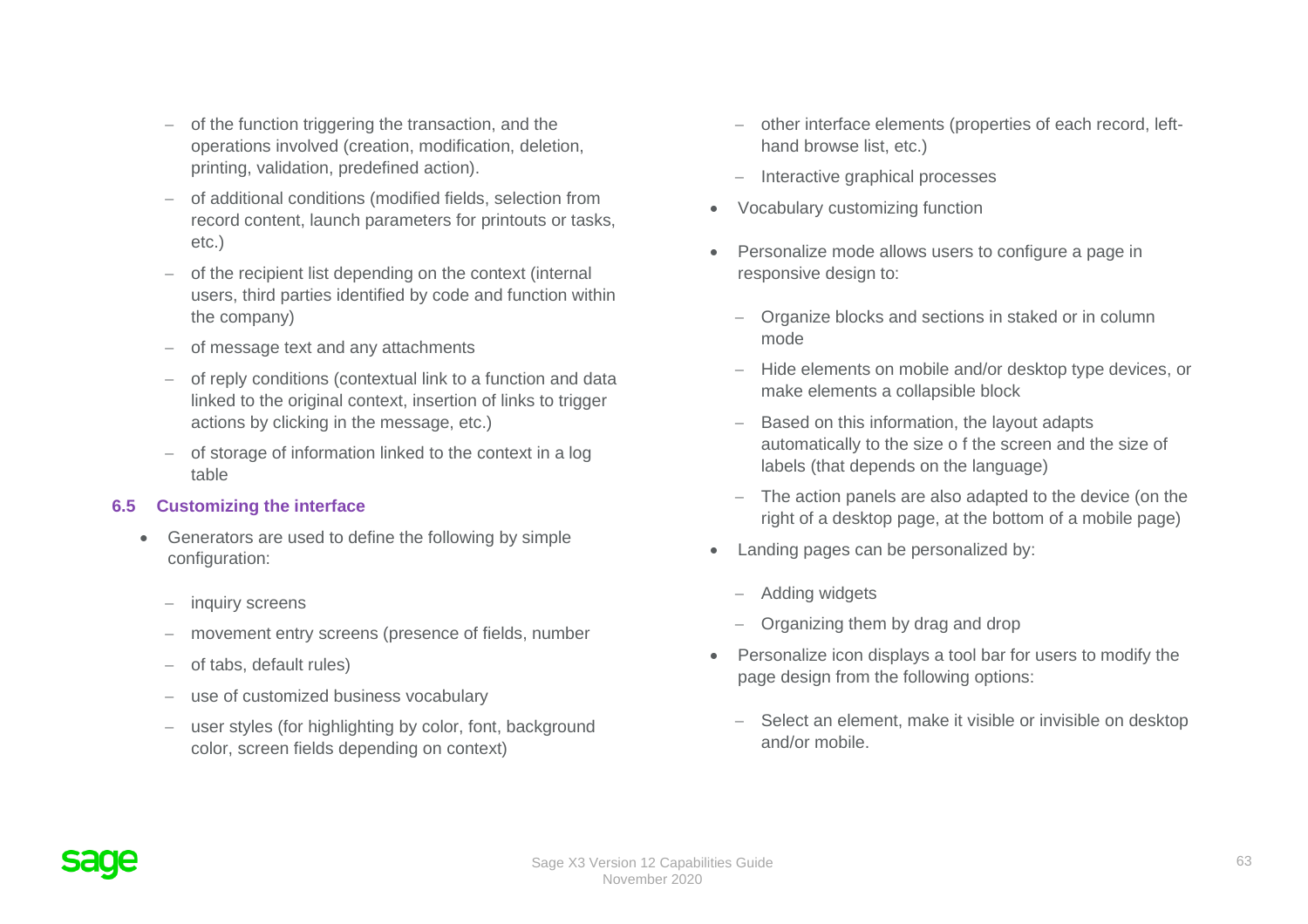- of the function triggering the transaction, and the operations involved (creation, modification, deletion, printing, validation, predefined action).
- of additional conditions (modified fields, selection from record content, launch parameters for printouts or tasks, etc.)
- of the recipient list depending on the context (internal users, third parties identified by code and function within the company)
- of message text and any attachments
- of reply conditions (contextual link to a function and data linked to the original context, insertion of links to trigger actions by clicking in the message, etc.)
- of storage of information linked to the context in a log table

### 6.5 Customizing the interface

- Generators are used to define the following by simple configuration:
  - inquiry screens
  - movement entry screens (presence of fields, number
  - of tabs, default rules)
  - use of customized business vocabulary
  - user styles (for highlighting by color, font, background color, screen fields depending on context)
  - other interface elements (properties of each record, left-hand browse list, etc.)
  - Interactive graphical processes
- Vocabulary customizing function
- Personalize mode allows users to configure a page in responsive design to:
  - Organize blocks and sections in staked or in column mode
  - Hide elements on mobile and/or desktop type devices, or make elements a collapsible block
  - Based on this information, the layout adapts automatically to the size o f the screen and the size of labels (that depends on the language)
  - The action panels are also adapted to the device (on the right of a desktop page, at the bottom of a mobile page)
- Landing pages can be personalized by:
  - Adding widgets
  - Organizing them by drag and drop
- Personalize icon displays a tool bar for users to modify the page design from the following options:
  - Select an element, make it visible or invisible on desktop and/or mobile.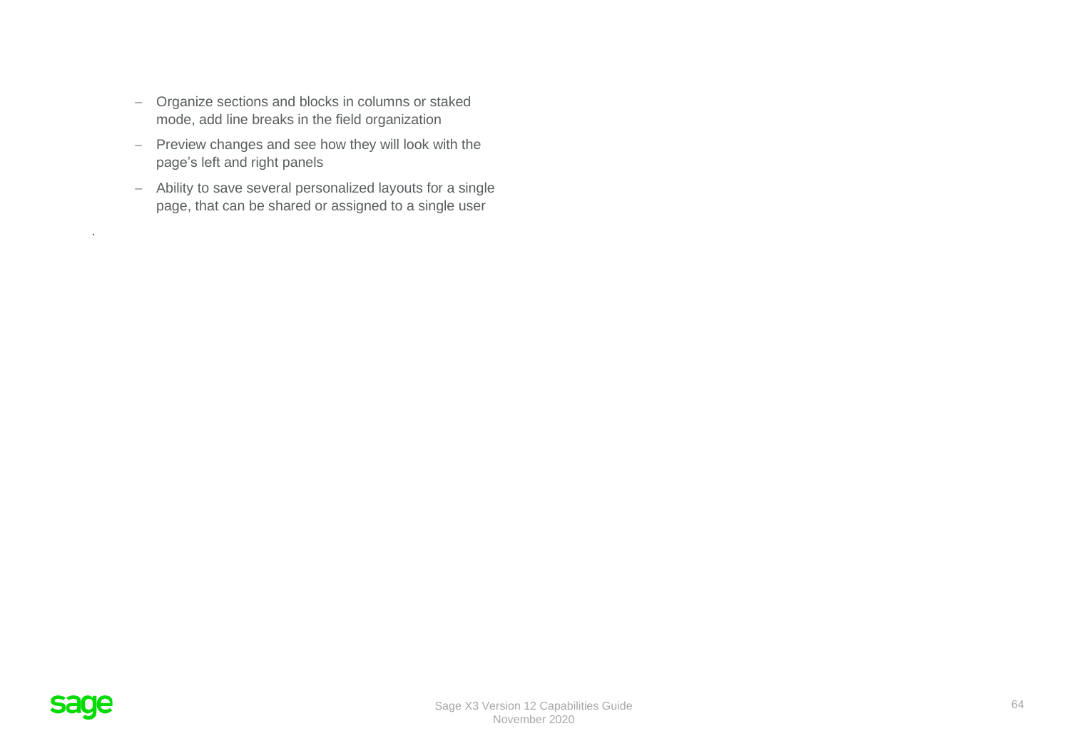- Organize sections and blocks in columns or staked mode, add line breaks in the field organization
- Preview changes and see how they will look with the page's left and right panels
- Ability to save several personalized layouts for a single page, that can be shared or assigned to a single user

.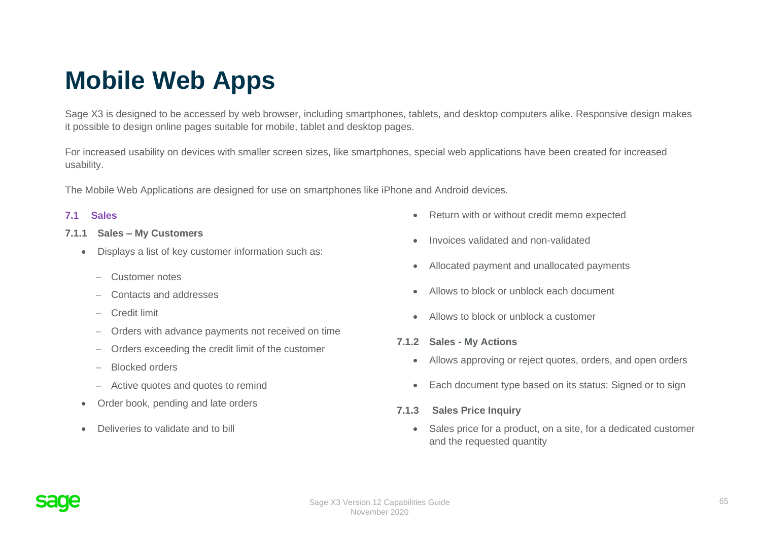# Mobile Web Apps

Sage X3 is designed to be accessed by web browser, including smartphones, tablets, and desktop computers alike. Responsive design makes it possible to design online pages suitable for mobile, tablet and desktop pages.

For increased usability on devices with smaller screen sizes, like smartphones, special web applications have been created for increased usability.

The Mobile Web Applications are designed for use on smartphones like iPhone and Android devices.

## 7.1 Sales

### 7.1.1 Sales – My Customers

- Displays a list of key customer information such as:
  - Customer notes
  - Contacts and addresses
  - Credit limit
  - Orders with advance payments not received on time
  - Orders exceeding the credit limit of the customer
  - Blocked orders
  - Active quotes and quotes to remind
- Order book, pending and late orders
- Deliveries to validate and to bill
- Return with or without credit memo expected
- Invoices validated and non-validated
- Allocated payment and unallocated payments
- Allows to block or unblock each document
- Allows to block or unblock a customer

### 7.1.2 Sales - My Actions

- Allows approving or reject quotes, orders, and open orders
- Each document type based on its status: Signed or to sign

### 7.1.3 Sales Price Inquiry

- Sales price for a product, on a site, for a dedicated customer and the requested quantity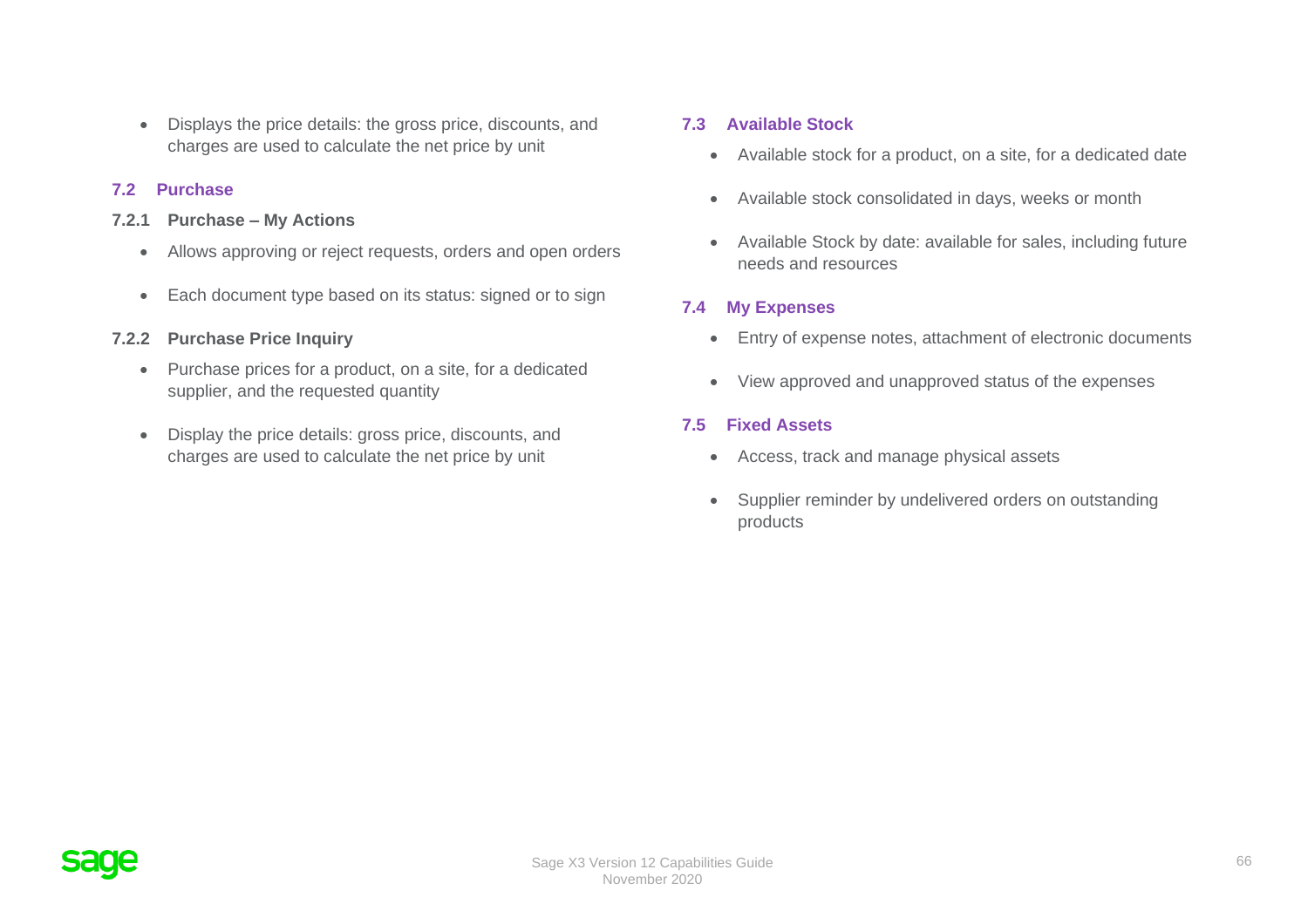- Displays the price details: the gross price, discounts, and charges are used to calculate the net price by unit

## 7.2 Purchase

### 7.2.1 Purchase – My Actions

- Allows approving or reject requests, orders and open orders
- Each document type based on its status: signed or to sign

### 7.2.2 Purchase Price Inquiry

- Purchase prices for a product, on a site, for a dedicated supplier, and the requested quantity
- Display the price details: gross price, discounts, and charges are used to calculate the net price by unit

## 7.3 Available Stock

- Available stock for a product, on a site, for a dedicated date
- Available stock consolidated in days, weeks or month
- Available Stock by date: available for sales, including future needs and resources

## 7.4 My Expenses

- Entry of expense notes, attachment of electronic documents
- View approved and unapproved status of the expenses

## 7.5 Fixed Assets

- Access, track and manage physical assets
- Supplier reminder by undelivered orders on outstanding products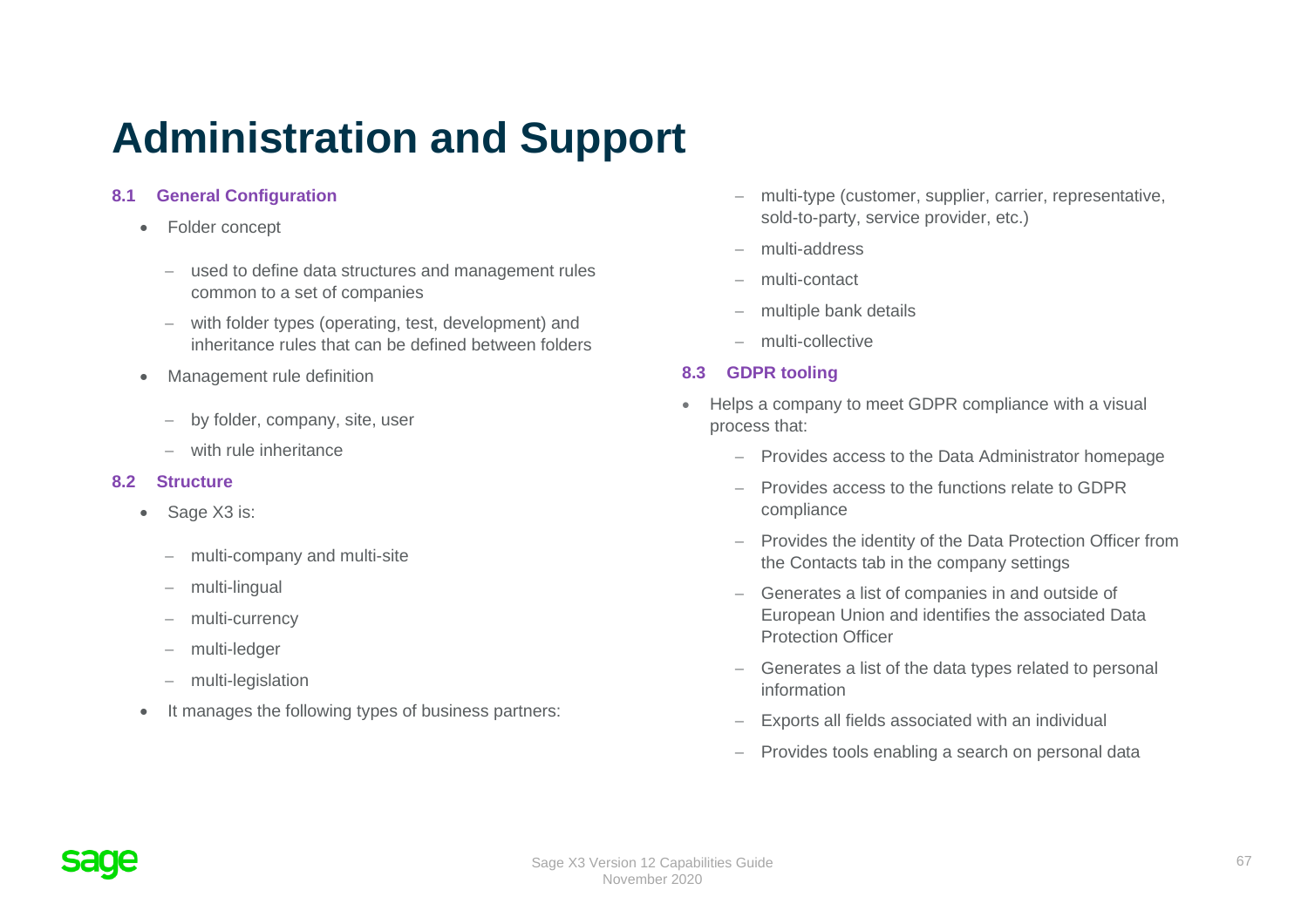# Administration and Support

### 8.1 General Configuration

- Folder concept
  - used to define data structures and management rules common to a set of companies
  - with folder types (operating, test, development) and inheritance rules that can be defined between folders
- Management rule definition
  - by folder, company, site, user
  - with rule inheritance

### 8.2 Structure

- Sage X3 is:
  - multi-company and multi-site
  - multi-lingual
  - multi-currency
  - multi-ledger
  - multi-legislation
- It manages the following types of business partners:
  - multi-type (customer, supplier, carrier, representative, sold-to-party, service provider, etc.)
  - multi-address
  - multi-contact
  - multiple bank details
  - multi-collective

### 8.3 GDPR tooling

- Helps a company to meet GDPR compliance with a visual process that:
  - Provides access to the Data Administrator homepage
  - Provides access to the functions relate to GDPR compliance
  - Provides the identity of the Data Protection Officer from the Contacts tab in the company settings
  - Generates a list of companies in and outside of European Union and identifies the associated Data Protection Officer
  - Generates a list of the data types related to personal information
  - Exports all fields associated with an individual
  - Provides tools enabling a search on personal data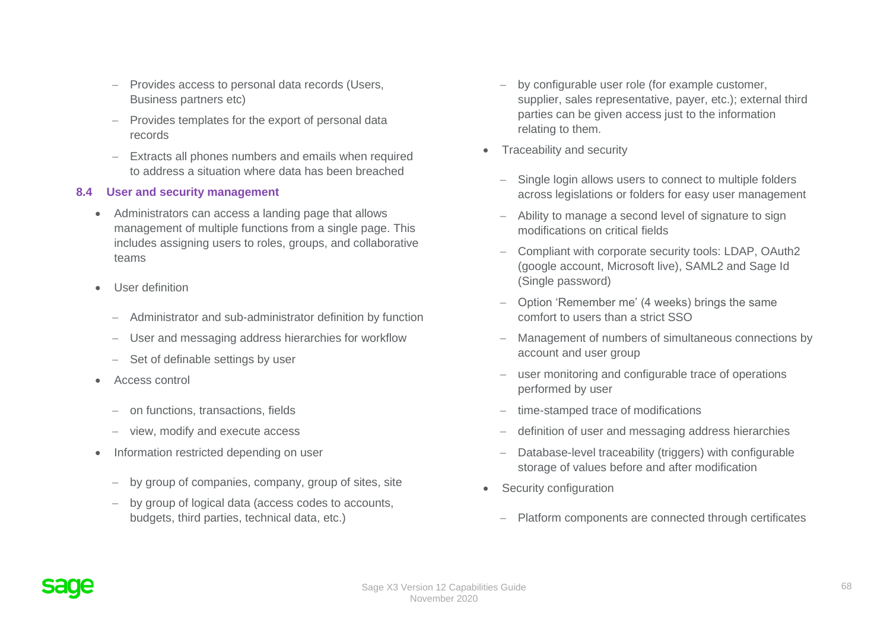- Provides access to personal data records (Users, Business partners etc)
- Provides templates for the export of personal data records
- Extracts all phones numbers and emails when required to address a situation where data has been breached

### 8.4 User and security management

- Administrators can access a landing page that allows management of multiple functions from a single page. This includes assigning users to roles, groups, and collaborative teams
- User definition
  - Administrator and sub-administrator definition by function
  - User and messaging address hierarchies for workflow
  - Set of definable settings by user
- Access control
  - on functions, transactions, fields
  - view, modify and execute access
- Information restricted depending on user
  - by group of companies, company, group of sites, site
  - by group of logical data (access codes to accounts, budgets, third parties, technical data, etc.)
  - by configurable user role (for example customer, supplier, sales representative, payer, etc.); external third parties can be given access just to the information relating to them.
- Traceability and security
  - Single login allows users to connect to multiple folders across legislations or folders for easy user management
  - Ability to manage a second level of signature to sign modifications on critical fields
  - Compliant with corporate security tools: LDAP, OAuth2 (google account, Microsoft live), SAML2 and Sage Id (Single password)
  - Option 'Remember me' (4 weeks) brings the same comfort to users than a strict SSO
  - Management of numbers of simultaneous connections by account and user group
  - user monitoring and configurable trace of operations performed by user
  - time-stamped trace of modifications
  - definition of user and messaging address hierarchies
  - Database-level traceability (triggers) with configurable storage of values before and after modification
- Security configuration
  - Platform components are connected through certificates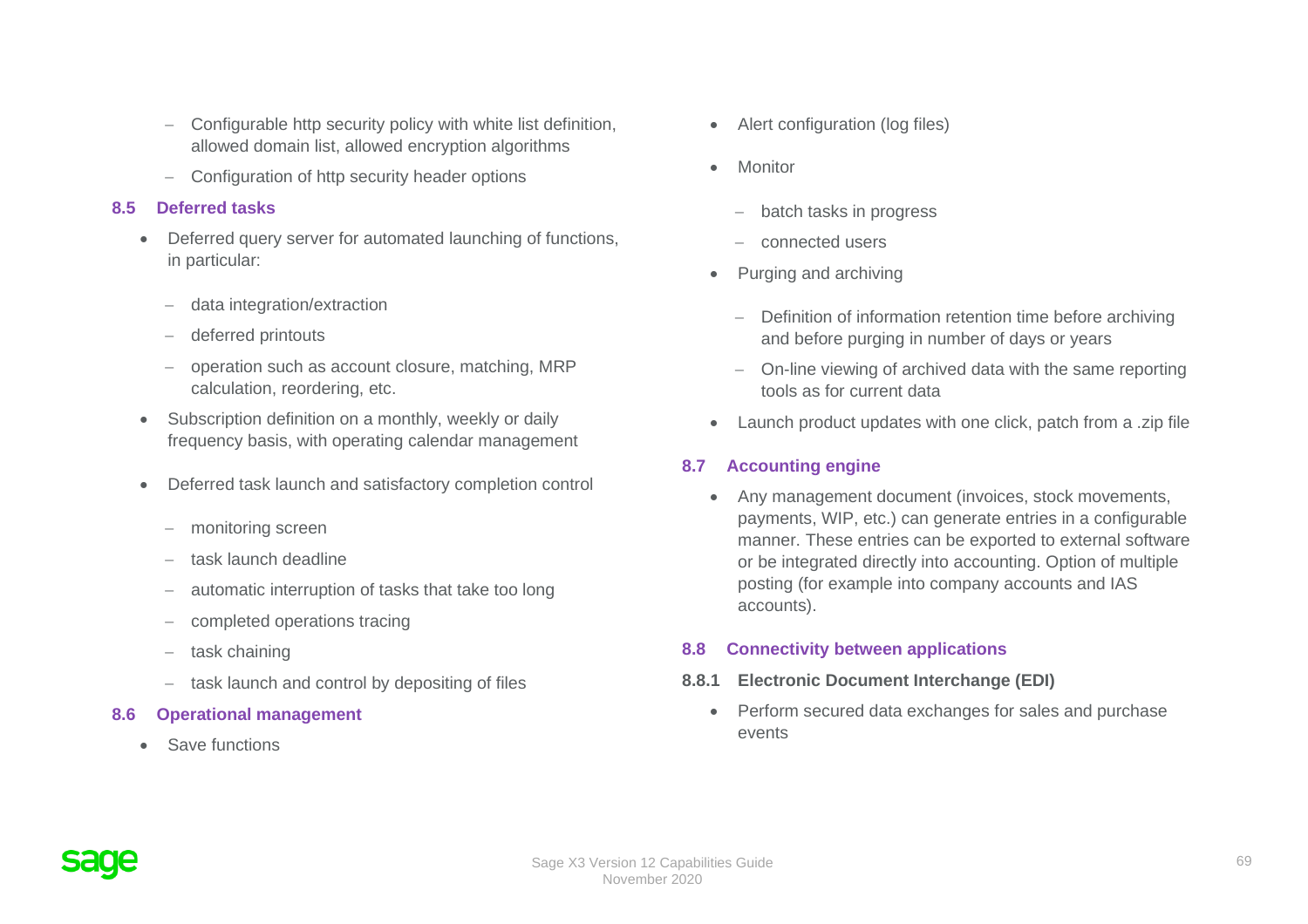- Configurable http security policy with white list definition, allowed domain list, allowed encryption algorithms
  - Configuration of http security header options

### 8.5 Deferred tasks

- Deferred query server for automated launching of functions, in particular:
  - data integration/extraction
  - deferred printouts
  - operation such as account closure, matching, MRP calculation, reordering, etc.
- Subscription definition on a monthly, weekly or daily frequency basis, with operating calendar management
- Deferred task launch and satisfactory completion control
  - monitoring screen
  - task launch deadline
  - automatic interruption of tasks that take too long
  - completed operations tracing
  - task chaining
  - task launch and control by depositing of files

### 8.6 Operational management

- Save functions
- Alert configuration (log files)
- Monitor
  - batch tasks in progress
  - connected users
- Purging and archiving
  - Definition of information retention time before archiving and before purging in number of days or years
  - On-line viewing of archived data with the same reporting tools as for current data
- Launch product updates with one click, patch from a .zip file

### 8.7 Accounting engine

- Any management document (invoices, stock movements, payments, WIP, etc.) can generate entries in a configurable manner. These entries can be exported to external software or be integrated directly into accounting. Option of multiple posting (for example into company accounts and IAS accounts).

### 8.8 Connectivity between applications

#### 8.8.1 Electronic Document Interchange (EDI)

- Perform secured data exchanges for sales and purchase events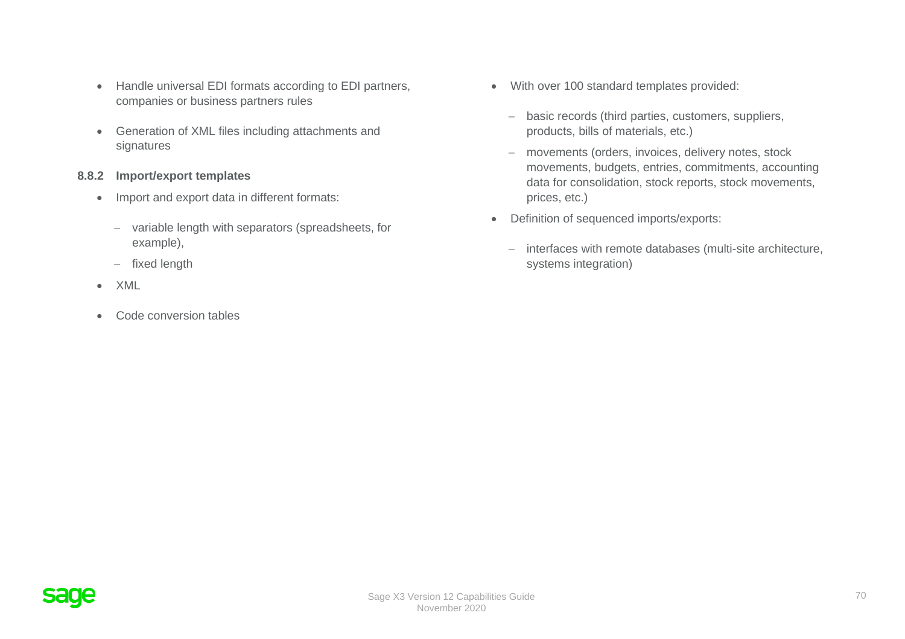- Handle universal EDI formats according to EDI partners, companies or business partners rules
- Generation of XML files including attachments and signatures

### 8.8.2 Import/export templates

- Import and export data in different formats:
  - variable length with separators (spreadsheets, for example),
  - fixed length
- XML
- Code conversion tables
- With over 100 standard templates provided:
  - basic records (third parties, customers, suppliers, products, bills of materials, etc.)
  - movements (orders, invoices, delivery notes, stock movements, budgets, entries, commitments, accounting data for consolidation, stock reports, stock movements, prices, etc.)
- Definition of sequenced imports/exports:
  - interfaces with remote databases (multi-site architecture, systems integration)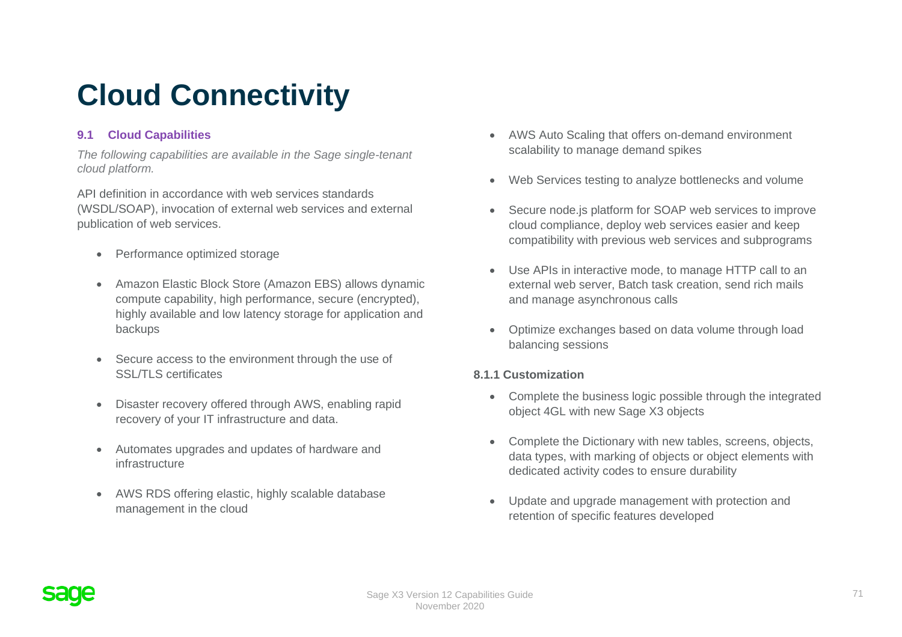# Cloud Connectivity

### 9.1 Cloud Capabilities

*The following capabilities are available in the Sage single-tenant cloud platform.*

API definition in accordance with web services standards (WSDL/SOAP), invocation of external web services and external publication of web services.

- Performance optimized storage
- Amazon Elastic Block Store (Amazon EBS) allows dynamic compute capability, high performance, secure (encrypted), highly available and low latency storage for application and backups
- Secure access to the environment through the use of SSL/TLS certificates
- Disaster recovery offered through AWS, enabling rapid recovery of your IT infrastructure and data.
- Automates upgrades and updates of hardware and infrastructure
- AWS RDS offering elastic, highly scalable database management in the cloud
- AWS Auto Scaling that offers on-demand environment scalability to manage demand spikes
- Web Services testing to analyze bottlenecks and volume
- Secure node.js platform for SOAP web services to improve cloud compliance, deploy web services easier and keep compatibility with previous web services and subprograms
- Use APIs in interactive mode, to manage HTTP call to an external web server, Batch task creation, send rich mails and manage asynchronous calls
- Optimize exchanges based on data volume through load balancing sessions

#### 8.1.1 Customization

- Complete the business logic possible through the integrated object 4GL with new Sage X3 objects
- Complete the Dictionary with new tables, screens, objects, data types, with marking of objects or object elements with dedicated activity codes to ensure durability
- Update and upgrade management with protection and retention of specific features developed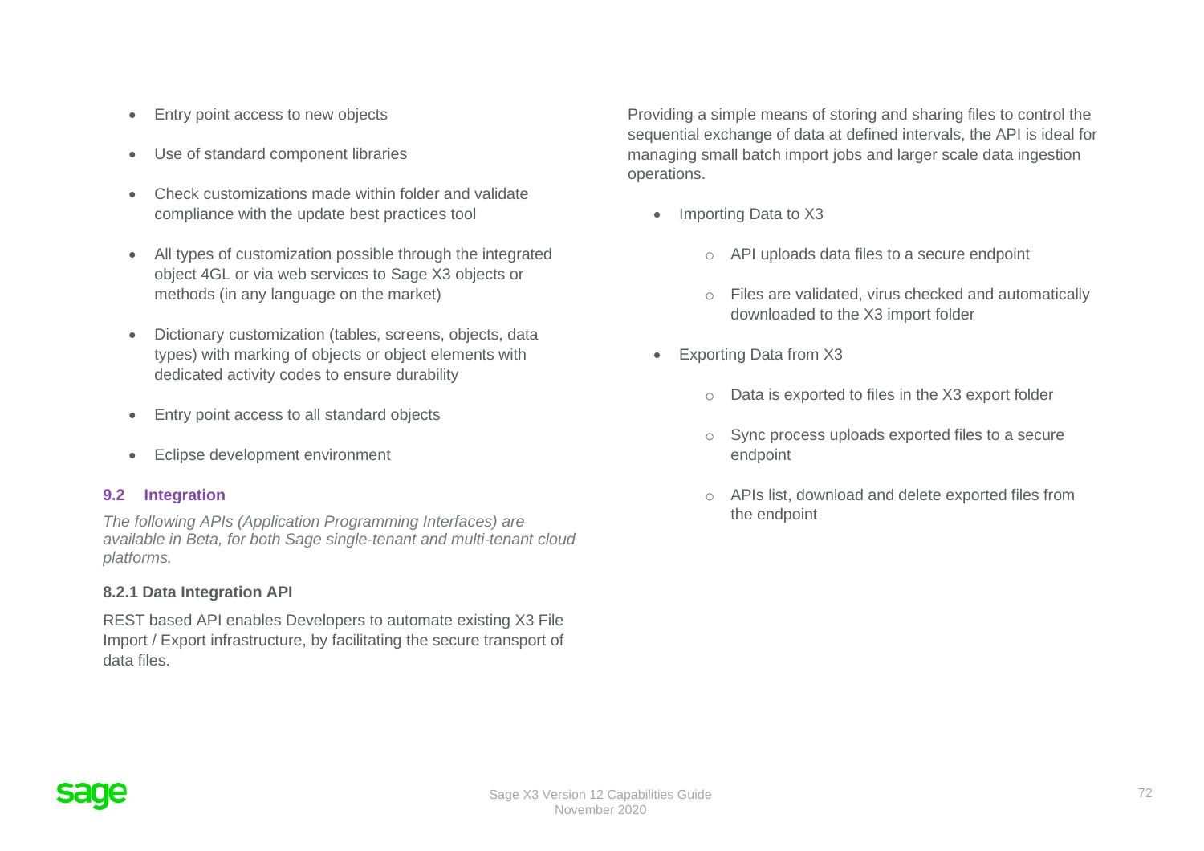- Entry point access to new objects
- Use of standard component libraries
- Check customizations made within folder and validate compliance with the update best practices tool
- All types of customization possible through the integrated object 4GL or via web services to Sage X3 objects or methods (in any language on the market)
- Dictionary customization (tables, screens, objects, data types) with marking of objects or object elements with dedicated activity codes to ensure durability
- Entry point access to all standard objects
- Eclipse development environment

## 9.2 Integration

*The following APIs (Application Programming Interfaces) are available in Beta, for both Sage single-tenant and multi-tenant cloud platforms.*

### 8.2.1 Data Integration API

REST based API enables Developers to automate existing X3 File Import / Export infrastructure, by facilitating the secure transport of data files.

Providing a simple means of storing and sharing files to control the sequential exchange of data at defined intervals, the API is ideal for managing small batch import jobs and larger scale data ingestion operations.

- Importing Data to X3
  - API uploads data files to a secure endpoint
  - Files are validated, virus checked and automatically downloaded to the X3 import folder
- Exporting Data from X3
  - Data is exported to files in the X3 export folder
  - Sync process uploads exported files to a secure endpoint
  - APIs list, download and delete exported files from the endpoint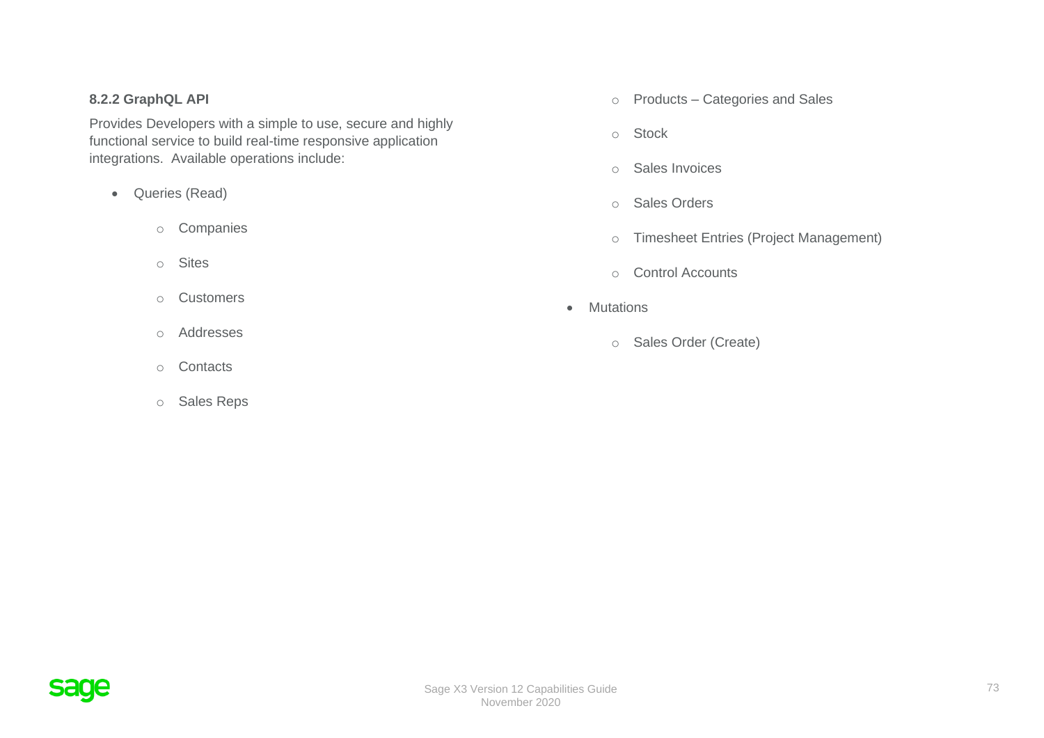### 8.2.2 GraphQL API

Provides Developers with a simple to use, secure and highly functional service to build real-time responsive application integrations. Available operations include:

- Queries (Read)
  - Companies
  - Sites
  - Customers
  - Addresses
  - Contacts
  - Sales Reps
  - Products – Categories and Sales
  - Stock
  - Sales Invoices
  - Sales Orders
  - Timesheet Entries (Project Management)
  - Control Accounts
- Mutations
  - Sales Order (Create)